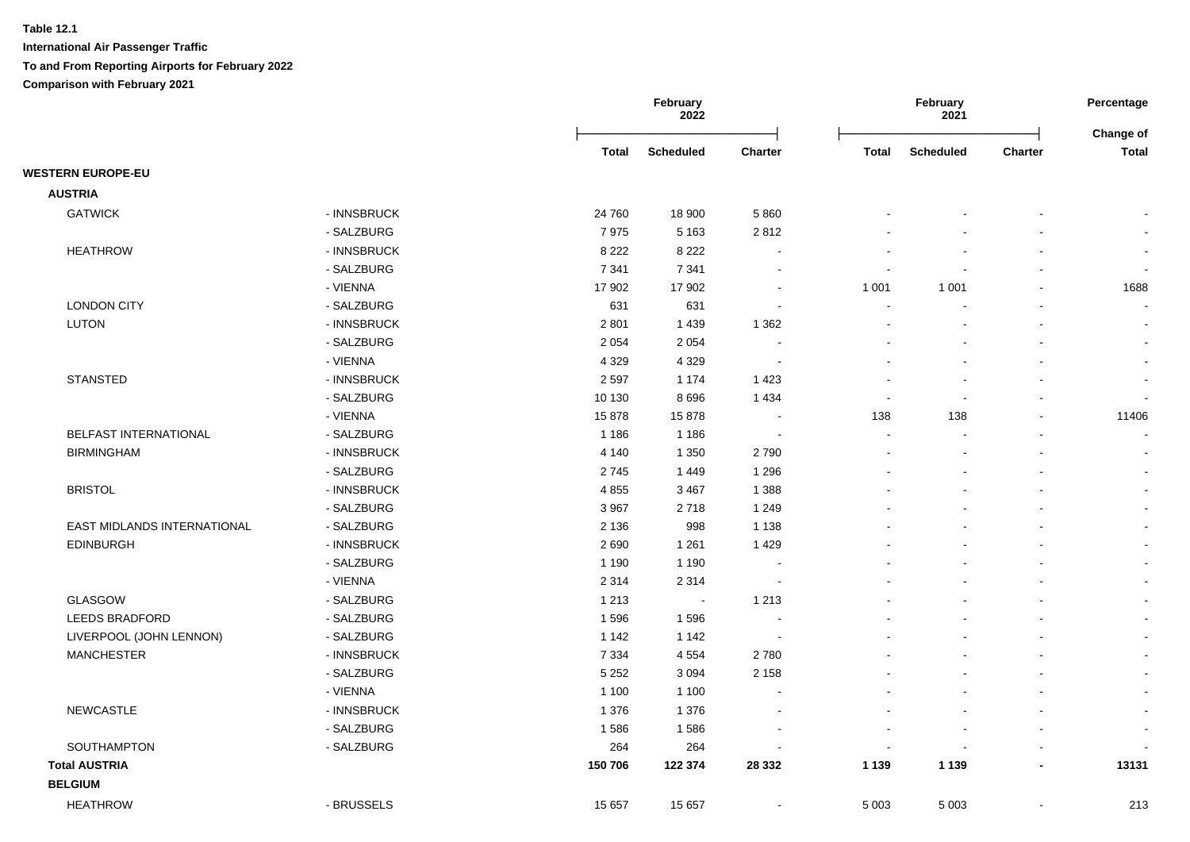**Table 12.1**

**International Air Passenger Traffic**

**To and From Reporting Airports for February 2022**

**Comparison with February 2021**

| | | February 2022 | | | February 2021 | | | Percentage |
|---|---|---|---|---|---|---|---|---|
| | | Total | Scheduled | Charter | Total | Scheduled | Charter | Change of Total |
| **WESTERN EUROPE-EU** | | | | | | | | |
| **AUSTRIA** | | | | | | | | |
| GATWICK | - INNSBRUCK | 24 760 | 18 900 | 5 860 | - | - | - | - |
| | - SALZBURG | 7 975 | 5 163 | 2 812 | - | - | - | - |
| HEATHROW | - INNSBRUCK | 8 222 | 8 222 | - | - | - | - | - |
| | - SALZBURG | 7 341 | 7 341 | - | - | - | - | - |
| | - VIENNA | 17 902 | 17 902 | - | 1 001 | 1 001 | - | 1688 |
| LONDON CITY | - SALZBURG | 631 | 631 | - | - | - | - | - |
| LUTON | - INNSBRUCK | 2 801 | 1 439 | 1 362 | - | - | - | - |
| | - SALZBURG | 2 054 | 2 054 | - | - | - | - | - |
| | - VIENNA | 4 329 | 4 329 | - | - | - | - | - |
| STANSTED | - INNSBRUCK | 2 597 | 1 174 | 1 423 | - | - | - | - |
| | - SALZBURG | 10 130 | 8 696 | 1 434 | - | - | - | - |
| | - VIENNA | 15 878 | 15 878 | - | 138 | 138 | - | 11406 |
| BELFAST INTERNATIONAL | - SALZBURG | 1 186 | 1 186 | - | - | - | - | - |
| BIRMINGHAM | - INNSBRUCK | 4 140 | 1 350 | 2 790 | - | - | - | - |
| | - SALZBURG | 2 745 | 1 449 | 1 296 | - | - | - | - |
| BRISTOL | - INNSBRUCK | 4 855 | 3 467 | 1 388 | - | - | - | - |
| | - SALZBURG | 3 967 | 2 718 | 1 249 | - | - | - | - |
| EAST MIDLANDS INTERNATIONAL | - SALZBURG | 2 136 | 998 | 1 138 | - | - | - | - |
| EDINBURGH | - INNSBRUCK | 2 690 | 1 261 | 1 429 | - | - | - | - |
| | - SALZBURG | 1 190 | 1 190 | - | - | - | - | - |
| | - VIENNA | 2 314 | 2 314 | - | - | - | - | - |
| GLASGOW | - SALZBURG | 1 213 | - | 1 213 | - | - | - | - |
| LEEDS BRADFORD | - SALZBURG | 1 596 | 1 596 | - | - | - | - | - |
| LIVERPOOL (JOHN LENNON) | - SALZBURG | 1 142 | 1 142 | - | - | - | - | - |
| MANCHESTER | - INNSBRUCK | 7 334 | 4 554 | 2 780 | - | - | - | - |
| | - SALZBURG | 5 252 | 3 094 | 2 158 | - | - | - | - |
| | - VIENNA | 1 100 | 1 100 | - | - | - | - | - |
| NEWCASTLE | - INNSBRUCK | 1 376 | 1 376 | - | - | - | - | - |
| | - SALZBURG | 1 586 | 1 586 | - | - | - | - | - |
| SOUTHAMPTON | - SALZBURG | 264 | 264 | - | - | - | - | - |
| **Total AUSTRIA** | | **150 706** | **122 374** | **28 332** | **1 139** | **1 139** | **-** | **13131** |
| **BELGIUM** | | | | | | | | |
| HEATHROW | - BRUSSELS | 15 657 | 15 657 | - | 5 003 | 5 003 | - | 213 |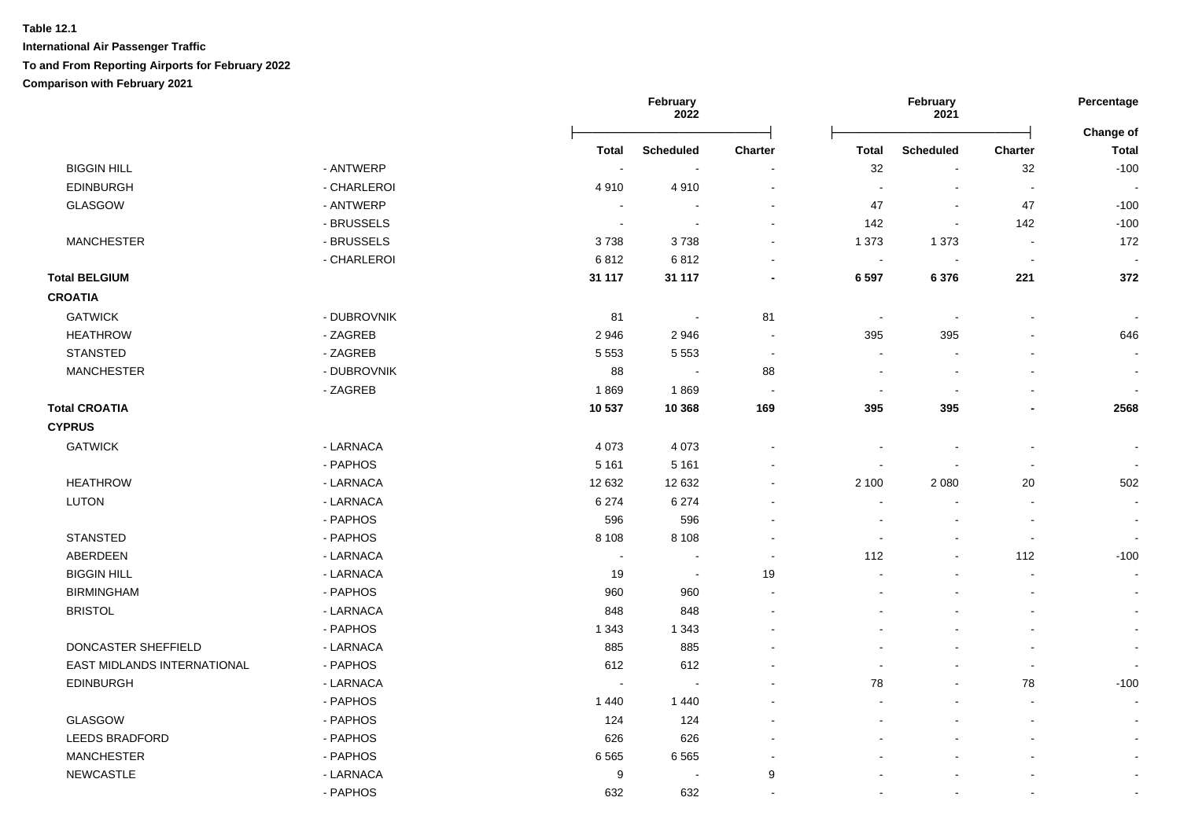**Table 12.1**

**International Air Passenger Traffic**

**To and From Reporting Airports for February 2022**

**Comparison with February 2021**

| | | February 2022 | | | February 2021 | | | Percentage |
|---|---|---|---|---|---|---|---|---|
| | | **Total** | **Scheduled** | **Charter** | **Total** | **Scheduled** | **Charter** | **Change of Total** |
| BIGGIN HILL | - ANTWERP | - | - | - | 32 | - | 32 | -100 |
| EDINBURGH | - CHARLEROI | 4 910 | 4 910 | - | - | - | - | - |
| GLASGOW | - ANTWERP | - | - | - | 47 | - | 47 | -100 |
| | - BRUSSELS | - | - | - | 142 | - | 142 | -100 |
| MANCHESTER | - BRUSSELS | 3 738 | 3 738 | - | 1 373 | 1 373 | - | 172 |
| | - CHARLEROI | 6 812 | 6 812 | - | - | - | - | - |
| **Total BELGIUM** | | **31 117** | **31 117** | **-** | **6 597** | **6 376** | **221** | **372** |
| **CROATIA** | | | | | | | | |
| GATWICK | - DUBROVNIK | 81 | - | 81 | - | - | - | - |
| HEATHROW | - ZAGREB | 2 946 | 2 946 | - | 395 | 395 | - | 646 |
| STANSTED | - ZAGREB | 5 553 | 5 553 | - | - | - | - | - |
| MANCHESTER | - DUBROVNIK | 88 | - | 88 | - | - | - | - |
| | - ZAGREB | 1 869 | 1 869 | - | - | - | - | - |
| **Total CROATIA** | | **10 537** | **10 368** | **169** | **395** | **395** | **-** | **2568** |
| **CYPRUS** | | | | | | | | |
| GATWICK | - LARNACA | 4 073 | 4 073 | - | - | - | - | - |
| | - PAPHOS | 5 161 | 5 161 | - | - | - | - | - |
| HEATHROW | - LARNACA | 12 632 | 12 632 | - | 2 100 | 2 080 | 20 | 502 |
| LUTON | - LARNACA | 6 274 | 6 274 | - | - | - | - | - |
| | - PAPHOS | 596 | 596 | - | - | - | - | - |
| STANSTED | - PAPHOS | 8 108 | 8 108 | - | - | - | - | - |
| ABERDEEN | - LARNACA | - | - | - | 112 | - | 112 | -100 |
| BIGGIN HILL | - LARNACA | 19 | - | 19 | - | - | - | - |
| BIRMINGHAM | - PAPHOS | 960 | 960 | - | - | - | - | - |
| BRISTOL | - LARNACA | 848 | 848 | - | - | - | - | - |
| | - PAPHOS | 1 343 | 1 343 | - | - | - | - | - |
| DONCASTER SHEFFIELD | - LARNACA | 885 | 885 | - | - | - | - | - |
| EAST MIDLANDS INTERNATIONAL | - PAPHOS | 612 | 612 | - | - | - | - | - |
| EDINBURGH | - LARNACA | - | - | - | 78 | - | 78 | -100 |
| | - PAPHOS | 1 440 | 1 440 | - | - | - | - | - |
| GLASGOW | - PAPHOS | 124 | 124 | - | - | - | - | - |
| LEEDS BRADFORD | - PAPHOS | 626 | 626 | - | - | - | - | - |
| MANCHESTER | - PAPHOS | 6 565 | 6 565 | - | - | - | - | - |
| NEWCASTLE | - LARNACA | 9 | - | 9 | - | - | - | - |
| | - PAPHOS | 632 | 632 | - | - | - | - | - |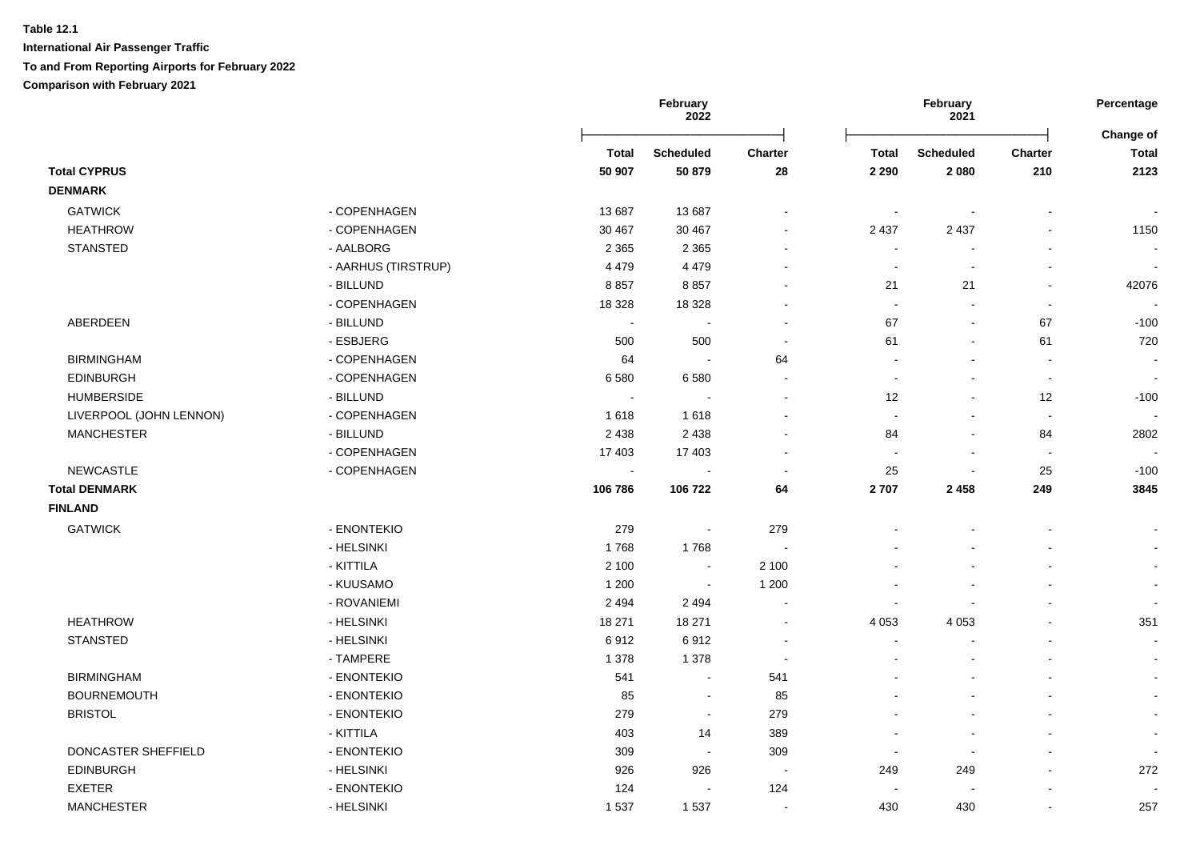**Table 12.1**

**International Air Passenger Traffic**

**To and From Reporting Airports for February 2022**

**Comparison with February 2021**

| | | February 2022 | | | February 2021 | | | Percentage |
|---|---|---|---|---|---|---|---|---|
| | | **Total** | **Scheduled** | **Charter** | **Total** | **Scheduled** | **Charter** | **Change of Total** |
| **Total CYPRUS** | | **50 907** | **50 879** | **28** | **2 290** | **2 080** | **210** | **2123** |
| **DENMARK** | | | | | | | | |
| GATWICK | - COPENHAGEN | 13 687 | 13 687 | - | - | - | - | - |
| HEATHROW | - COPENHAGEN | 30 467 | 30 467 | - | 2 437 | 2 437 | - | 1150 |
| STANSTED | - AALBORG | 2 365 | 2 365 | - | - | - | - | - |
| | - AARHUS (TIRSTRUP) | 4 479 | 4 479 | - | - | - | - | - |
| | - BILLUND | 8 857 | 8 857 | - | 21 | 21 | - | 42076 |
| | - COPENHAGEN | 18 328 | 18 328 | - | - | - | - | - |
| ABERDEEN | - BILLUND | - | - | - | 67 | - | 67 | -100 |
| | - ESBJERG | 500 | 500 | - | 61 | - | 61 | 720 |
| BIRMINGHAM | - COPENHAGEN | 64 | - | 64 | - | - | - | - |
| EDINBURGH | - COPENHAGEN | 6 580 | 6 580 | - | - | - | - | - |
| HUMBERSIDE | - BILLUND | - | - | - | 12 | - | 12 | -100 |
| LIVERPOOL (JOHN LENNON) | - COPENHAGEN | 1 618 | 1 618 | - | - | - | - | - |
| MANCHESTER | - BILLUND | 2 438 | 2 438 | - | 84 | - | 84 | 2802 |
| | - COPENHAGEN | 17 403 | 17 403 | - | - | - | - | - |
| NEWCASTLE | - COPENHAGEN | - | - | - | 25 | - | 25 | -100 |
| **Total DENMARK** | | **106 786** | **106 722** | **64** | **2 707** | **2 458** | **249** | **3845** |
| **FINLAND** | | | | | | | | |
| GATWICK | - ENONTEKIO | 279 | - | 279 | - | - | - | - |
| | - HELSINKI | 1 768 | 1 768 | - | - | - | - | - |
| | - KITTILA | 2 100 | - | 2 100 | - | - | - | - |
| | - KUUSAMO | 1 200 | - | 1 200 | - | - | - | - |
| | - ROVANIEMI | 2 494 | 2 494 | - | - | - | - | - |
| HEATHROW | - HELSINKI | 18 271 | 18 271 | - | 4 053 | 4 053 | - | 351 |
| STANSTED | - HELSINKI | 6 912 | 6 912 | - | - | - | - | - |
| | - TAMPERE | 1 378 | 1 378 | - | - | - | - | - |
| BIRMINGHAM | - ENONTEKIO | 541 | - | 541 | - | - | - | - |
| BOURNEMOUTH | - ENONTEKIO | 85 | - | 85 | - | - | - | - |
| BRISTOL | - ENONTEKIO | 279 | - | 279 | - | - | - | - |
| | - KITTILA | 403 | 14 | 389 | - | - | - | - |
| DONCASTER SHEFFIELD | - ENONTEKIO | 309 | - | 309 | - | - | - | - |
| EDINBURGH | - HELSINKI | 926 | 926 | - | 249 | 249 | - | 272 |
| EXETER | - ENONTEKIO | 124 | - | 124 | - | - | - | - |
| MANCHESTER | - HELSINKI | 1 537 | 1 537 | - | 430 | 430 | - | 257 |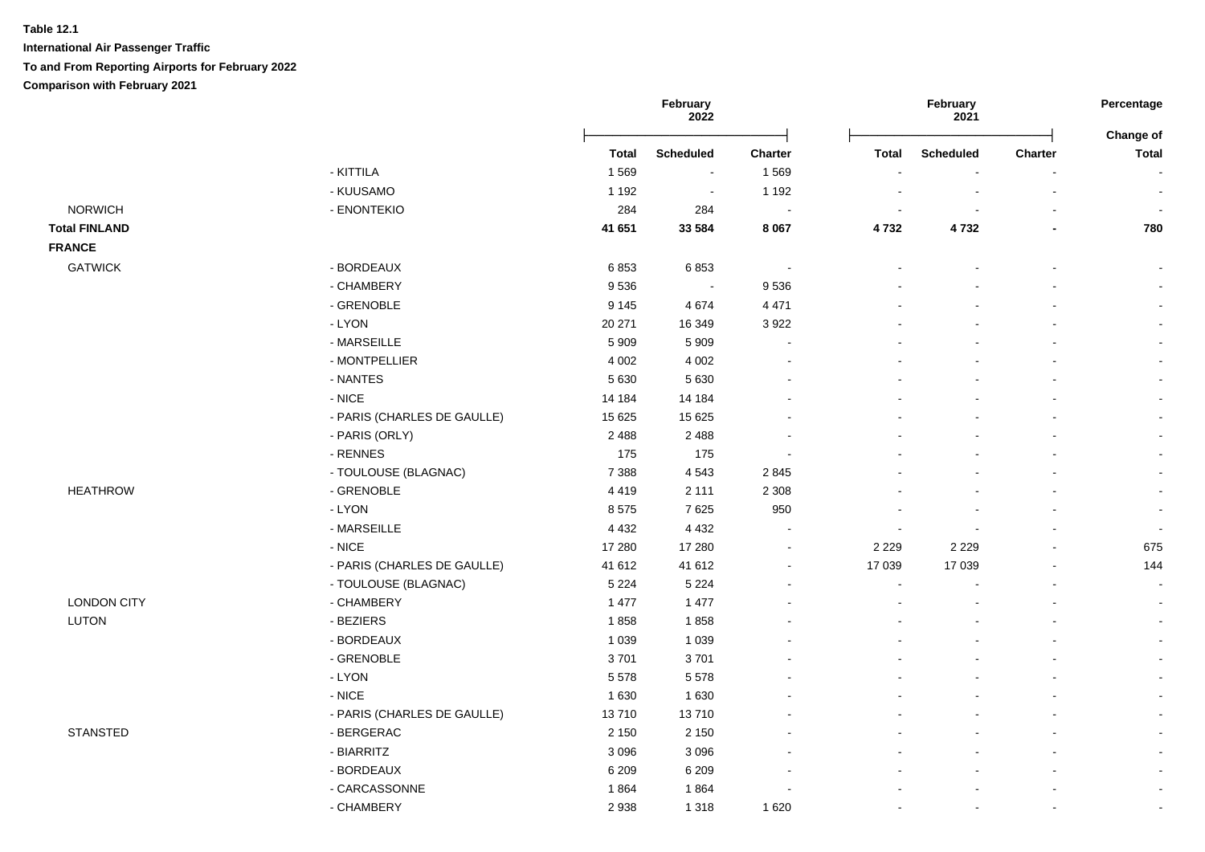**Table 12.1**

**International Air Passenger Traffic**

**To and From Reporting Airports for February 2022**

**Comparison with February 2021**

| | | February 2022 | | | February 2021 | | | Percentage |
|---|---|---|---|---|---|---|---|---|
| | | Total | Scheduled | Charter | Total | Scheduled | Charter | Change of Total |
| | - KITTILA | 1 569 | - | 1 569 | - | - | - | - |
| | - KUUSAMO | 1 192 | - | 1 192 | - | - | - | - |
| NORWICH | - ENONTEKIO | 284 | 284 | - | - | - | - | - |
| **Total FINLAND** | | **41 651** | **33 584** | **8 067** | **4 732** | **4 732** | **-** | **780** |
| **FRANCE** | | | | | | | | |
| GATWICK | - BORDEAUX | 6 853 | 6 853 | - | - | - | - | - |
| | - CHAMBERY | 9 536 | - | 9 536 | - | - | - | - |
| | - GRENOBLE | 9 145 | 4 674 | 4 471 | - | - | - | - |
| | - LYON | 20 271 | 16 349 | 3 922 | - | - | - | - |
| | - MARSEILLE | 5 909 | 5 909 | - | - | - | - | - |
| | - MONTPELLIER | 4 002 | 4 002 | - | - | - | - | - |
| | - NANTES | 5 630 | 5 630 | - | - | - | - | - |
| | - NICE | 14 184 | 14 184 | - | - | - | - | - |
| | - PARIS (CHARLES DE GAULLE) | 15 625 | 15 625 | - | - | - | - | - |
| | - PARIS (ORLY) | 2 488 | 2 488 | - | - | - | - | - |
| | - RENNES | 175 | 175 | - | - | - | - | - |
| | - TOULOUSE (BLAGNAC) | 7 388 | 4 543 | 2 845 | - | - | - | - |
| HEATHROW | - GRENOBLE | 4 419 | 2 111 | 2 308 | - | - | - | - |
| | - LYON | 8 575 | 7 625 | 950 | - | - | - | - |
| | - MARSEILLE | 4 432 | 4 432 | - | - | - | - | - |
| | - NICE | 17 280 | 17 280 | - | 2 229 | 2 229 | - | 675 |
| | - PARIS (CHARLES DE GAULLE) | 41 612 | 41 612 | - | 17 039 | 17 039 | - | 144 |
| | - TOULOUSE (BLAGNAC) | 5 224 | 5 224 | - | - | - | - | - |
| LONDON CITY | - CHAMBERY | 1 477 | 1 477 | - | - | - | - | - |
| LUTON | - BEZIERS | 1 858 | 1 858 | - | - | - | - | - |
| | - BORDEAUX | 1 039 | 1 039 | - | - | - | - | - |
| | - GRENOBLE | 3 701 | 3 701 | - | - | - | - | - |
| | - LYON | 5 578 | 5 578 | - | - | - | - | - |
| | - NICE | 1 630 | 1 630 | - | - | - | - | - |
| | - PARIS (CHARLES DE GAULLE) | 13 710 | 13 710 | - | - | - | - | - |
| STANSTED | - BERGERAC | 2 150 | 2 150 | - | - | - | - | - |
| | - BIARRITZ | 3 096 | 3 096 | - | - | - | - | - |
| | - BORDEAUX | 6 209 | 6 209 | - | - | - | - | - |
| | - CARCASSONNE | 1 864 | 1 864 | - | - | - | - | - |
| | - CHAMBERY | 2 938 | 1 318 | 1 620 | - | - | - | - |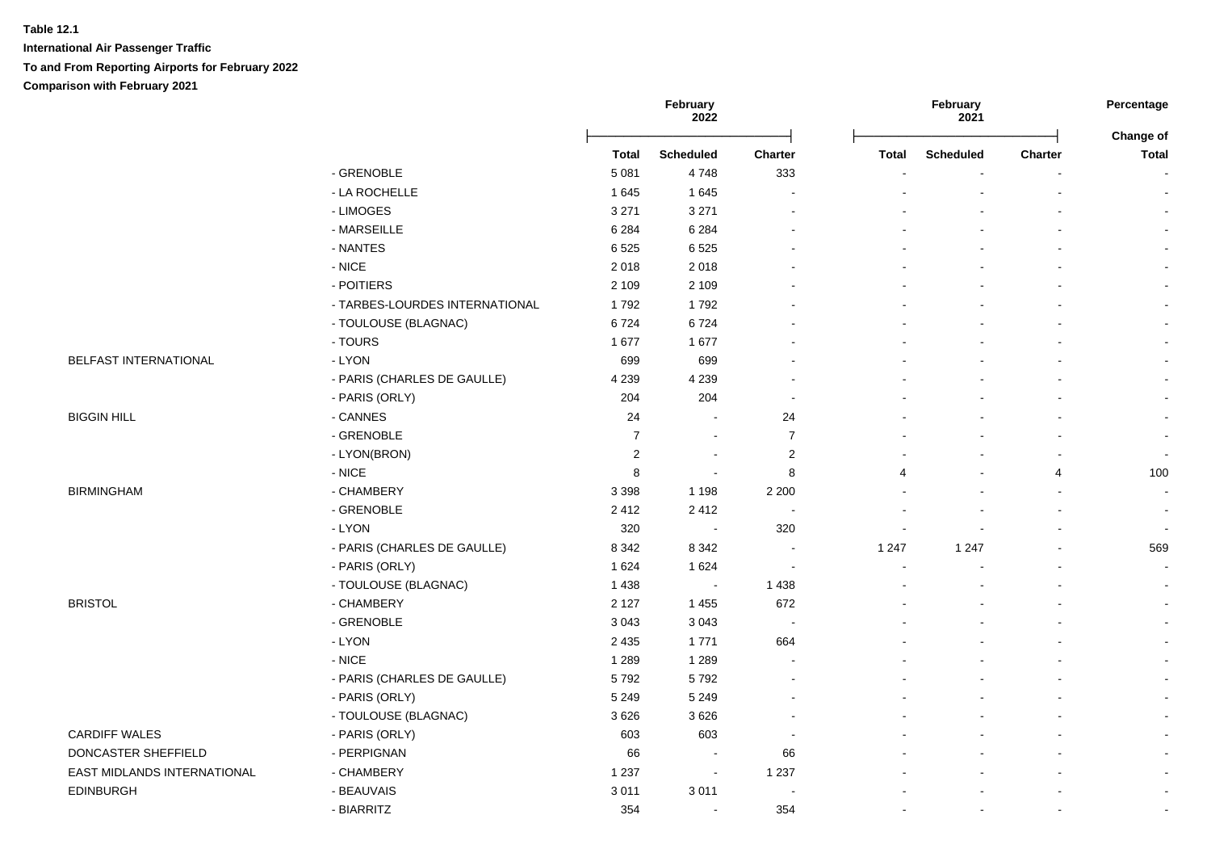**Table 12.1**

**International Air Passenger Traffic**

**To and From Reporting Airports for February 2022**

**Comparison with February 2021**

| | | February 2022 | | | February 2021 | | | Percentage |
|---|---|---|---|---|---|---|---|---|
| | | Total | Scheduled | Charter | Total | Scheduled | Charter | Change of Total |
| | - GRENOBLE | 5 081 | 4 748 | 333 | - | - | - | - |
| | - LA ROCHELLE | 1 645 | 1 645 | - | - | - | - | - |
| | - LIMOGES | 3 271 | 3 271 | - | - | - | - | - |
| | - MARSEILLE | 6 284 | 6 284 | - | - | - | - | - |
| | - NANTES | 6 525 | 6 525 | - | - | - | - | - |
| | - NICE | 2 018 | 2 018 | - | - | - | - | - |
| | - POITIERS | 2 109 | 2 109 | - | - | - | - | - |
| | - TARBES-LOURDES INTERNATIONAL | 1 792 | 1 792 | - | - | - | - | - |
| | - TOULOUSE (BLAGNAC) | 6 724 | 6 724 | - | - | - | - | - |
| | - TOURS | 1 677 | 1 677 | - | - | - | - | - |
| BELFAST INTERNATIONAL | - LYON | 699 | 699 | - | - | - | - | - |
| | - PARIS (CHARLES DE GAULLE) | 4 239 | 4 239 | - | - | - | - | - |
| | - PARIS (ORLY) | 204 | 204 | - | - | - | - | - |
| BIGGIN HILL | - CANNES | 24 | - | 24 | - | - | - | - |
| | - GRENOBLE | 7 | - | 7 | - | - | - | - |
| | - LYON(BRON) | 2 | - | 2 | - | - | - | - |
| | - NICE | 8 | - | 8 | 4 | - | 4 | 100 |
| BIRMINGHAM | - CHAMBERY | 3 398 | 1 198 | 2 200 | - | - | - | - |
| | - GRENOBLE | 2 412 | 2 412 | - | - | - | - | - |
| | - LYON | 320 | - | 320 | - | - | - | - |
| | - PARIS (CHARLES DE GAULLE) | 8 342 | 8 342 | - | 1 247 | 1 247 | - | 569 |
| | - PARIS (ORLY) | 1 624 | 1 624 | - | - | - | - | - |
| | - TOULOUSE (BLAGNAC) | 1 438 | - | 1 438 | - | - | - | - |
| BRISTOL | - CHAMBERY | 2 127 | 1 455 | 672 | - | - | - | - |
| | - GRENOBLE | 3 043 | 3 043 | - | - | - | - | - |
| | - LYON | 2 435 | 1 771 | 664 | - | - | - | - |
| | - NICE | 1 289 | 1 289 | - | - | - | - | - |
| | - PARIS (CHARLES DE GAULLE) | 5 792 | 5 792 | - | - | - | - | - |
| | - PARIS (ORLY) | 5 249 | 5 249 | - | - | - | - | - |
| | - TOULOUSE (BLAGNAC) | 3 626 | 3 626 | - | - | - | - | - |
| CARDIFF WALES | - PARIS (ORLY) | 603 | 603 | - | - | - | - | - |
| DONCASTER SHEFFIELD | - PERPIGNAN | 66 | - | 66 | - | - | - | - |
| EAST MIDLANDS INTERNATIONAL | - CHAMBERY | 1 237 | - | 1 237 | - | - | - | - |
| EDINBURGH | - BEAUVAIS | 3 011 | 3 011 | - | - | - | - | - |
| | - BIARRITZ | 354 | - | 354 | - | - | - | - |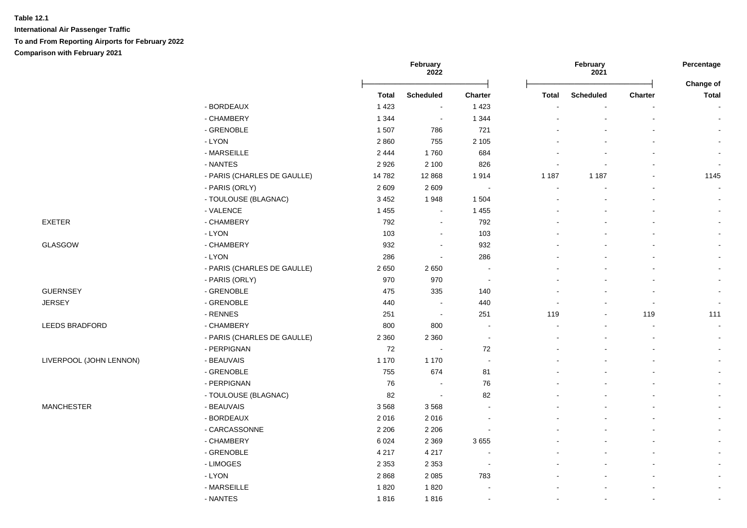**Table 12.1**

**International Air Passenger Traffic**

**To and From Reporting Airports for February 2022**

**Comparison with February 2021**

| | | February 2022 | | | February 2021 | | | Percentage |
|---|---|---|---|---|---|---|---|---|
| | | **Total** | **Scheduled** | **Charter** | **Total** | **Scheduled** | **Charter** | **Change of Total** |
| | - BORDEAUX | 1 423 | - | 1 423 | - | - | - | - |
| | - CHAMBERY | 1 344 | - | 1 344 | - | - | - | - |
| | - GRENOBLE | 1 507 | 786 | 721 | - | - | - | - |
| | - LYON | 2 860 | 755 | 2 105 | - | - | - | - |
| | - MARSEILLE | 2 444 | 1 760 | 684 | - | - | - | - |
| | - NANTES | 2 926 | 2 100 | 826 | - | - | - | - |
| | - PARIS (CHARLES DE GAULLE) | 14 782 | 12 868 | 1 914 | 1 187 | 1 187 | - | 1145 |
| | - PARIS (ORLY) | 2 609 | 2 609 | - | - | - | - | - |
| | - TOULOUSE (BLAGNAC) | 3 452 | 1 948 | 1 504 | - | - | - | - |
| | - VALENCE | 1 455 | - | 1 455 | - | - | - | - |
| EXETER | - CHAMBERY | 792 | - | 792 | - | - | - | - |
| | - LYON | 103 | - | 103 | - | - | - | - |
| GLASGOW | - CHAMBERY | 932 | - | 932 | - | - | - | - |
| | - LYON | 286 | - | 286 | - | - | - | - |
| | - PARIS (CHARLES DE GAULLE) | 2 650 | 2 650 | - | - | - | - | - |
| | - PARIS (ORLY) | 970 | 970 | - | - | - | - | - |
| GUERNSEY | - GRENOBLE | 475 | 335 | 140 | - | - | - | - |
| JERSEY | - GRENOBLE | 440 | - | 440 | - | - | - | - |
| | - RENNES | 251 | - | 251 | 119 | - | 119 | 111 |
| LEEDS BRADFORD | - CHAMBERY | 800 | 800 | - | - | - | - | - |
| | - PARIS (CHARLES DE GAULLE) | 2 360 | 2 360 | - | - | - | - | - |
| | - PERPIGNAN | 72 | - | 72 | - | - | - | - |
| LIVERPOOL (JOHN LENNON) | - BEAUVAIS | 1 170 | 1 170 | - | - | - | - | - |
| | - GRENOBLE | 755 | 674 | 81 | - | - | - | - |
| | - PERPIGNAN | 76 | - | 76 | - | - | - | - |
| | - TOULOUSE (BLAGNAC) | 82 | - | 82 | - | - | - | - |
| MANCHESTER | - BEAUVAIS | 3 568 | 3 568 | - | - | - | - | - |
| | - BORDEAUX | 2 016 | 2 016 | - | - | - | - | - |
| | - CARCASSONNE | 2 206 | 2 206 | - | - | - | - | - |
| | - CHAMBERY | 6 024 | 2 369 | 3 655 | - | - | - | - |
| | - GRENOBLE | 4 217 | 4 217 | - | - | - | - | - |
| | - LIMOGES | 2 353 | 2 353 | - | - | - | - | - |
| | - LYON | 2 868 | 2 085 | 783 | - | - | - | - |
| | - MARSEILLE | 1 820 | 1 820 | - | - | - | - | - |
| | - NANTES | 1 816 | 1 816 | - | - | - | - | - |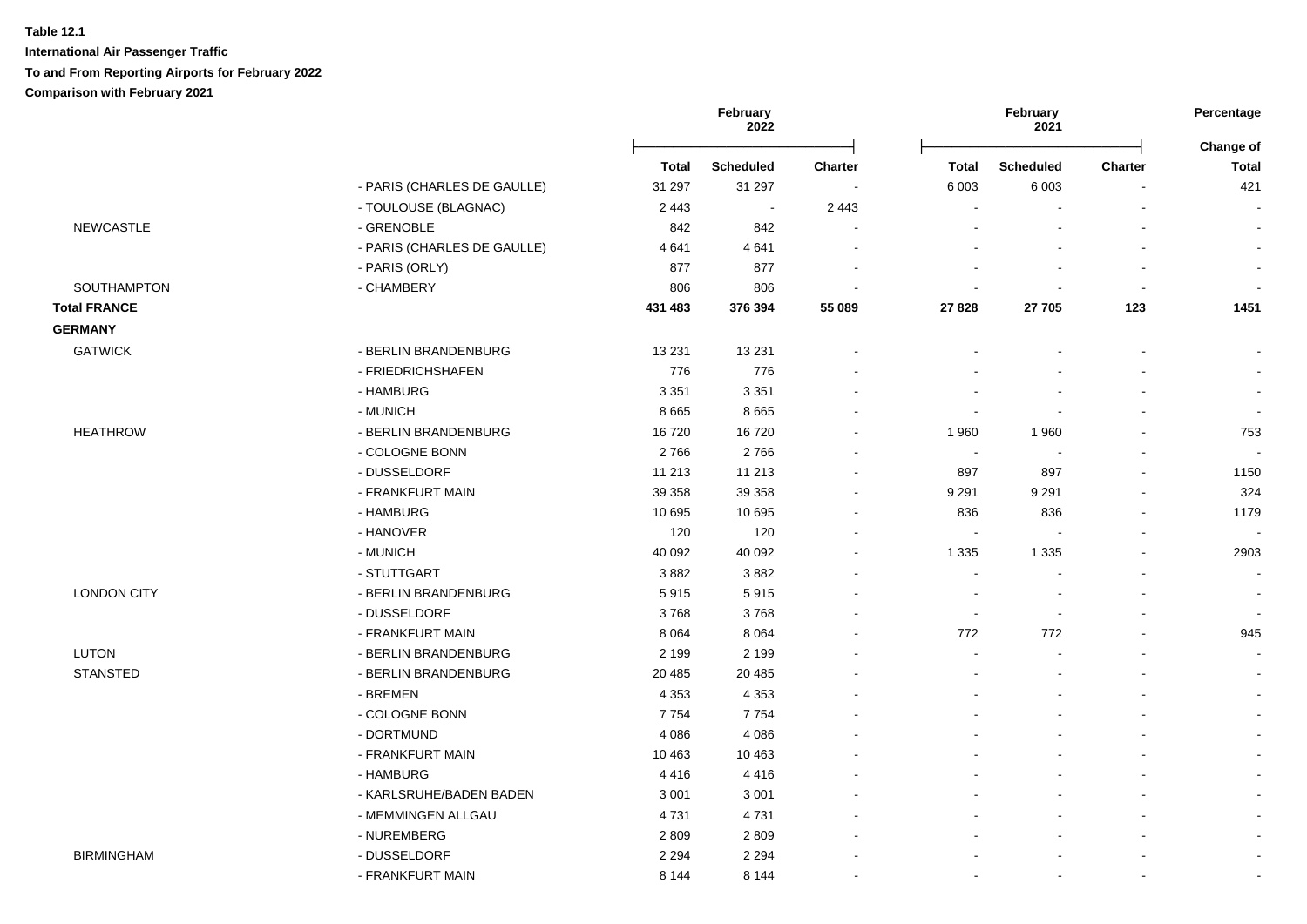**Table 12.1**

**International Air Passenger Traffic**

**To and From Reporting Airports for February 2022**

**Comparison with February 2021**

| | | February 2022 | | | February 2021 | | | Percentage |
|---|---|---|---|---|---|---|---|---|
| | | **Total** | **Scheduled** | **Charter** | **Total** | **Scheduled** | **Charter** | **Change of Total** |
| | - PARIS (CHARLES DE GAULLE) | 31 297 | 31 297 | - | 6 003 | 6 003 | - | 421 |
| | - TOULOUSE (BLAGNAC) | 2 443 | - | 2 443 | - | - | - | - |
| NEWCASTLE | - GRENOBLE | 842 | 842 | - | - | - | - | - |
| | - PARIS (CHARLES DE GAULLE) | 4 641 | 4 641 | - | - | - | - | - |
| | - PARIS (ORLY) | 877 | 877 | - | - | - | - | - |
| SOUTHAMPTON | - CHAMBERY | 806 | 806 | - | - | - | - | - |
| **Total FRANCE** | | **431 483** | **376 394** | **55 089** | **27 828** | **27 705** | **123** | **1451** |
| **GERMANY** | | | | | | | | |
| GATWICK | - BERLIN BRANDENBURG | 13 231 | 13 231 | - | - | - | - | - |
| | - FRIEDRICHSHAFEN | 776 | 776 | - | - | - | - | - |
| | - HAMBURG | 3 351 | 3 351 | - | - | - | - | - |
| | - MUNICH | 8 665 | 8 665 | - | - | - | - | - |
| HEATHROW | - BERLIN BRANDENBURG | 16 720 | 16 720 | - | 1 960 | 1 960 | - | 753 |
| | - COLOGNE BONN | 2 766 | 2 766 | - | - | - | - | - |
| | - DUSSELDORF | 11 213 | 11 213 | - | 897 | 897 | - | 1150 |
| | - FRANKFURT MAIN | 39 358 | 39 358 | - | 9 291 | 9 291 | - | 324 |
| | - HAMBURG | 10 695 | 10 695 | - | 836 | 836 | - | 1179 |
| | - HANOVER | 120 | 120 | - | - | - | - | - |
| | - MUNICH | 40 092 | 40 092 | - | 1 335 | 1 335 | - | 2903 |
| | - STUTTGART | 3 882 | 3 882 | - | - | - | - | - |
| LONDON CITY | - BERLIN BRANDENBURG | 5 915 | 5 915 | - | - | - | - | - |
| | - DUSSELDORF | 3 768 | 3 768 | - | - | - | - | - |
| | - FRANKFURT MAIN | 8 064 | 8 064 | - | 772 | 772 | - | 945 |
| LUTON | - BERLIN BRANDENBURG | 2 199 | 2 199 | - | - | - | - | - |
| STANSTED | - BERLIN BRANDENBURG | 20 485 | 20 485 | - | - | - | - | - |
| | - BREMEN | 4 353 | 4 353 | - | - | - | - | - |
| | - COLOGNE BONN | 7 754 | 7 754 | - | - | - | - | - |
| | - DORTMUND | 4 086 | 4 086 | - | - | - | - | - |
| | - FRANKFURT MAIN | 10 463 | 10 463 | - | - | - | - | - |
| | - HAMBURG | 4 416 | 4 416 | - | - | - | - | - |
| | - KARLSRUHE/BADEN BADEN | 3 001 | 3 001 | - | - | - | - | - |
| | - MEMMINGEN ALLGAU | 4 731 | 4 731 | - | - | - | - | - |
| | - NUREMBERG | 2 809 | 2 809 | - | - | - | - | - |
| BIRMINGHAM | - DUSSELDORF | 2 294 | 2 294 | - | - | - | - | - |
| | - FRANKFURT MAIN | 8 144 | 8 144 | - | - | - | - | - |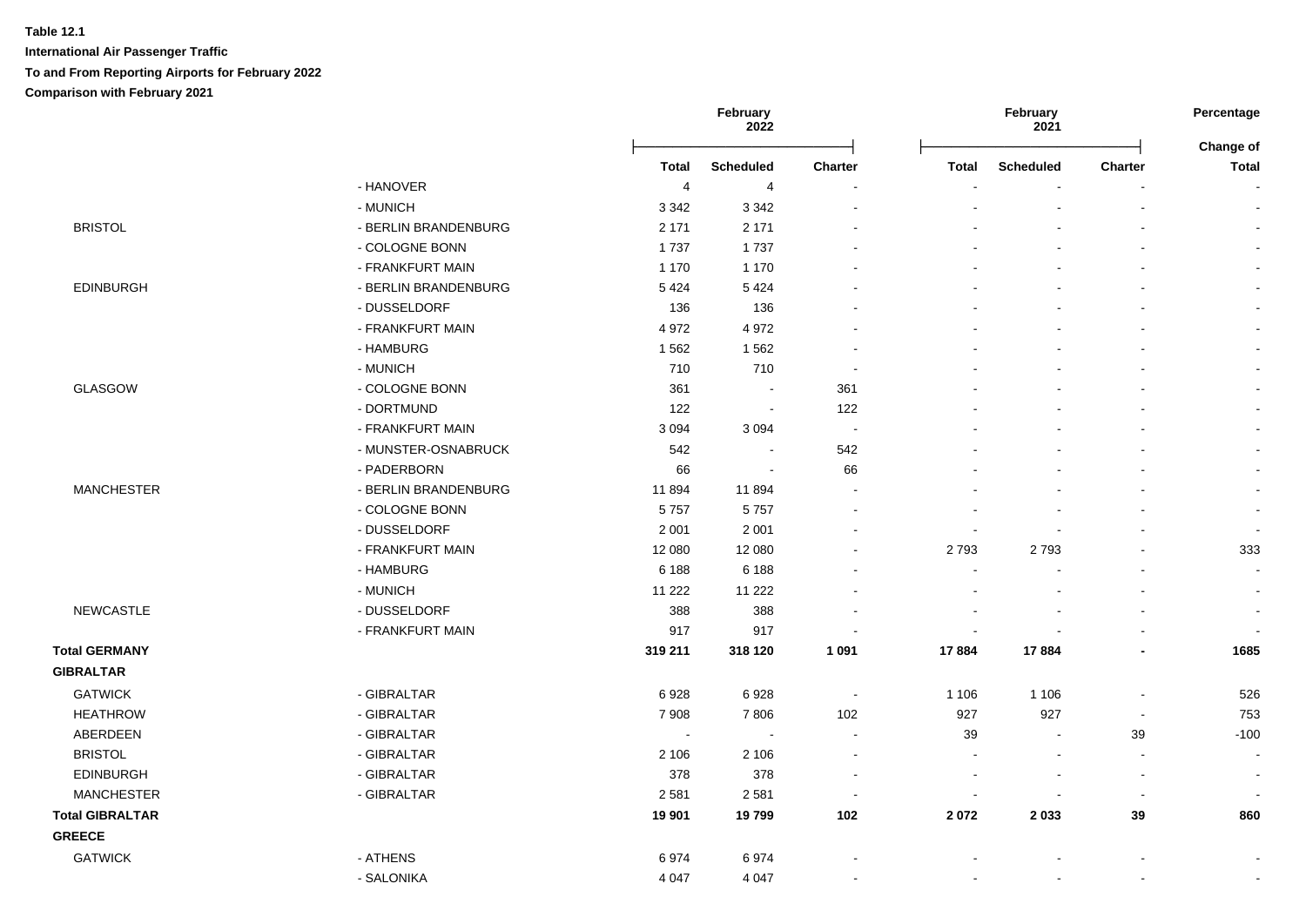**Table 12.1**

**International Air Passenger Traffic**

**To and From Reporting Airports for February 2022**

**Comparison with February 2021**

| | | February 2022 | | | February 2021 | | | Percentage |
|---|---|---|---|---|---|---|---|---|
| | | **Total** | **Scheduled** | **Charter** | **Total** | **Scheduled** | **Charter** | **Change of Total** |
| | - HANOVER | 4 | 4 | - | - | - | - | - |
| | - MUNICH | 3 342 | 3 342 | - | - | - | - | - |
| BRISTOL | - BERLIN BRANDENBURG | 2 171 | 2 171 | - | - | - | - | - |
| | - COLOGNE BONN | 1 737 | 1 737 | - | - | - | - | - |
| | - FRANKFURT MAIN | 1 170 | 1 170 | - | - | - | - | - |
| EDINBURGH | - BERLIN BRANDENBURG | 5 424 | 5 424 | - | - | - | - | - |
| | - DUSSELDORF | 136 | 136 | - | - | - | - | - |
| | - FRANKFURT MAIN | 4 972 | 4 972 | - | - | - | - | - |
| | - HAMBURG | 1 562 | 1 562 | - | - | - | - | - |
| | - MUNICH | 710 | 710 | - | - | - | - | - |
| GLASGOW | - COLOGNE BONN | 361 | - | 361 | - | - | - | - |
| | - DORTMUND | 122 | - | 122 | - | - | - | - |
| | - FRANKFURT MAIN | 3 094 | 3 094 | - | - | - | - | - |
| | - MUNSTER-OSNABRUCK | 542 | - | 542 | - | - | - | - |
| | - PADERBORN | 66 | - | 66 | - | - | - | - |
| MANCHESTER | - BERLIN BRANDENBURG | 11 894 | 11 894 | - | - | - | - | - |
| | - COLOGNE BONN | 5 757 | 5 757 | - | - | - | - | - |
| | - DUSSELDORF | 2 001 | 2 001 | - | - | - | - | - |
| | - FRANKFURT MAIN | 12 080 | 12 080 | - | 2 793 | 2 793 | - | 333 |
| | - HAMBURG | 6 188 | 6 188 | - | - | - | - | - |
| | - MUNICH | 11 222 | 11 222 | - | - | - | - | - |
| NEWCASTLE | - DUSSELDORF | 388 | 388 | - | - | - | - | - |
| | - FRANKFURT MAIN | 917 | 917 | - | - | - | - | - |
| **Total GERMANY** | | **319 211** | **318 120** | **1 091** | **17 884** | **17 884** | **-** | **1685** |
| **GIBRALTAR** | | | | | | | | |
| GATWICK | - GIBRALTAR | 6 928 | 6 928 | - | 1 106 | 1 106 | - | 526 |
| HEATHROW | - GIBRALTAR | 7 908 | 7 806 | 102 | 927 | 927 | - | 753 |
| ABERDEEN | - GIBRALTAR | - | - | - | 39 | - | 39 | -100 |
| BRISTOL | - GIBRALTAR | 2 106 | 2 106 | - | - | - | - | - |
| EDINBURGH | - GIBRALTAR | 378 | 378 | - | - | - | - | - |
| MANCHESTER | - GIBRALTAR | 2 581 | 2 581 | - | - | - | - | - |
| **Total GIBRALTAR** | | **19 901** | **19 799** | **102** | **2 072** | **2 033** | **39** | **860** |
| **GREECE** | | | | | | | | |
| GATWICK | - ATHENS | 6 974 | 6 974 | - | - | - | - | - |
| | - SALONIKA | 4 047 | 4 047 | - | - | - | - | - |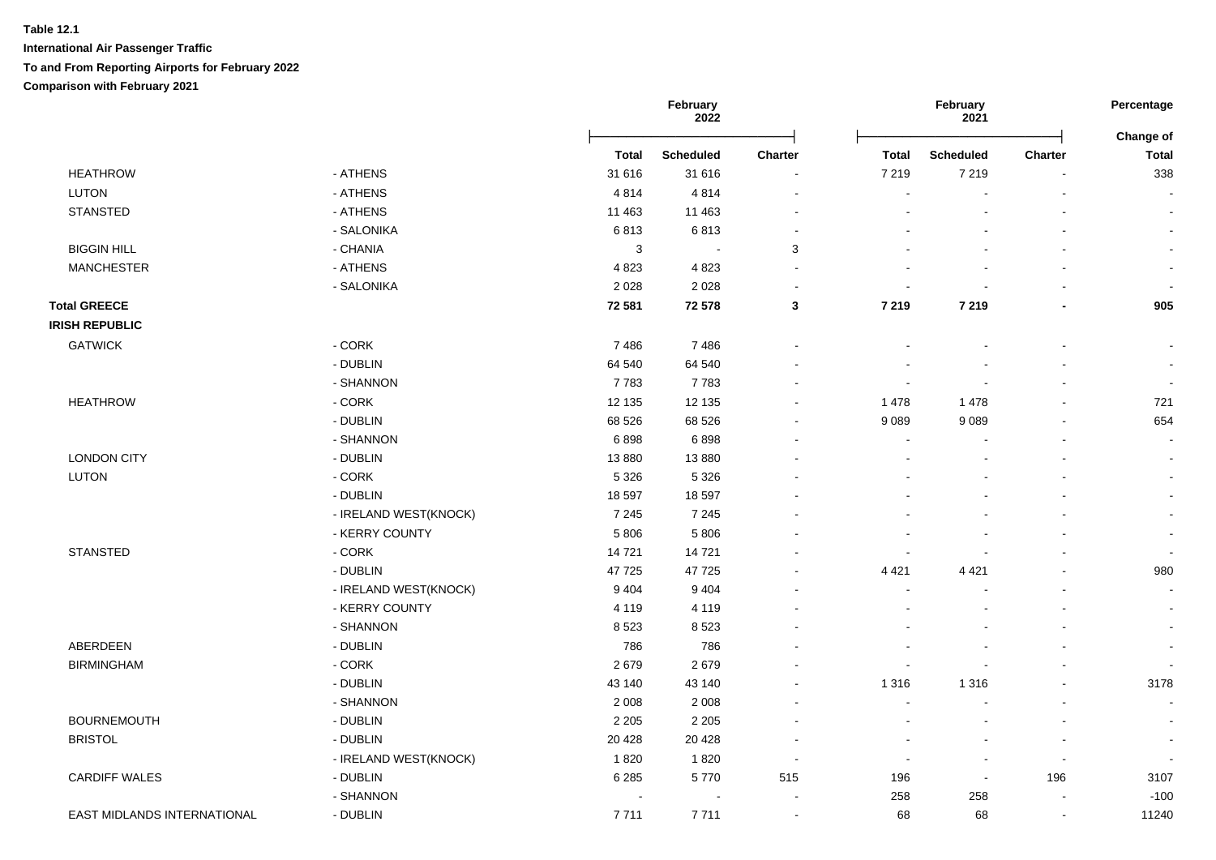**Table 12.1**

**International Air Passenger Traffic**

**To and From Reporting Airports for February 2022**

**Comparison with February 2021**

| | | February 2022 | | | February 2021 | | | Percentage |
|---|---|---|---|---|---|---|---|---|
| | | Total | Scheduled | Charter | Total | Scheduled | Charter | Change of Total |
| HEATHROW | - ATHENS | 31 616 | 31 616 | - | 7 219 | 7 219 | - | 338 |
| LUTON | - ATHENS | 4 814 | 4 814 | - | - | - | - | - |
| STANSTED | - ATHENS | 11 463 | 11 463 | - | - | - | - | - |
| | - SALONIKA | 6 813 | 6 813 | - | - | - | - | - |
| BIGGIN HILL | - CHANIA | 3 | - | 3 | - | - | - | - |
| MANCHESTER | - ATHENS | 4 823 | 4 823 | - | - | - | - | - |
| | - SALONIKA | 2 028 | 2 028 | - | - | - | - | - |
| **Total GREECE** | | **72 581** | **72 578** | **3** | **7 219** | **7 219** | **-** | **905** |
| **IRISH REPUBLIC** | | | | | | | | |
| GATWICK | - CORK | 7 486 | 7 486 | - | - | - | - | - |
| | - DUBLIN | 64 540 | 64 540 | - | - | - | - | - |
| | - SHANNON | 7 783 | 7 783 | - | - | - | - | - |
| HEATHROW | - CORK | 12 135 | 12 135 | - | 1 478 | 1 478 | - | 721 |
| | - DUBLIN | 68 526 | 68 526 | - | 9 089 | 9 089 | - | 654 |
| | - SHANNON | 6 898 | 6 898 | - | - | - | - | - |
| LONDON CITY | - DUBLIN | 13 880 | 13 880 | - | - | - | - | - |
| LUTON | - CORK | 5 326 | 5 326 | - | - | - | - | - |
| | - DUBLIN | 18 597 | 18 597 | - | - | - | - | - |
| | - IRELAND WEST(KNOCK) | 7 245 | 7 245 | - | - | - | - | - |
| | - KERRY COUNTY | 5 806 | 5 806 | - | - | - | - | - |
| STANSTED | - CORK | 14 721 | 14 721 | - | - | - | - | - |
| | - DUBLIN | 47 725 | 47 725 | - | 4 421 | 4 421 | - | 980 |
| | - IRELAND WEST(KNOCK) | 9 404 | 9 404 | - | - | - | - | - |
| | - KERRY COUNTY | 4 119 | 4 119 | - | - | - | - | - |
| | - SHANNON | 8 523 | 8 523 | - | - | - | - | - |
| ABERDEEN | - DUBLIN | 786 | 786 | - | - | - | - | - |
| BIRMINGHAM | - CORK | 2 679 | 2 679 | - | - | - | - | - |
| | - DUBLIN | 43 140 | 43 140 | - | 1 316 | 1 316 | - | 3178 |
| | - SHANNON | 2 008 | 2 008 | - | - | - | - | - |
| BOURNEMOUTH | - DUBLIN | 2 205 | 2 205 | - | - | - | - | - |
| BRISTOL | - DUBLIN | 20 428 | 20 428 | - | - | - | - | - |
| | - IRELAND WEST(KNOCK) | 1 820 | 1 820 | - | - | - | - | - |
| CARDIFF WALES | - DUBLIN | 6 285 | 5 770 | 515 | 196 | - | 196 | 3107 |
| | - SHANNON | - | - | - | 258 | 258 | - | -100 |
| EAST MIDLANDS INTERNATIONAL | - DUBLIN | 7 711 | 7 711 | - | 68 | 68 | - | 11240 |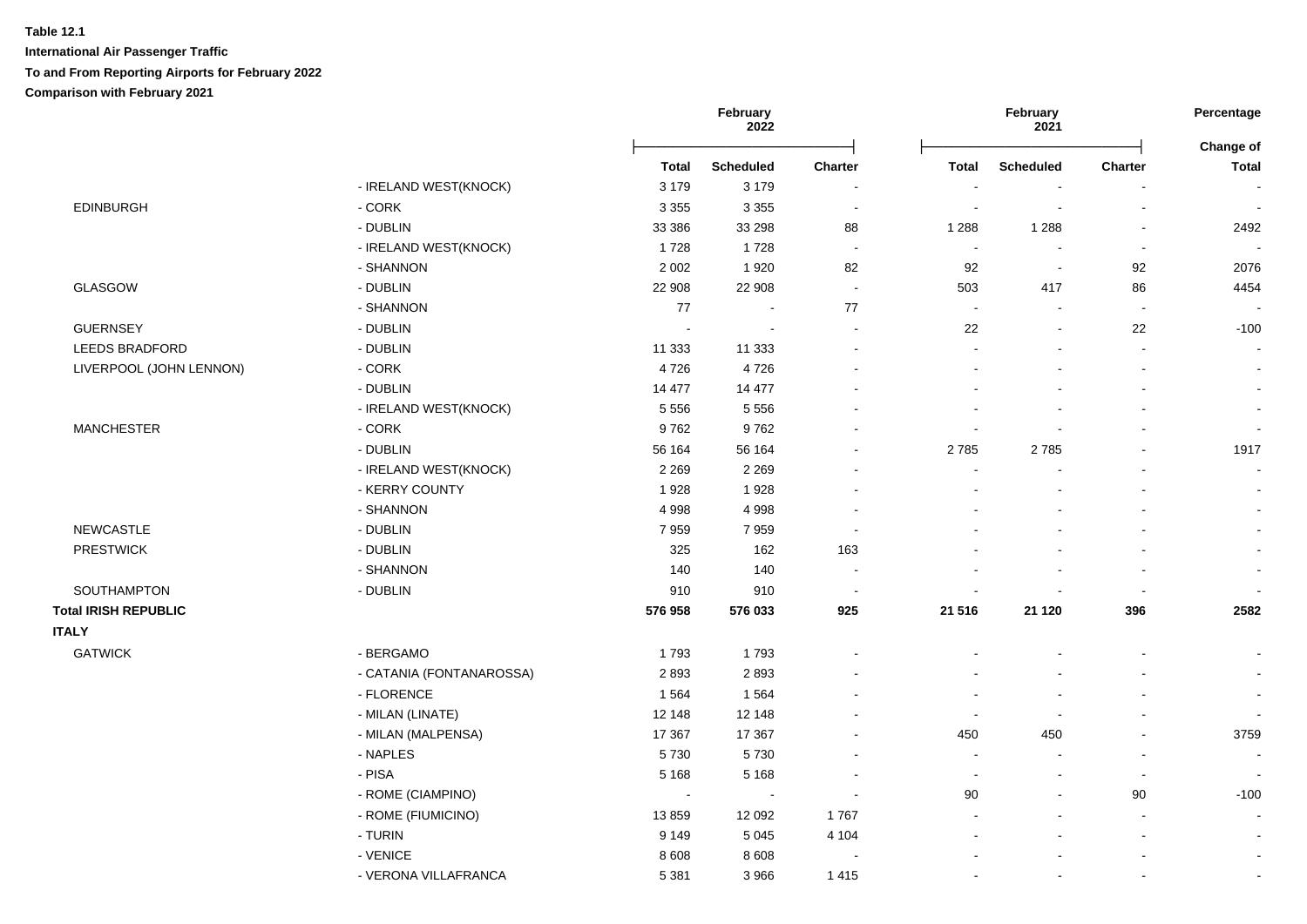**Table 12.1**

**International Air Passenger Traffic**

**To and From Reporting Airports for February 2022**

**Comparison with February 2021**

| | | February 2022 | | | February 2021 | | | Percentage |
|---|---|---|---|---|---|---|---|---|
| | | Total | Scheduled | Charter | Total | Scheduled | Charter | Change of Total |
| | - IRELAND WEST(KNOCK) | 3 179 | 3 179 | - | - | - | - | - |
| EDINBURGH | - CORK | 3 355 | 3 355 | - | - | - | - | - |
| | - DUBLIN | 33 386 | 33 298 | 88 | 1 288 | 1 288 | - | 2492 |
| | - IRELAND WEST(KNOCK) | 1 728 | 1 728 | - | - | - | - | - |
| | - SHANNON | 2 002 | 1 920 | 82 | 92 | - | 92 | 2076 |
| GLASGOW | - DUBLIN | 22 908 | 22 908 | - | 503 | 417 | 86 | 4454 |
| | - SHANNON | 77 | - | 77 | - | - | - | - |
| GUERNSEY | - DUBLIN | - | - | - | 22 | - | 22 | -100 |
| LEEDS BRADFORD | - DUBLIN | 11 333 | 11 333 | - | - | - | - | - |
| LIVERPOOL (JOHN LENNON) | - CORK | 4 726 | 4 726 | - | - | - | - | - |
| | - DUBLIN | 14 477 | 14 477 | - | - | - | - | - |
| | - IRELAND WEST(KNOCK) | 5 556 | 5 556 | - | - | - | - | - |
| MANCHESTER | - CORK | 9 762 | 9 762 | - | - | - | - | - |
| | - DUBLIN | 56 164 | 56 164 | - | 2 785 | 2 785 | - | 1917 |
| | - IRELAND WEST(KNOCK) | 2 269 | 2 269 | - | - | - | - | - |
| | - KERRY COUNTY | 1 928 | 1 928 | - | - | - | - | - |
| | - SHANNON | 4 998 | 4 998 | - | - | - | - | - |
| NEWCASTLE | - DUBLIN | 7 959 | 7 959 | - | - | - | - | - |
| PRESTWICK | - DUBLIN | 325 | 162 | 163 | - | - | - | - |
| | - SHANNON | 140 | 140 | - | - | - | - | - |
| SOUTHAMPTON | - DUBLIN | 910 | 910 | - | - | - | - | - |
| **Total IRISH REPUBLIC** | | **576 958** | **576 033** | **925** | **21 516** | **21 120** | **396** | **2582** |
| **ITALY** | | | | | | | | |
| GATWICK | - BERGAMO | 1 793 | 1 793 | - | - | - | - | - |
| | - CATANIA (FONTANAROSSA) | 2 893 | 2 893 | - | - | - | - | - |
| | - FLORENCE | 1 564 | 1 564 | - | - | - | - | - |
| | - MILAN (LINATE) | 12 148 | 12 148 | - | - | - | - | - |
| | - MILAN (MALPENSA) | 17 367 | 17 367 | - | 450 | 450 | - | 3759 |
| | - NAPLES | 5 730 | 5 730 | - | - | - | - | - |
| | - PISA | 5 168 | 5 168 | - | - | - | - | - |
| | - ROME (CIAMPINO) | - | - | - | 90 | - | 90 | -100 |
| | - ROME (FIUMICINO) | 13 859 | 12 092 | 1 767 | - | - | - | - |
| | - TURIN | 9 149 | 5 045 | 4 104 | - | - | - | - |
| | - VENICE | 8 608 | 8 608 | - | - | - | - | - |
| | - VERONA VILLAFRANCA | 5 381 | 3 966 | 1 415 | - | - | - | - |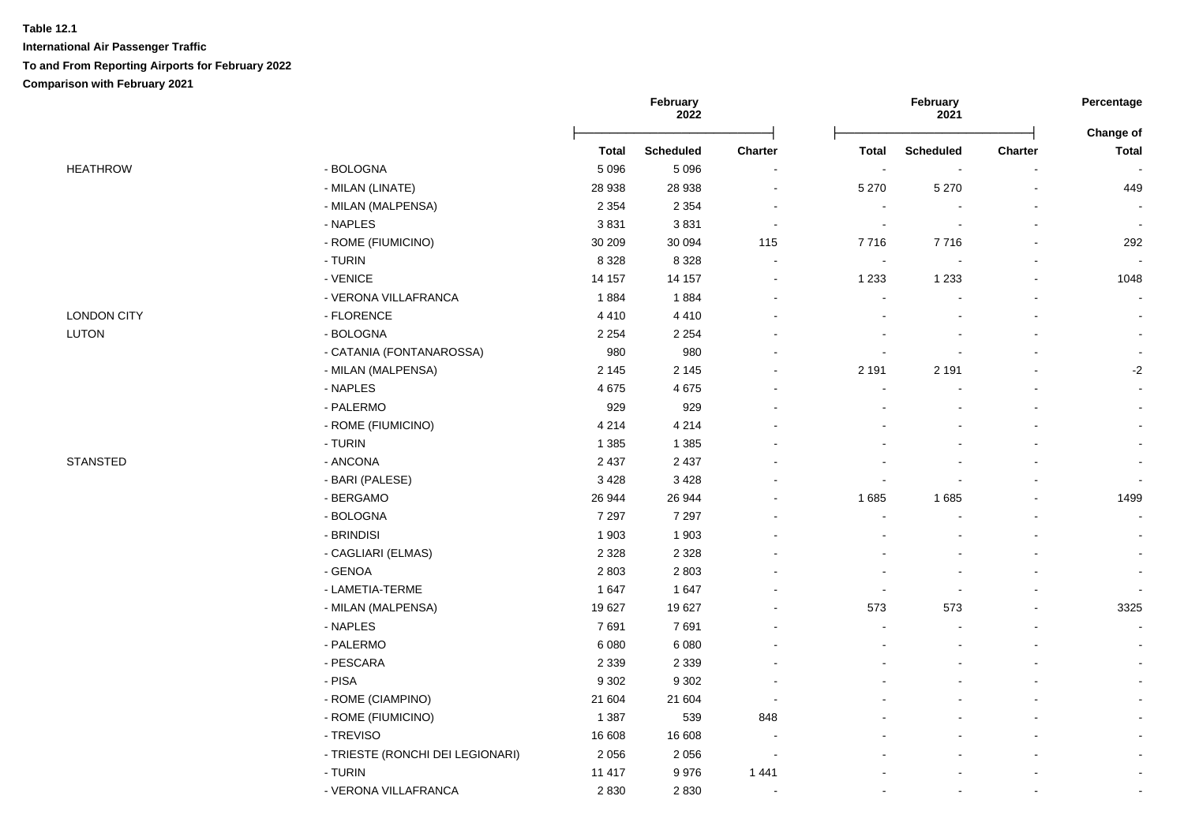**Table 12.1**

**International Air Passenger Traffic**

**To and From Reporting Airports for February 2022**

**Comparison with February 2021**

| | | February 2022 | | | February 2021 | | | Percentage |
|---|---|---|---|---|---|---|---|---|
| | | Total | Scheduled | Charter | Total | Scheduled | Charter | Change of Total |
| HEATHROW | - BOLOGNA | 5 096 | 5 096 | - | - | - | - | - |
| | - MILAN (LINATE) | 28 938 | 28 938 | - | 5 270 | 5 270 | - | 449 |
| | - MILAN (MALPENSA) | 2 354 | 2 354 | - | - | - | - | - |
| | - NAPLES | 3 831 | 3 831 | - | - | - | - | - |
| | - ROME (FIUMICINO) | 30 209 | 30 094 | 115 | 7 716 | 7 716 | - | 292 |
| | - TURIN | 8 328 | 8 328 | - | - | - | - | - |
| | - VENICE | 14 157 | 14 157 | - | 1 233 | 1 233 | - | 1048 |
| | - VERONA VILLAFRANCA | 1 884 | 1 884 | - | - | - | - | - |
| LONDON CITY | - FLORENCE | 4 410 | 4 410 | - | - | - | - | - |
| LUTON | - BOLOGNA | 2 254 | 2 254 | - | - | - | - | - |
| | - CATANIA (FONTANAROSSA) | 980 | 980 | - | - | - | - | - |
| | - MILAN (MALPENSA) | 2 145 | 2 145 | - | 2 191 | 2 191 | - | -2 |
| | - NAPLES | 4 675 | 4 675 | - | - | - | - | - |
| | - PALERMO | 929 | 929 | - | - | - | - | - |
| | - ROME (FIUMICINO) | 4 214 | 4 214 | - | - | - | - | - |
| | - TURIN | 1 385 | 1 385 | - | - | - | - | - |
| STANSTED | - ANCONA | 2 437 | 2 437 | - | - | - | - | - |
| | - BARI (PALESE) | 3 428 | 3 428 | - | - | - | - | - |
| | - BERGAMO | 26 944 | 26 944 | - | 1 685 | 1 685 | - | 1499 |
| | - BOLOGNA | 7 297 | 7 297 | - | - | - | - | - |
| | - BRINDISI | 1 903 | 1 903 | - | - | - | - | - |
| | - CAGLIARI (ELMAS) | 2 328 | 2 328 | - | - | - | - | - |
| | - GENOA | 2 803 | 2 803 | - | - | - | - | - |
| | - LAMETIA-TERME | 1 647 | 1 647 | - | - | - | - | - |
| | - MILAN (MALPENSA) | 19 627 | 19 627 | - | 573 | 573 | - | 3325 |
| | - NAPLES | 7 691 | 7 691 | - | - | - | - | - |
| | - PALERMO | 6 080 | 6 080 | - | - | - | - | - |
| | - PESCARA | 2 339 | 2 339 | - | - | - | - | - |
| | - PISA | 9 302 | 9 302 | - | - | - | - | - |
| | - ROME (CIAMPINO) | 21 604 | 21 604 | - | - | - | - | - |
| | - ROME (FIUMICINO) | 1 387 | 539 | 848 | - | - | - | - |
| | - TREVISO | 16 608 | 16 608 | - | - | - | - | - |
| | - TRIESTE (RONCHI DEI LEGIONARI) | 2 056 | 2 056 | - | - | - | - | - |
| | - TURIN | 11 417 | 9 976 | 1 441 | - | - | - | - |
| | - VERONA VILLAFRANCA | 2 830 | 2 830 | - | - | - | - | - |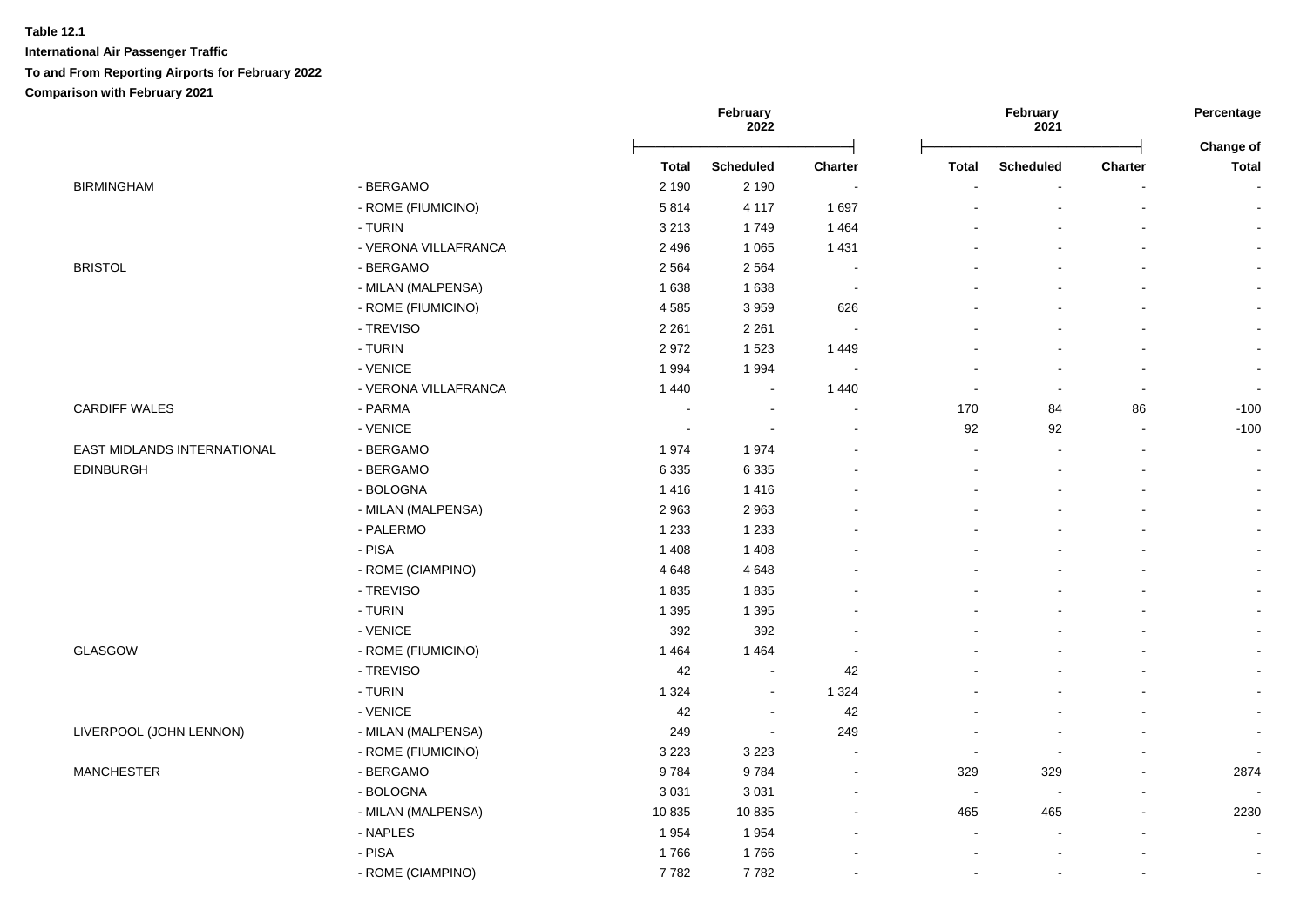**Table 12.1**

**International Air Passenger Traffic**

**To and From Reporting Airports for February 2022**

**Comparison with February 2021**

| | | February 2022 | | | February 2021 | | | Percentage |
|---|---|---|---|---|---|---|---|---|
| | | | | | | | | Change of |
| | | Total | Scheduled | Charter | Total | Scheduled | Charter | Total |
| BIRMINGHAM | - BERGAMO | 2 190 | 2 190 | - | - | - | - | - |
| | - ROME (FIUMICINO) | 5 814 | 4 117 | 1 697 | - | - | - | - |
| | - TURIN | 3 213 | 1 749 | 1 464 | - | - | - | - |
| | - VERONA VILLAFRANCA | 2 496 | 1 065 | 1 431 | - | - | - | - |
| BRISTOL | - BERGAMO | 2 564 | 2 564 | - | - | - | - | - |
| | - MILAN (MALPENSA) | 1 638 | 1 638 | - | - | - | - | - |
| | - ROME (FIUMICINO) | 4 585 | 3 959 | 626 | - | - | - | - |
| | - TREVISO | 2 261 | 2 261 | - | - | - | - | - |
| | - TURIN | 2 972 | 1 523 | 1 449 | - | - | - | - |
| | - VENICE | 1 994 | 1 994 | - | - | - | - | - |
| | - VERONA VILLAFRANCA | 1 440 | - | 1 440 | - | - | - | - |
| CARDIFF WALES | - PARMA | - | - | - | 170 | 84 | 86 | -100 |
| | - VENICE | - | - | - | 92 | 92 | - | -100 |
| EAST MIDLANDS INTERNATIONAL | - BERGAMO | 1 974 | 1 974 | - | - | - | - | - |
| EDINBURGH | - BERGAMO | 6 335 | 6 335 | - | - | - | - | - |
| | - BOLOGNA | 1 416 | 1 416 | - | - | - | - | - |
| | - MILAN (MALPENSA) | 2 963 | 2 963 | - | - | - | - | - |
| | - PALERMO | 1 233 | 1 233 | - | - | - | - | - |
| | - PISA | 1 408 | 1 408 | - | - | - | - | - |
| | - ROME (CIAMPINO) | 4 648 | 4 648 | - | - | - | - | - |
| | - TREVISO | 1 835 | 1 835 | - | - | - | - | - |
| | - TURIN | 1 395 | 1 395 | - | - | - | - | - |
| | - VENICE | 392 | 392 | - | - | - | - | - |
| GLASGOW | - ROME (FIUMICINO) | 1 464 | 1 464 | - | - | - | - | - |
| | - TREVISO | 42 | - | 42 | - | - | - | - |
| | - TURIN | 1 324 | - | 1 324 | - | - | - | - |
| | - VENICE | 42 | - | 42 | - | - | - | - |
| LIVERPOOL (JOHN LENNON) | - MILAN (MALPENSA) | 249 | - | 249 | - | - | - | - |
| | - ROME (FIUMICINO) | 3 223 | 3 223 | - | - | - | - | - |
| MANCHESTER | - BERGAMO | 9 784 | 9 784 | - | 329 | 329 | - | 2874 |
| | - BOLOGNA | 3 031 | 3 031 | - | - | - | - | - |
| | - MILAN (MALPENSA) | 10 835 | 10 835 | - | 465 | 465 | - | 2230 |
| | - NAPLES | 1 954 | 1 954 | - | - | - | - | - |
| | - PISA | 1 766 | 1 766 | - | - | - | - | - |
| | - ROME (CIAMPINO) | 7 782 | 7 782 | - | - | - | - | - |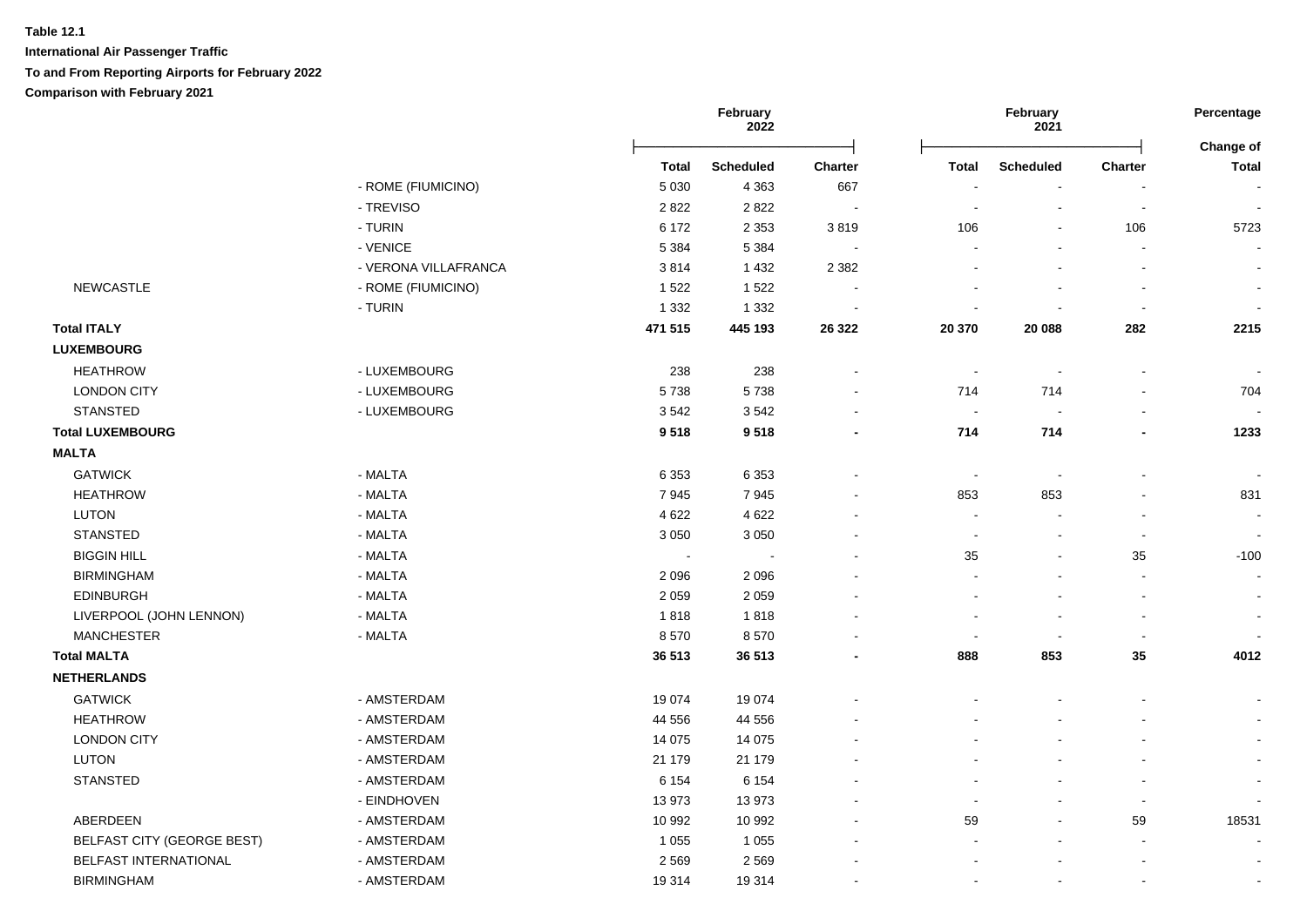**Table 12.1**

**International Air Passenger Traffic**

**To and From Reporting Airports for February 2022**

**Comparison with February 2021**

| | | February 2022 | | | February 2021 | | | Percentage |
|---|---|---|---|---|---|---|---|---|
| | | | | | | | | Change of |
| | | **Total** | **Scheduled** | **Charter** | **Total** | **Scheduled** | **Charter** | **Total** |
| | - ROME (FIUMICINO) | 5 030 | 4 363 | 667 | - | - | - | - |
| | - TREVISO | 2 822 | 2 822 | - | - | - | - | - |
| | - TURIN | 6 172 | 2 353 | 3 819 | 106 | - | 106 | 5723 |
| | - VENICE | 5 384 | 5 384 | - | - | - | - | - |
| | - VERONA VILLAFRANCA | 3 814 | 1 432 | 2 382 | - | - | - | - |
| NEWCASTLE | - ROME (FIUMICINO) | 1 522 | 1 522 | - | - | - | - | - |
| | - TURIN | 1 332 | 1 332 | - | - | - | - | - |
| **Total ITALY** | | **471 515** | **445 193** | **26 322** | **20 370** | **20 088** | **282** | **2215** |
| **LUXEMBOURG** | | | | | | | | |
| HEATHROW | - LUXEMBOURG | 238 | 238 | - | - | - | - | - |
| LONDON CITY | - LUXEMBOURG | 5 738 | 5 738 | - | 714 | 714 | - | 704 |
| STANSTED | - LUXEMBOURG | 3 542 | 3 542 | - | - | - | - | - |
| **Total LUXEMBOURG** | | **9 518** | **9 518** | **-** | **714** | **714** | **-** | **1233** |
| **MALTA** | | | | | | | | |
| GATWICK | - MALTA | 6 353 | 6 353 | - | - | - | - | - |
| HEATHROW | - MALTA | 7 945 | 7 945 | - | 853 | 853 | - | 831 |
| LUTON | - MALTA | 4 622 | 4 622 | - | - | - | - | - |
| STANSTED | - MALTA | 3 050 | 3 050 | - | - | - | - | - |
| BIGGIN HILL | - MALTA | - | - | - | 35 | - | 35 | -100 |
| BIRMINGHAM | - MALTA | 2 096 | 2 096 | - | - | - | - | - |
| EDINBURGH | - MALTA | 2 059 | 2 059 | - | - | - | - | - |
| LIVERPOOL (JOHN LENNON) | - MALTA | 1 818 | 1 818 | - | - | - | - | - |
| MANCHESTER | - MALTA | 8 570 | 8 570 | - | - | - | - | - |
| **Total MALTA** | | **36 513** | **36 513** | **-** | **888** | **853** | **35** | **4012** |
| **NETHERLANDS** | | | | | | | | |
| GATWICK | - AMSTERDAM | 19 074 | 19 074 | - | - | - | - | - |
| HEATHROW | - AMSTERDAM | 44 556 | 44 556 | - | - | - | - | - |
| LONDON CITY | - AMSTERDAM | 14 075 | 14 075 | - | - | - | - | - |
| LUTON | - AMSTERDAM | 21 179 | 21 179 | - | - | - | - | - |
| STANSTED | - AMSTERDAM | 6 154 | 6 154 | - | - | - | - | - |
| | - EINDHOVEN | 13 973 | 13 973 | - | - | - | - | - |
| ABERDEEN | - AMSTERDAM | 10 992 | 10 992 | - | 59 | - | 59 | 18531 |
| BELFAST CITY (GEORGE BEST) | - AMSTERDAM | 1 055 | 1 055 | - | - | - | - | - |
| BELFAST INTERNATIONAL | - AMSTERDAM | 2 569 | 2 569 | - | - | - | - | - |
| BIRMINGHAM | - AMSTERDAM | 19 314 | 19 314 | - | - | - | - | - |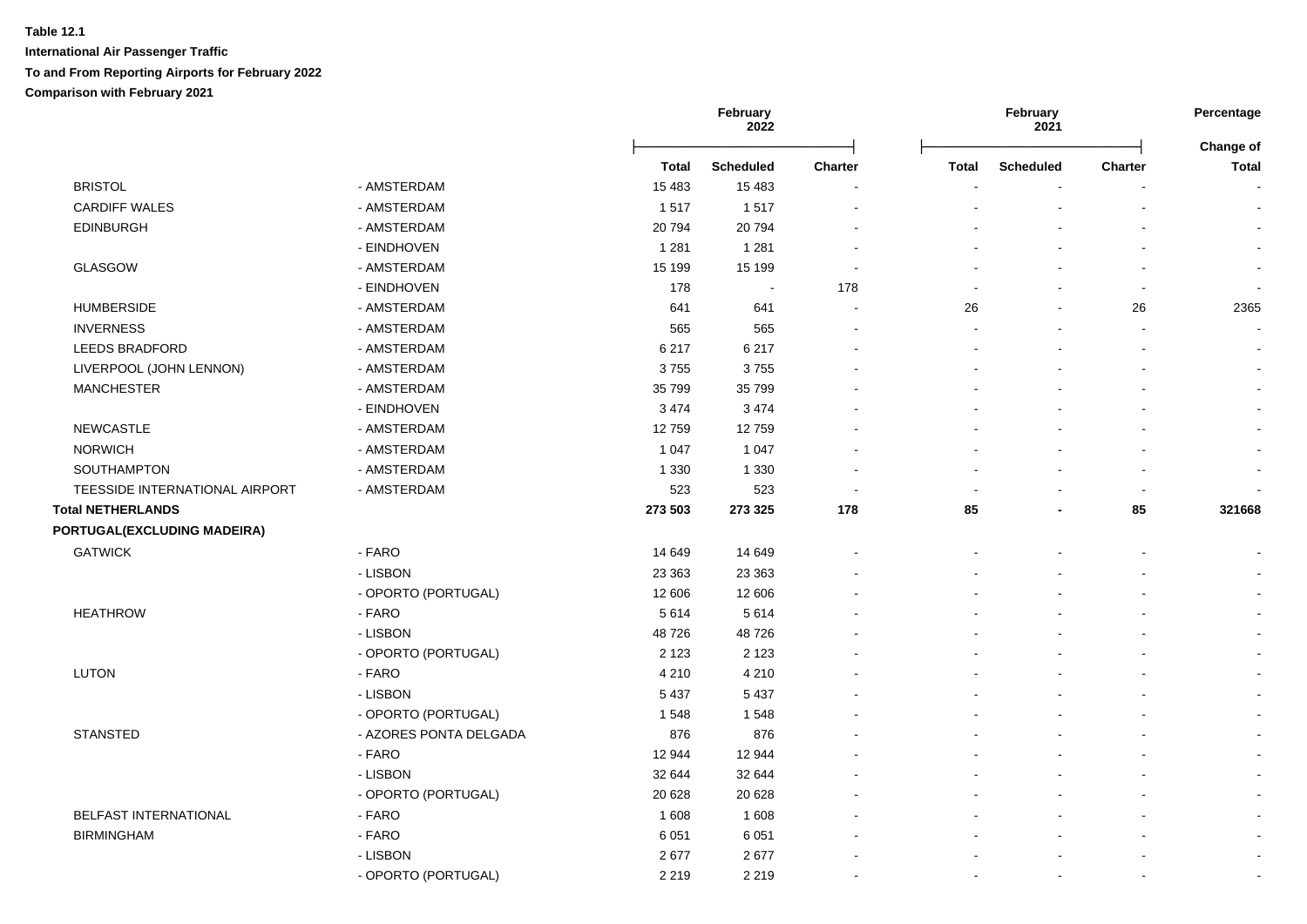**Table 12.1**

**International Air Passenger Traffic**

**To and From Reporting Airports for February 2022**

**Comparison with February 2021**

| | | February 2022 | | | February 2021 | | | Percentage |
|---|---|---|---|---|---|---|---|---|
| | | **Total** | **Scheduled** | **Charter** | **Total** | **Scheduled** | **Charter** | **Change of Total** |
| BRISTOL | - AMSTERDAM | 15 483 | 15 483 | - | - | - | - | - |
| CARDIFF WALES | - AMSTERDAM | 1 517 | 1 517 | - | - | - | - | - |
| EDINBURGH | - AMSTERDAM | 20 794 | 20 794 | - | - | - | - | - |
| | - EINDHOVEN | 1 281 | 1 281 | - | - | - | - | - |
| GLASGOW | - AMSTERDAM | 15 199 | 15 199 | - | - | - | - | - |
| | - EINDHOVEN | 178 | - | 178 | - | - | - | - |
| HUMBERSIDE | - AMSTERDAM | 641 | 641 | - | 26 | - | 26 | 2365 |
| INVERNESS | - AMSTERDAM | 565 | 565 | - | - | - | - | - |
| LEEDS BRADFORD | - AMSTERDAM | 6 217 | 6 217 | - | - | - | - | - |
| LIVERPOOL (JOHN LENNON) | - AMSTERDAM | 3 755 | 3 755 | - | - | - | - | - |
| MANCHESTER | - AMSTERDAM | 35 799 | 35 799 | - | - | - | - | - |
| | - EINDHOVEN | 3 474 | 3 474 | - | - | - | - | - |
| NEWCASTLE | - AMSTERDAM | 12 759 | 12 759 | - | - | - | - | - |
| NORWICH | - AMSTERDAM | 1 047 | 1 047 | - | - | - | - | - |
| SOUTHAMPTON | - AMSTERDAM | 1 330 | 1 330 | - | - | - | - | - |
| TEESSIDE INTERNATIONAL AIRPORT | - AMSTERDAM | 523 | 523 | - | - | - | - | - |
| **Total NETHERLANDS** | | **273 503** | **273 325** | **178** | **85** | **-** | **85** | **321668** |
| **PORTUGAL(EXCLUDING MADEIRA)** | | | | | | | | |
| GATWICK | - FARO | 14 649 | 14 649 | - | - | - | - | - |
| | - LISBON | 23 363 | 23 363 | - | - | - | - | - |
| | - OPORTO (PORTUGAL) | 12 606 | 12 606 | - | - | - | - | - |
| HEATHROW | - FARO | 5 614 | 5 614 | - | - | - | - | - |
| | - LISBON | 48 726 | 48 726 | - | - | - | - | - |
| | - OPORTO (PORTUGAL) | 2 123 | 2 123 | - | - | - | - | - |
| LUTON | - FARO | 4 210 | 4 210 | - | - | - | - | - |
| | - LISBON | 5 437 | 5 437 | - | - | - | - | - |
| | - OPORTO (PORTUGAL) | 1 548 | 1 548 | - | - | - | - | - |
| STANSTED | - AZORES PONTA DELGADA | 876 | 876 | - | - | - | - | - |
| | - FARO | 12 944 | 12 944 | - | - | - | - | - |
| | - LISBON | 32 644 | 32 644 | - | - | - | - | - |
| | - OPORTO (PORTUGAL) | 20 628 | 20 628 | - | - | - | - | - |
| BELFAST INTERNATIONAL | - FARO | 1 608 | 1 608 | - | - | - | - | - |
| BIRMINGHAM | - FARO | 6 051 | 6 051 | - | - | - | - | - |
| | - LISBON | 2 677 | 2 677 | - | - | - | - | - |
| | - OPORTO (PORTUGAL) | 2 219 | 2 219 | - | - | - | - | - |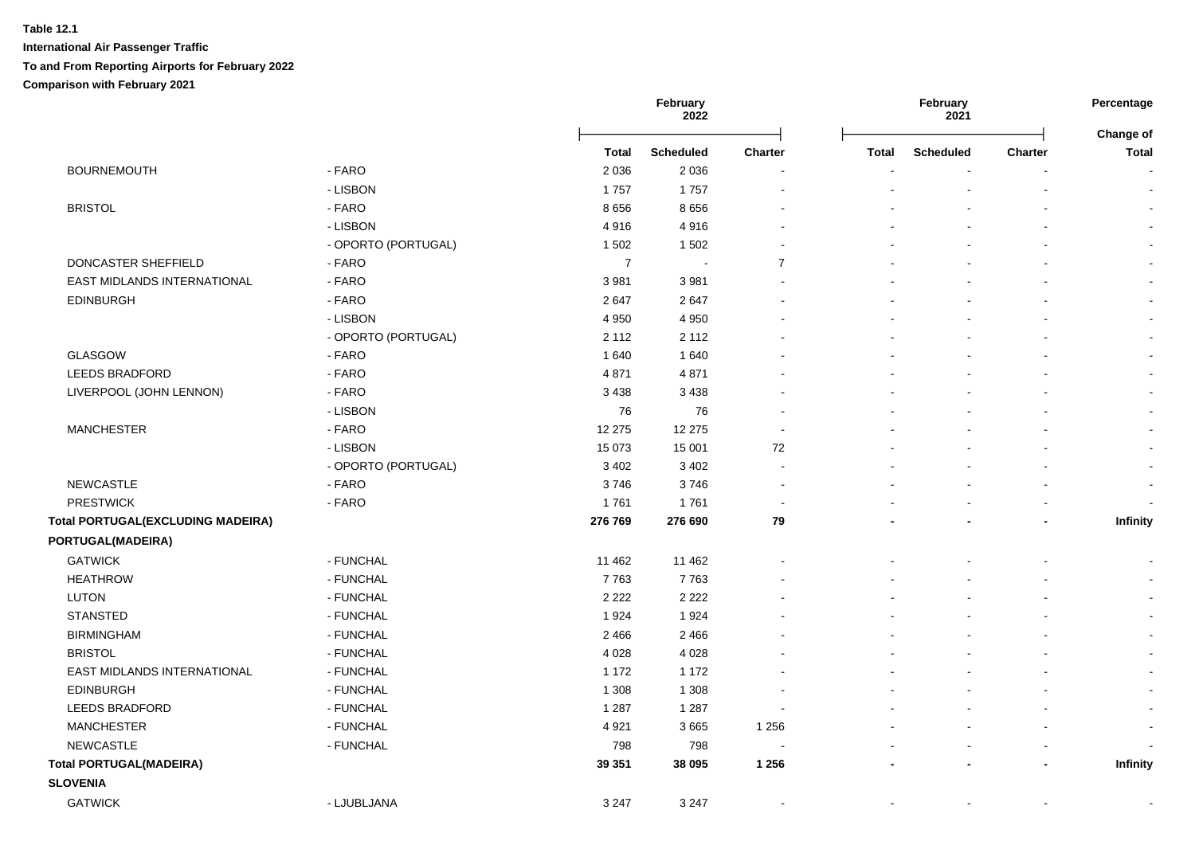**Table 12.1**

**International Air Passenger Traffic**

**To and From Reporting Airports for February 2022**

**Comparison with February 2021**

| | | February 2022 | | | February 2021 | | | Percentage |
|---|---|---|---|---|---|---|---|---|
| | | **Total** | **Scheduled** | **Charter** | **Total** | **Scheduled** | **Charter** | **Change of Total** |
| BOURNEMOUTH | - FARO | 2 036 | 2 036 | - | - | - | - | - |
| | - LISBON | 1 757 | 1 757 | - | - | - | - | - |
| BRISTOL | - FARO | 8 656 | 8 656 | - | - | - | - | - |
| | - LISBON | 4 916 | 4 916 | - | - | - | - | - |
| | - OPORTO (PORTUGAL) | 1 502 | 1 502 | - | - | - | - | - |
| DONCASTER SHEFFIELD | - FARO | 7 | - | 7 | - | - | - | - |
| EAST MIDLANDS INTERNATIONAL | - FARO | 3 981 | 3 981 | - | - | - | - | - |
| EDINBURGH | - FARO | 2 647 | 2 647 | - | - | - | - | - |
| | - LISBON | 4 950 | 4 950 | - | - | - | - | - |
| | - OPORTO (PORTUGAL) | 2 112 | 2 112 | - | - | - | - | - |
| GLASGOW | - FARO | 1 640 | 1 640 | - | - | - | - | - |
| LEEDS BRADFORD | - FARO | 4 871 | 4 871 | - | - | - | - | - |
| LIVERPOOL (JOHN LENNON) | - FARO | 3 438 | 3 438 | - | - | - | - | - |
| | - LISBON | 76 | 76 | - | - | - | - | - |
| MANCHESTER | - FARO | 12 275 | 12 275 | - | - | - | - | - |
| | - LISBON | 15 073 | 15 001 | 72 | - | - | - | - |
| | - OPORTO (PORTUGAL) | 3 402 | 3 402 | - | - | - | - | - |
| NEWCASTLE | - FARO | 3 746 | 3 746 | - | - | - | - | - |
| PRESTWICK | - FARO | 1 761 | 1 761 | - | - | - | - | - |
| **Total PORTUGAL(EXCLUDING MADEIRA)** | | **276 769** | **276 690** | **79** | **-** | **-** | **-** | **Infinity** |
| **PORTUGAL(MADEIRA)** | | | | | | | | |
| GATWICK | - FUNCHAL | 11 462 | 11 462 | - | - | - | - | - |
| HEATHROW | - FUNCHAL | 7 763 | 7 763 | - | - | - | - | - |
| LUTON | - FUNCHAL | 2 222 | 2 222 | - | - | - | - | - |
| STANSTED | - FUNCHAL | 1 924 | 1 924 | - | - | - | - | - |
| BIRMINGHAM | - FUNCHAL | 2 466 | 2 466 | - | - | - | - | - |
| BRISTOL | - FUNCHAL | 4 028 | 4 028 | - | - | - | - | - |
| EAST MIDLANDS INTERNATIONAL | - FUNCHAL | 1 172 | 1 172 | - | - | - | - | - |
| EDINBURGH | - FUNCHAL | 1 308 | 1 308 | - | - | - | - | - |
| LEEDS BRADFORD | - FUNCHAL | 1 287 | 1 287 | - | - | - | - | - |
| MANCHESTER | - FUNCHAL | 4 921 | 3 665 | 1 256 | - | - | - | - |
| NEWCASTLE | - FUNCHAL | 798 | 798 | - | - | - | - | - |
| **Total PORTUGAL(MADEIRA)** | | **39 351** | **38 095** | **1 256** | **-** | **-** | **-** | **Infinity** |
| **SLOVENIA** | | | | | | | | |
| GATWICK | - LJUBLJANA | 3 247 | 3 247 | - | - | - | - | - |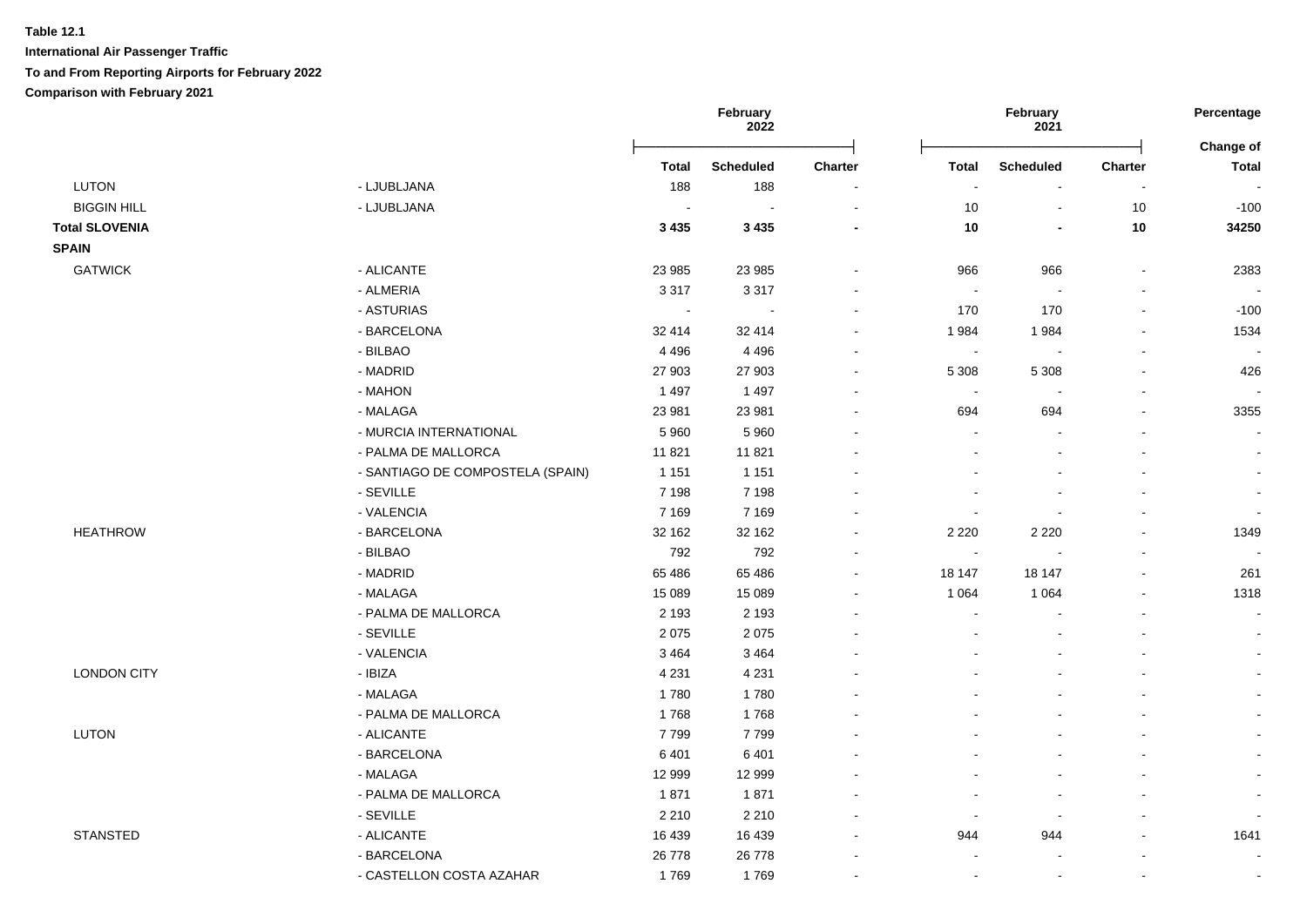**Table 12.1**

**International Air Passenger Traffic**

**To and From Reporting Airports for February 2022**

**Comparison with February 2021**

| | | February 2022 | | | February 2021 | | | Percentage |
|---|---|---|---|---|---|---|---|---|
| | | **Total** | **Scheduled** | **Charter** | **Total** | **Scheduled** | **Charter** | **Change of Total** |
| LUTON | - LJUBLJANA | 188 | 188 | - | - | - | - | - |
| BIGGIN HILL | - LJUBLJANA | - | - | - | 10 | - | 10 | -100 |
| **Total SLOVENIA** | | **3 435** | **3 435** | **-** | **10** | **-** | **10** | **34250** |
| **SPAIN** | | | | | | | | |
| GATWICK | - ALICANTE | 23 985 | 23 985 | - | 966 | 966 | - | 2383 |
| | - ALMERIA | 3 317 | 3 317 | - | - | - | - | - |
| | - ASTURIAS | - | - | - | 170 | 170 | - | -100 |
| | - BARCELONA | 32 414 | 32 414 | - | 1 984 | 1 984 | - | 1534 |
| | - BILBAO | 4 496 | 4 496 | - | - | - | - | - |
| | - MADRID | 27 903 | 27 903 | - | 5 308 | 5 308 | - | 426 |
| | - MAHON | 1 497 | 1 497 | - | - | - | - | - |
| | - MALAGA | 23 981 | 23 981 | - | 694 | 694 | - | 3355 |
| | - MURCIA INTERNATIONAL | 5 960 | 5 960 | - | - | - | - | - |
| | - PALMA DE MALLORCA | 11 821 | 11 821 | - | - | - | - | - |
| | - SANTIAGO DE COMPOSTELA (SPAIN) | 1 151 | 1 151 | - | - | - | - | - |
| | - SEVILLE | 7 198 | 7 198 | - | - | - | - | - |
| | - VALENCIA | 7 169 | 7 169 | - | - | - | - | - |
| HEATHROW | - BARCELONA | 32 162 | 32 162 | - | 2 220 | 2 220 | - | 1349 |
| | - BILBAO | 792 | 792 | - | - | - | - | - |
| | - MADRID | 65 486 | 65 486 | - | 18 147 | 18 147 | - | 261 |
| | - MALAGA | 15 089 | 15 089 | - | 1 064 | 1 064 | - | 1318 |
| | - PALMA DE MALLORCA | 2 193 | 2 193 | - | - | - | - | - |
| | - SEVILLE | 2 075 | 2 075 | - | - | - | - | - |
| | - VALENCIA | 3 464 | 3 464 | - | - | - | - | - |
| LONDON CITY | - IBIZA | 4 231 | 4 231 | - | - | - | - | - |
| | - MALAGA | 1 780 | 1 780 | - | - | - | - | - |
| | - PALMA DE MALLORCA | 1 768 | 1 768 | - | - | - | - | - |
| LUTON | - ALICANTE | 7 799 | 7 799 | - | - | - | - | - |
| | - BARCELONA | 6 401 | 6 401 | - | - | - | - | - |
| | - MALAGA | 12 999 | 12 999 | - | - | - | - | - |
| | - PALMA DE MALLORCA | 1 871 | 1 871 | - | - | - | - | - |
| | - SEVILLE | 2 210 | 2 210 | - | - | - | - | - |
| STANSTED | - ALICANTE | 16 439 | 16 439 | - | 944 | 944 | - | 1641 |
| | - BARCELONA | 26 778 | 26 778 | - | - | - | - | - |
| | - CASTELLON COSTA AZAHAR | 1 769 | 1 769 | - | - | - | - | - |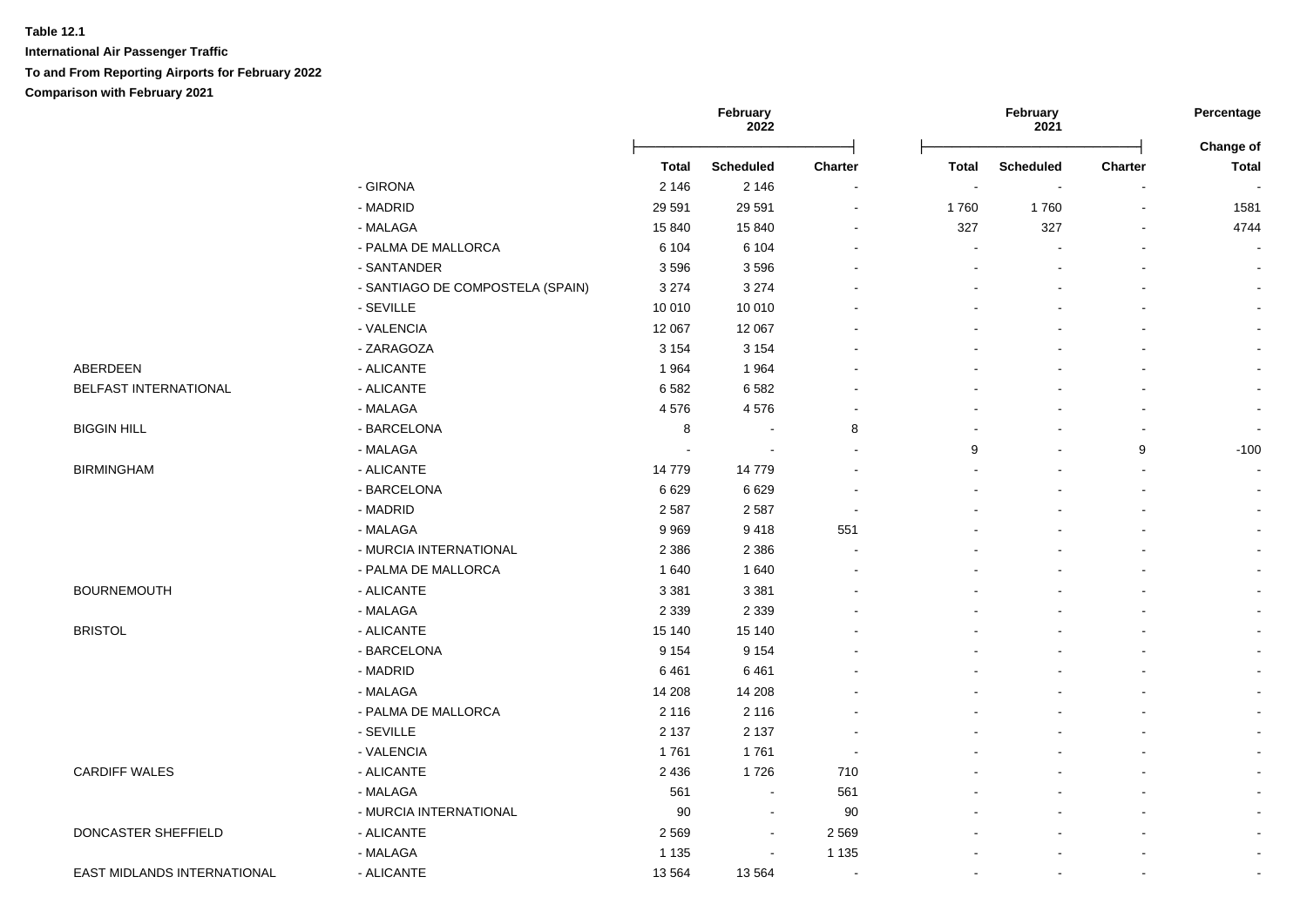**Table 12.1**

**International Air Passenger Traffic**

**To and From Reporting Airports for February 2022**

**Comparison with February 2021**

| | | February 2022 | | | February 2021 | | | Percentage |
|---|---|---|---|---|---|---|---|---|
| | | Total | Scheduled | Charter | Total | Scheduled | Charter | Change of Total |
| | - GIRONA | 2 146 | 2 146 | - | - | - | - | - |
| | - MADRID | 29 591 | 29 591 | - | 1 760 | 1 760 | - | 1581 |
| | - MALAGA | 15 840 | 15 840 | - | 327 | 327 | - | 4744 |
| | - PALMA DE MALLORCA | 6 104 | 6 104 | - | - | - | - | - |
| | - SANTANDER | 3 596 | 3 596 | - | - | - | - | - |
| | - SANTIAGO DE COMPOSTELA (SPAIN) | 3 274 | 3 274 | - | - | - | - | - |
| | - SEVILLE | 10 010 | 10 010 | - | - | - | - | - |
| | - VALENCIA | 12 067 | 12 067 | - | - | - | - | - |
| | - ZARAGOZA | 3 154 | 3 154 | - | - | - | - | - |
| ABERDEEN | - ALICANTE | 1 964 | 1 964 | - | - | - | - | - |
| BELFAST INTERNATIONAL | - ALICANTE | 6 582 | 6 582 | - | - | - | - | - |
| | - MALAGA | 4 576 | 4 576 | - | - | - | - | - |
| BIGGIN HILL | - BARCELONA | 8 | - | 8 | - | - | - | - |
| | - MALAGA | - | - | - | 9 | - | 9 | -100 |
| BIRMINGHAM | - ALICANTE | 14 779 | 14 779 | - | - | - | - | - |
| | - BARCELONA | 6 629 | 6 629 | - | - | - | - | - |
| | - MADRID | 2 587 | 2 587 | - | - | - | - | - |
| | - MALAGA | 9 969 | 9 418 | 551 | - | - | - | - |
| | - MURCIA INTERNATIONAL | 2 386 | 2 386 | - | - | - | - | - |
| | - PALMA DE MALLORCA | 1 640 | 1 640 | - | - | - | - | - |
| BOURNEMOUTH | - ALICANTE | 3 381 | 3 381 | - | - | - | - | - |
| | - MALAGA | 2 339 | 2 339 | - | - | - | - | - |
| BRISTOL | - ALICANTE | 15 140 | 15 140 | - | - | - | - | - |
| | - BARCELONA | 9 154 | 9 154 | - | - | - | - | - |
| | - MADRID | 6 461 | 6 461 | - | - | - | - | - |
| | - MALAGA | 14 208 | 14 208 | - | - | - | - | - |
| | - PALMA DE MALLORCA | 2 116 | 2 116 | - | - | - | - | - |
| | - SEVILLE | 2 137 | 2 137 | - | - | - | - | - |
| | - VALENCIA | 1 761 | 1 761 | - | - | - | - | - |
| CARDIFF WALES | - ALICANTE | 2 436 | 1 726 | 710 | - | - | - | - |
| | - MALAGA | 561 | - | 561 | - | - | - | - |
| | - MURCIA INTERNATIONAL | 90 | - | 90 | - | - | - | - |
| DONCASTER SHEFFIELD | - ALICANTE | 2 569 | - | 2 569 | - | - | - | - |
| | - MALAGA | 1 135 | - | 1 135 | - | - | - | - |
| EAST MIDLANDS INTERNATIONAL | - ALICANTE | 13 564 | 13 564 | - | - | - | - | - |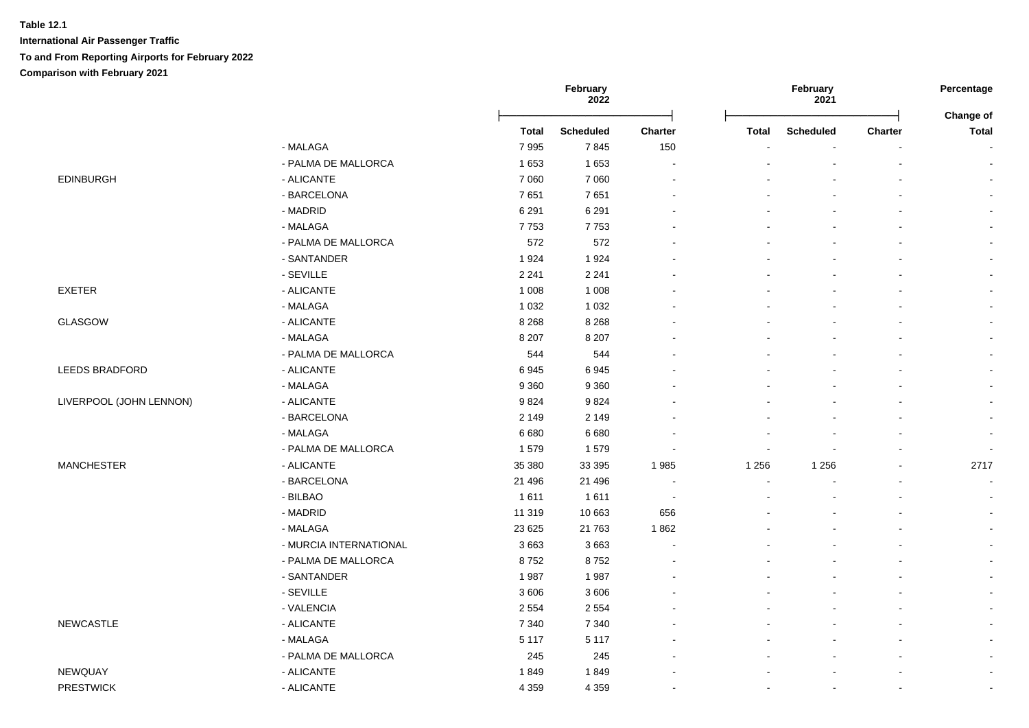**Table 12.1**

**International Air Passenger Traffic**

**To and From Reporting Airports for February 2022**

**Comparison with February 2021**

| | | February 2022 | | | February 2021 | | | Percentage |
|---|---|---|---|---|---|---|---|---|
| | | Total | Scheduled | Charter | Total | Scheduled | Charter | Change of Total |
| | - MALAGA | 7 995 | 7 845 | 150 | - | - | - | - |
| | - PALMA DE MALLORCA | 1 653 | 1 653 | - | - | - | - | - |
| EDINBURGH | - ALICANTE | 7 060 | 7 060 | - | - | - | - | - |
| | - BARCELONA | 7 651 | 7 651 | - | - | - | - | - |
| | - MADRID | 6 291 | 6 291 | - | - | - | - | - |
| | - MALAGA | 7 753 | 7 753 | - | - | - | - | - |
| | - PALMA DE MALLORCA | 572 | 572 | - | - | - | - | - |
| | - SANTANDER | 1 924 | 1 924 | - | - | - | - | - |
| | - SEVILLE | 2 241 | 2 241 | - | - | - | - | - |
| EXETER | - ALICANTE | 1 008 | 1 008 | - | - | - | - | - |
| | - MALAGA | 1 032 | 1 032 | - | - | - | - | - |
| GLASGOW | - ALICANTE | 8 268 | 8 268 | - | - | - | - | - |
| | - MALAGA | 8 207 | 8 207 | - | - | - | - | - |
| | - PALMA DE MALLORCA | 544 | 544 | - | - | - | - | - |
| LEEDS BRADFORD | - ALICANTE | 6 945 | 6 945 | - | - | - | - | - |
| | - MALAGA | 9 360 | 9 360 | - | - | - | - | - |
| LIVERPOOL (JOHN LENNON) | - ALICANTE | 9 824 | 9 824 | - | - | - | - | - |
| | - BARCELONA | 2 149 | 2 149 | - | - | - | - | - |
| | - MALAGA | 6 680 | 6 680 | - | - | - | - | - |
| | - PALMA DE MALLORCA | 1 579 | 1 579 | - | - | - | - | - |
| MANCHESTER | - ALICANTE | 35 380 | 33 395 | 1 985 | 1 256 | 1 256 | - | 2717 |
| | - BARCELONA | 21 496 | 21 496 | - | - | - | - | - |
| | - BILBAO | 1 611 | 1 611 | - | - | - | - | - |
| | - MADRID | 11 319 | 10 663 | 656 | - | - | - | - |
| | - MALAGA | 23 625 | 21 763 | 1 862 | - | - | - | - |
| | - MURCIA INTERNATIONAL | 3 663 | 3 663 | - | - | - | - | - |
| | - PALMA DE MALLORCA | 8 752 | 8 752 | - | - | - | - | - |
| | - SANTANDER | 1 987 | 1 987 | - | - | - | - | - |
| | - SEVILLE | 3 606 | 3 606 | - | - | - | - | - |
| | - VALENCIA | 2 554 | 2 554 | - | - | - | - | - |
| NEWCASTLE | - ALICANTE | 7 340 | 7 340 | - | - | - | - | - |
| | - MALAGA | 5 117 | 5 117 | - | - | - | - | - |
| | - PALMA DE MALLORCA | 245 | 245 | - | - | - | - | - |
| NEWQUAY | - ALICANTE | 1 849 | 1 849 | - | - | - | - | - |
| PRESTWICK | - ALICANTE | 4 359 | 4 359 | - | - | - | - | - |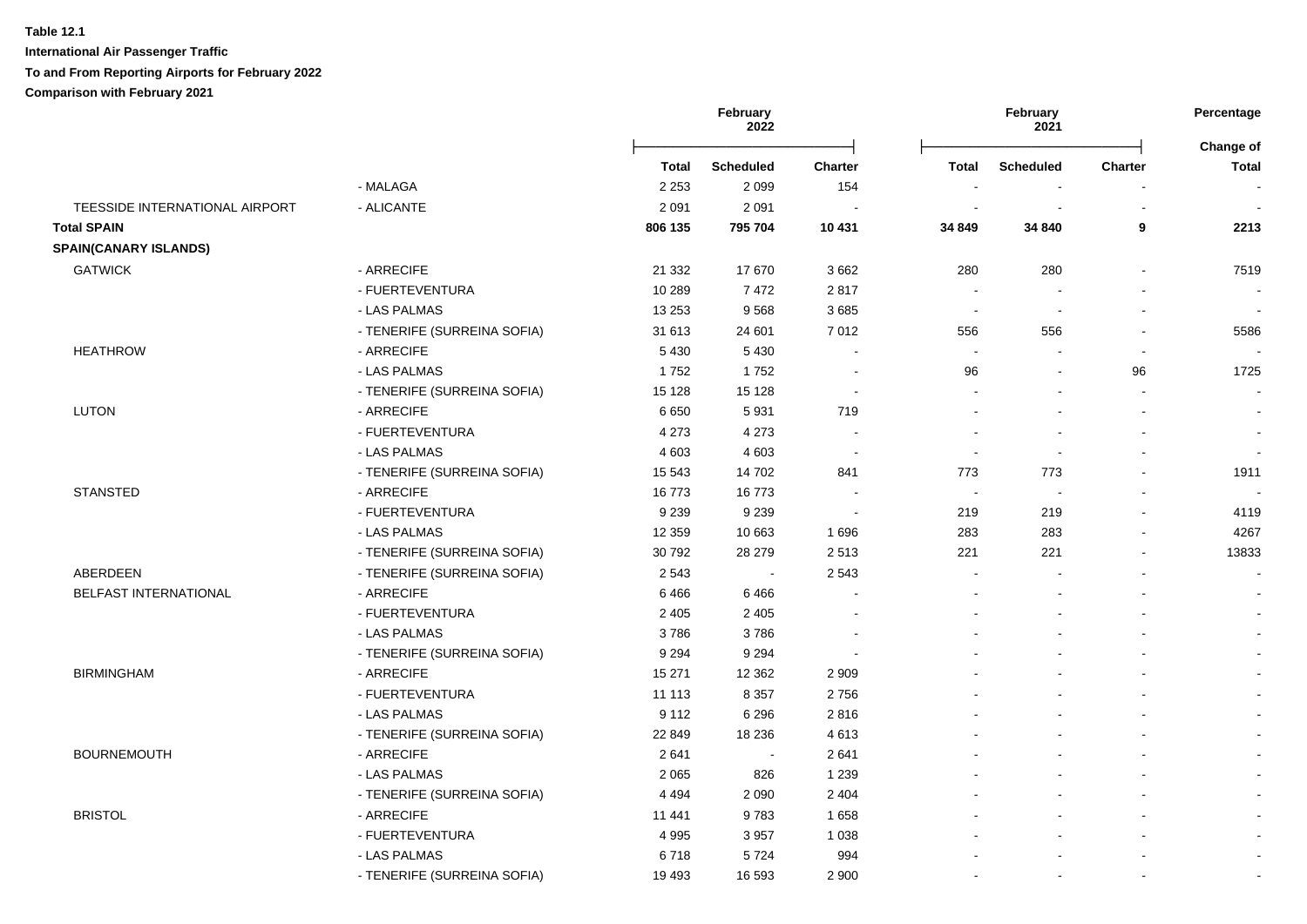**Table 12.1**

**International Air Passenger Traffic**

**To and From Reporting Airports for February 2022**

**Comparison with February 2021**

| | | February 2022 | | | February 2021 | | | Percentage |
|---|---|---|---|---|---|---|---|---|
| | | | | | | | | Change of |
| | | Total | Scheduled | Charter | Total | Scheduled | Charter | Total |
| | - MALAGA | 2 253 | 2 099 | 154 | - | - | - | - |
| TEESSIDE INTERNATIONAL AIRPORT | - ALICANTE | 2 091 | 2 091 | - | - | - | - | - |
| **Total SPAIN** | | **806 135** | **795 704** | **10 431** | **34 849** | **34 840** | **9** | **2213** |
| **SPAIN(CANARY ISLANDS)** | | | | | | | | |
| GATWICK | - ARRECIFE | 21 332 | 17 670 | 3 662 | 280 | 280 | - | 7519 |
| | - FUERTEVENTURA | 10 289 | 7 472 | 2 817 | - | - | - | - |
| | - LAS PALMAS | 13 253 | 9 568 | 3 685 | - | - | - | - |
| | - TENERIFE (SURREINA SOFIA) | 31 613 | 24 601 | 7 012 | 556 | 556 | - | 5586 |
| HEATHROW | - ARRECIFE | 5 430 | 5 430 | - | - | - | - | - |
| | - LAS PALMAS | 1 752 | 1 752 | - | 96 | - | 96 | 1725 |
| | - TENERIFE (SURREINA SOFIA) | 15 128 | 15 128 | - | - | - | - | - |
| LUTON | - ARRECIFE | 6 650 | 5 931 | 719 | - | - | - | - |
| | - FUERTEVENTURA | 4 273 | 4 273 | - | - | - | - | - |
| | - LAS PALMAS | 4 603 | 4 603 | - | - | - | - | - |
| | - TENERIFE (SURREINA SOFIA) | 15 543 | 14 702 | 841 | 773 | 773 | - | 1911 |
| STANSTED | - ARRECIFE | 16 773 | 16 773 | - | - | - | - | - |
| | - FUERTEVENTURA | 9 239 | 9 239 | - | 219 | 219 | - | 4119 |
| | - LAS PALMAS | 12 359 | 10 663 | 1 696 | 283 | 283 | - | 4267 |
| | - TENERIFE (SURREINA SOFIA) | 30 792 | 28 279 | 2 513 | 221 | 221 | - | 13833 |
| ABERDEEN | - TENERIFE (SURREINA SOFIA) | 2 543 | - | 2 543 | - | - | - | - |
| BELFAST INTERNATIONAL | - ARRECIFE | 6 466 | 6 466 | - | - | - | - | - |
| | - FUERTEVENTURA | 2 405 | 2 405 | - | - | - | - | - |
| | - LAS PALMAS | 3 786 | 3 786 | - | - | - | - | - |
| | - TENERIFE (SURREINA SOFIA) | 9 294 | 9 294 | - | - | - | - | - |
| BIRMINGHAM | - ARRECIFE | 15 271 | 12 362 | 2 909 | - | - | - | - |
| | - FUERTEVENTURA | 11 113 | 8 357 | 2 756 | - | - | - | - |
| | - LAS PALMAS | 9 112 | 6 296 | 2 816 | - | - | - | - |
| | - TENERIFE (SURREINA SOFIA) | 22 849 | 18 236 | 4 613 | - | - | - | - |
| BOURNEMOUTH | - ARRECIFE | 2 641 | - | 2 641 | - | - | - | - |
| | - LAS PALMAS | 2 065 | 826 | 1 239 | - | - | - | - |
| | - TENERIFE (SURREINA SOFIA) | 4 494 | 2 090 | 2 404 | - | - | - | - |
| BRISTOL | - ARRECIFE | 11 441 | 9 783 | 1 658 | - | - | - | - |
| | - FUERTEVENTURA | 4 995 | 3 957 | 1 038 | - | - | - | - |
| | - LAS PALMAS | 6 718 | 5 724 | 994 | - | - | - | - |
| | - TENERIFE (SURREINA SOFIA) | 19 493 | 16 593 | 2 900 | - | - | - | - |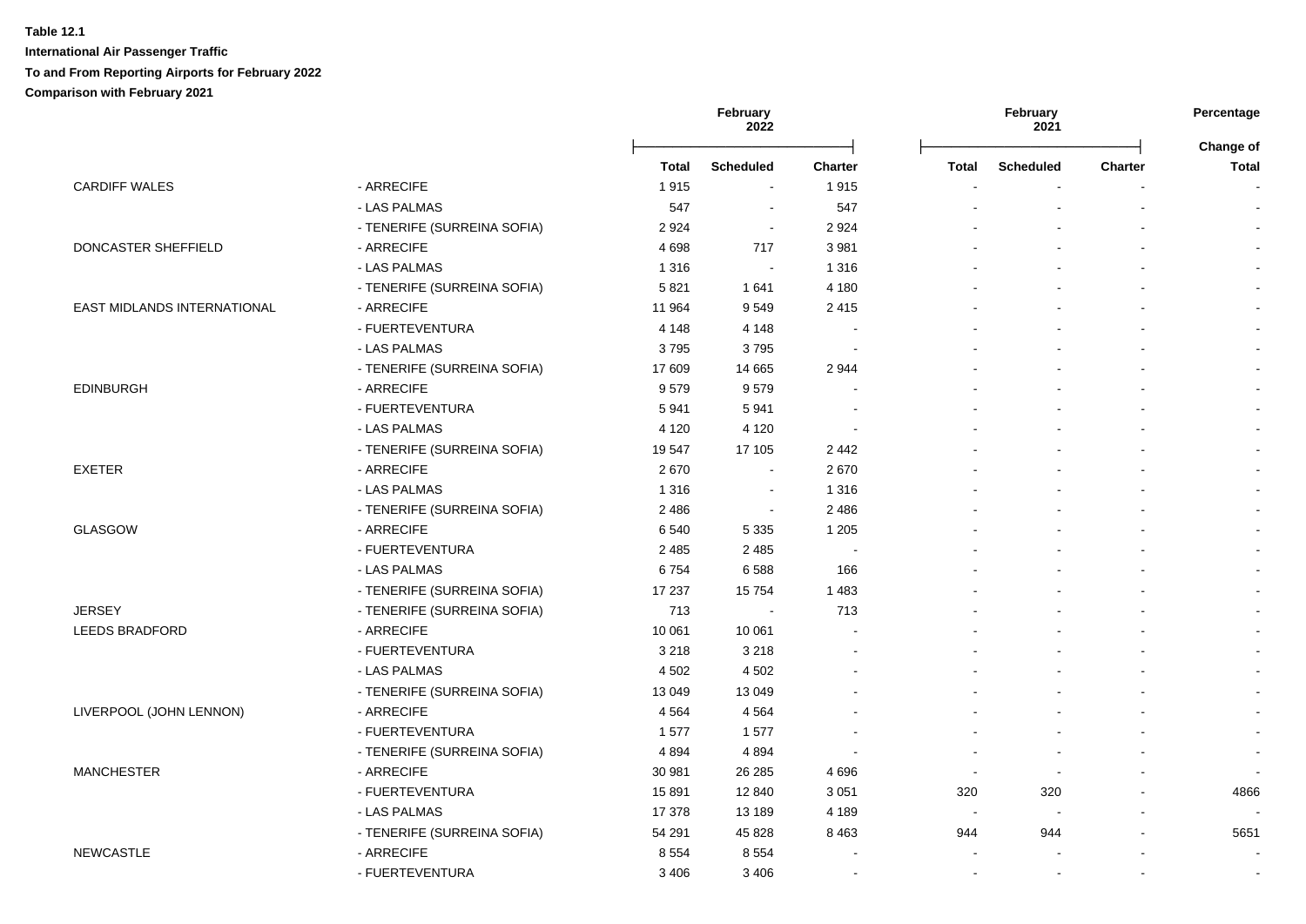**Table 12.1**

**International Air Passenger Traffic**

**To and From Reporting Airports for February 2022**

**Comparison with February 2021**

| | | February 2022 | | | February 2021 | | | Percentage |
|---|---|---|---|---|---|---|---|---|
| | | Total | Scheduled | Charter | Total | Scheduled | Charter | Change of Total |
| CARDIFF WALES | - ARRECIFE | 1 915 | - | 1 915 | - | - | - | - |
| | - LAS PALMAS | 547 | - | 547 | - | - | - | - |
| | - TENERIFE (SURREINA SOFIA) | 2 924 | - | 2 924 | - | - | - | - |
| DONCASTER SHEFFIELD | - ARRECIFE | 4 698 | 717 | 3 981 | - | - | - | - |
| | - LAS PALMAS | 1 316 | - | 1 316 | - | - | - | - |
| | - TENERIFE (SURREINA SOFIA) | 5 821 | 1 641 | 4 180 | - | - | - | - |
| EAST MIDLANDS INTERNATIONAL | - ARRECIFE | 11 964 | 9 549 | 2 415 | - | - | - | - |
| | - FUERTEVENTURA | 4 148 | 4 148 | - | - | - | - | - |
| | - LAS PALMAS | 3 795 | 3 795 | - | - | - | - | - |
| | - TENERIFE (SURREINA SOFIA) | 17 609 | 14 665 | 2 944 | - | - | - | - |
| EDINBURGH | - ARRECIFE | 9 579 | 9 579 | - | - | - | - | - |
| | - FUERTEVENTURA | 5 941 | 5 941 | - | - | - | - | - |
| | - LAS PALMAS | 4 120 | 4 120 | - | - | - | - | - |
| | - TENERIFE (SURREINA SOFIA) | 19 547 | 17 105 | 2 442 | - | - | - | - |
| EXETER | - ARRECIFE | 2 670 | - | 2 670 | - | - | - | - |
| | - LAS PALMAS | 1 316 | - | 1 316 | - | - | - | - |
| | - TENERIFE (SURREINA SOFIA) | 2 486 | - | 2 486 | - | - | - | - |
| GLASGOW | - ARRECIFE | 6 540 | 5 335 | 1 205 | - | - | - | - |
| | - FUERTEVENTURA | 2 485 | 2 485 | - | - | - | - | - |
| | - LAS PALMAS | 6 754 | 6 588 | 166 | - | - | - | - |
| | - TENERIFE (SURREINA SOFIA) | 17 237 | 15 754 | 1 483 | - | - | - | - |
| JERSEY | - TENERIFE (SURREINA SOFIA) | 713 | - | 713 | - | - | - | - |
| LEEDS BRADFORD | - ARRECIFE | 10 061 | 10 061 | - | - | - | - | - |
| | - FUERTEVENTURA | 3 218 | 3 218 | - | - | - | - | - |
| | - LAS PALMAS | 4 502 | 4 502 | - | - | - | - | - |
| | - TENERIFE (SURREINA SOFIA) | 13 049 | 13 049 | - | - | - | - | - |
| LIVERPOOL (JOHN LENNON) | - ARRECIFE | 4 564 | 4 564 | - | - | - | - | - |
| | - FUERTEVENTURA | 1 577 | 1 577 | - | - | - | - | - |
| | - TENERIFE (SURREINA SOFIA) | 4 894 | 4 894 | - | - | - | - | - |
| MANCHESTER | - ARRECIFE | 30 981 | 26 285 | 4 696 | - | - | - | - |
| | - FUERTEVENTURA | 15 891 | 12 840 | 3 051 | 320 | 320 | - | 4866 |
| | - LAS PALMAS | 17 378 | 13 189 | 4 189 | - | - | - | - |
| | - TENERIFE (SURREINA SOFIA) | 54 291 | 45 828 | 8 463 | 944 | 944 | - | 5651 |
| NEWCASTLE | - ARRECIFE | 8 554 | 8 554 | - | - | - | - | - |
| | - FUERTEVENTURA | 3 406 | 3 406 | - | - | - | - | - |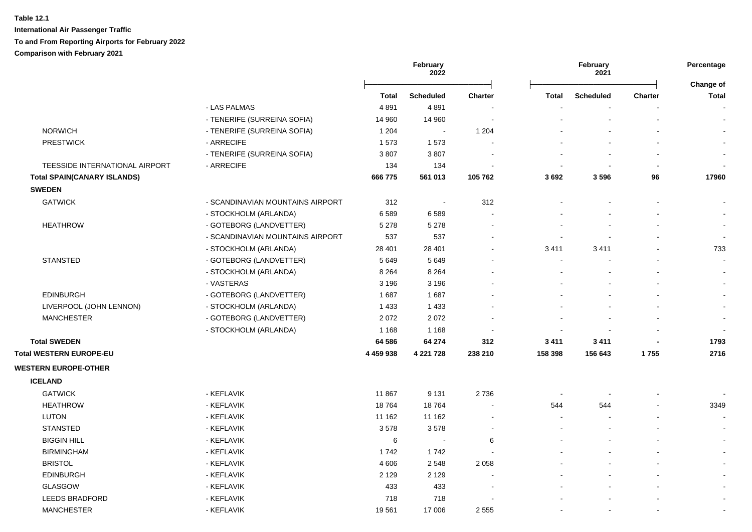**Table 12.1**

**International Air Passenger Traffic**

**To and From Reporting Airports for February 2022**

**Comparison with February 2021**

| | | February 2022 | | | February 2021 | | | Percentage Change of |
|---|---|---|---|---|---|---|---|---|
| | | **Total** | **Scheduled** | **Charter** | **Total** | **Scheduled** | **Charter** | **Total** |
| | - LAS PALMAS | 4 891 | 4 891 | - | - | - | - | - |
| | - TENERIFE (SURREINA SOFIA) | 14 960 | 14 960 | - | - | - | - | - |
| NORWICH | - TENERIFE (SURREINA SOFIA) | 1 204 | - | 1 204 | - | - | - | - |
| PRESTWICK | - ARRECIFE | 1 573 | 1 573 | - | - | - | - | - |
| | - TENERIFE (SURREINA SOFIA) | 3 807 | 3 807 | - | - | - | - | - |
| TEESSIDE INTERNATIONAL AIRPORT | - ARRECIFE | 134 | 134 | - | - | - | - | - |
| **Total SPAIN(CANARY ISLANDS)** | | **666 775** | **561 013** | **105 762** | **3 692** | **3 596** | **96** | **17960** |
| **SWEDEN** | | | | | | | | |
| GATWICK | - SCANDINAVIAN MOUNTAINS AIRPORT | 312 | - | 312 | - | - | - | - |
| | - STOCKHOLM (ARLANDA) | 6 589 | 6 589 | - | - | - | - | - |
| HEATHROW | - GOTEBORG (LANDVETTER) | 5 278 | 5 278 | - | - | - | - | - |
| | - SCANDINAVIAN MOUNTAINS AIRPORT | 537 | 537 | - | - | - | - | - |
| | - STOCKHOLM (ARLANDA) | 28 401 | 28 401 | - | 3 411 | 3 411 | - | 733 |
| STANSTED | - GOTEBORG (LANDVETTER) | 5 649 | 5 649 | - | - | - | - | - |
| | - STOCKHOLM (ARLANDA) | 8 264 | 8 264 | - | - | - | - | - |
| | - VASTERAS | 3 196 | 3 196 | - | - | - | - | - |
| EDINBURGH | - GOTEBORG (LANDVETTER) | 1 687 | 1 687 | - | - | - | - | - |
| LIVERPOOL (JOHN LENNON) | - STOCKHOLM (ARLANDA) | 1 433 | 1 433 | - | - | - | - | - |
| MANCHESTER | - GOTEBORG (LANDVETTER) | 2 072 | 2 072 | - | - | - | - | - |
| | - STOCKHOLM (ARLANDA) | 1 168 | 1 168 | - | - | - | - | - |
| **Total SWEDEN** | | **64 586** | **64 274** | **312** | **3 411** | **3 411** | **-** | **1793** |
| **Total WESTERN EUROPE-EU** | | **4 459 938** | **4 221 728** | **238 210** | **158 398** | **156 643** | **1 755** | **2716** |
| **WESTERN EUROPE-OTHER** | | | | | | | | |
| **ICELAND** | | | | | | | | |
| GATWICK | - KEFLAVIK | 11 867 | 9 131 | 2 736 | - | - | - | - |
| HEATHROW | - KEFLAVIK | 18 764 | 18 764 | - | 544 | 544 | - | 3349 |
| LUTON | - KEFLAVIK | 11 162 | 11 162 | - | - | - | - | - |
| STANSTED | - KEFLAVIK | 3 578 | 3 578 | - | - | - | - | - |
| BIGGIN HILL | - KEFLAVIK | 6 | - | 6 | - | - | - | - |
| BIRMINGHAM | - KEFLAVIK | 1 742 | 1 742 | - | - | - | - | - |
| BRISTOL | - KEFLAVIK | 4 606 | 2 548 | 2 058 | - | - | - | - |
| EDINBURGH | - KEFLAVIK | 2 129 | 2 129 | - | - | - | - | - |
| GLASGOW | - KEFLAVIK | 433 | 433 | - | - | - | - | - |
| LEEDS BRADFORD | - KEFLAVIK | 718 | 718 | - | - | - | - | - |
| MANCHESTER | - KEFLAVIK | 19 561 | 17 006 | 2 555 | - | - | - | - |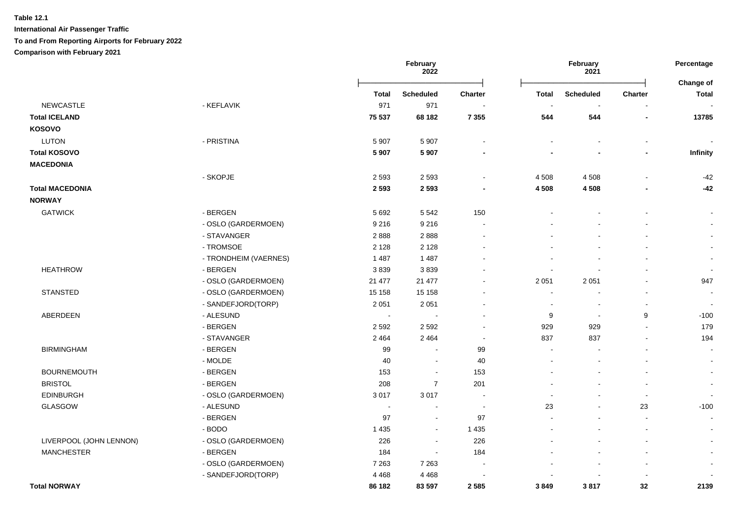**Table 12.1**

**International Air Passenger Traffic**

**To and From Reporting Airports for February 2022**

**Comparison with February 2021**

| | | February 2022 | | | February 2021 | | | Percentage |
|---|---|---|---|---|---|---|---|---|
| | | **Total** | **Scheduled** | **Charter** | **Total** | **Scheduled** | **Charter** | **Change of Total** |
| NEWCASTLE | - KEFLAVIK | 971 | 971 | - | - | - | - | - |
| **Total ICELAND** | | **75 537** | **68 182** | **7 355** | **544** | **544** | **-** | **13785** |
| **KOSOVO** | | | | | | | | |
| LUTON | - PRISTINA | 5 907 | 5 907 | - | - | - | - | - |
| **Total KOSOVO** | | **5 907** | **5 907** | **-** | **-** | **-** | **-** | **Infinity** |
| **MACEDONIA** | | | | | | | | |
| | - SKOPJE | 2 593 | 2 593 | - | 4 508 | 4 508 | - | -42 |
| **Total MACEDONIA** | | **2 593** | **2 593** | **-** | **4 508** | **4 508** | **-** | **-42** |
| **NORWAY** | | | | | | | | |
| GATWICK | - BERGEN | 5 692 | 5 542 | 150 | - | - | - | - |
| | - OSLO (GARDERMOEN) | 9 216 | 9 216 | - | - | - | - | - |
| | - STAVANGER | 2 888 | 2 888 | - | - | - | - | - |
| | - TROMSOE | 2 128 | 2 128 | - | - | - | - | - |
| | - TRONDHEIM (VAERNES) | 1 487 | 1 487 | - | - | - | - | - |
| HEATHROW | - BERGEN | 3 839 | 3 839 | - | - | - | - | - |
| | - OSLO (GARDERMOEN) | 21 477 | 21 477 | - | 2 051 | 2 051 | - | 947 |
| STANSTED | - OSLO (GARDERMOEN) | 15 158 | 15 158 | - | - | - | - | - |
| | - SANDEFJORD(TORP) | 2 051 | 2 051 | - | - | - | - | - |
| ABERDEEN | - ALESUND | - | - | - | 9 | - | 9 | -100 |
| | - BERGEN | 2 592 | 2 592 | - | 929 | 929 | - | 179 |
| | - STAVANGER | 2 464 | 2 464 | - | 837 | 837 | - | 194 |
| BIRMINGHAM | - BERGEN | 99 | - | 99 | - | - | - | - |
| | - MOLDE | 40 | - | 40 | - | - | - | - |
| BOURNEMOUTH | - BERGEN | 153 | - | 153 | - | - | - | - |
| BRISTOL | - BERGEN | 208 | 7 | 201 | - | - | - | - |
| EDINBURGH | - OSLO (GARDERMOEN) | 3 017 | 3 017 | - | - | - | - | - |
| GLASGOW | - ALESUND | - | - | - | 23 | - | 23 | -100 |
| | - BERGEN | 97 | - | 97 | - | - | - | - |
| | - BODO | 1 435 | - | 1 435 | - | - | - | - |
| LIVERPOOL (JOHN LENNON) | - OSLO (GARDERMOEN) | 226 | - | 226 | - | - | - | - |
| MANCHESTER | - BERGEN | 184 | - | 184 | - | - | - | - |
| | - OSLO (GARDERMOEN) | 7 263 | 7 263 | - | - | - | - | - |
| | - SANDEFJORD(TORP) | 4 468 | 4 468 | - | - | - | - | - |
| **Total NORWAY** | | **86 182** | **83 597** | **2 585** | **3 849** | **3 817** | **32** | **2139** |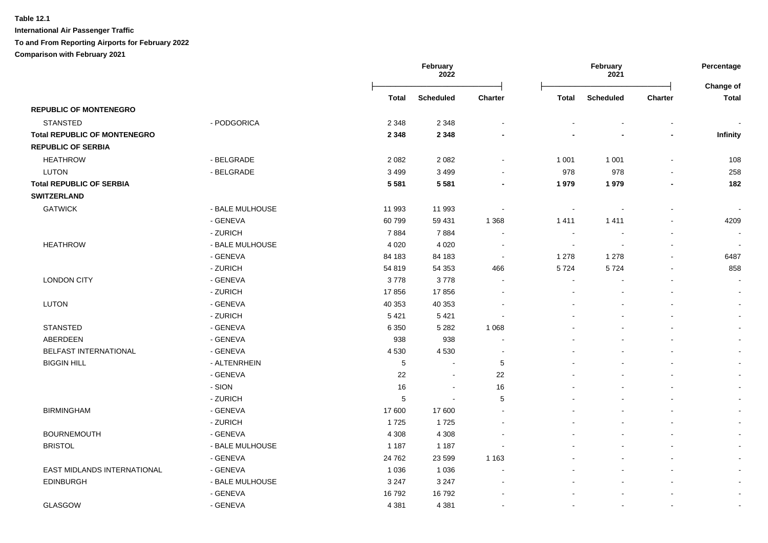**Table 12.1**

**International Air Passenger Traffic**

**To and From Reporting Airports for February 2022**

**Comparison with February 2021**

| | | February 2022 | | | February 2021 | | | Percentage |
|---|---|---|---|---|---|---|---|---|
| | | **Total** | **Scheduled** | **Charter** | **Total** | **Scheduled** | **Charter** | **Change of Total** |
| **REPUBLIC OF MONTENEGRO** | | | | | | | | |
| STANSTED | - PODGORICA | 2 348 | 2 348 | - | - | - | - | - |
| **Total REPUBLIC OF MONTENEGRO** | | **2 348** | **2 348** | **-** | **-** | **-** | **-** | **Infinity** |
| **REPUBLIC OF SERBIA** | | | | | | | | |
| HEATHROW | - BELGRADE | 2 082 | 2 082 | - | 1 001 | 1 001 | - | 108 |
| LUTON | - BELGRADE | 3 499 | 3 499 | - | 978 | 978 | - | 258 |
| **Total REPUBLIC OF SERBIA** | | **5 581** | **5 581** | **-** | **1 979** | **1 979** | **-** | **182** |
| **SWITZERLAND** | | | | | | | | |
| GATWICK | - BALE MULHOUSE | 11 993 | 11 993 | - | - | - | - | - |
| | - GENEVA | 60 799 | 59 431 | 1 368 | 1 411 | 1 411 | - | 4209 |
| | - ZURICH | 7 884 | 7 884 | - | - | - | - | - |
| HEATHROW | - BALE MULHOUSE | 4 020 | 4 020 | - | - | - | - | - |
| | - GENEVA | 84 183 | 84 183 | - | 1 278 | 1 278 | - | 6487 |
| | - ZURICH | 54 819 | 54 353 | 466 | 5 724 | 5 724 | - | 858 |
| LONDON CITY | - GENEVA | 3 778 | 3 778 | - | - | - | - | - |
| | - ZURICH | 17 856 | 17 856 | - | - | - | - | - |
| LUTON | - GENEVA | 40 353 | 40 353 | - | - | - | - | - |
| | - ZURICH | 5 421 | 5 421 | - | - | - | - | - |
| STANSTED | - GENEVA | 6 350 | 5 282 | 1 068 | - | - | - | - |
| ABERDEEN | - GENEVA | 938 | 938 | - | - | - | - | - |
| BELFAST INTERNATIONAL | - GENEVA | 4 530 | 4 530 | - | - | - | - | - |
| BIGGIN HILL | - ALTENRHEIN | 5 | - | 5 | - | - | - | - |
| | - GENEVA | 22 | - | 22 | - | - | - | - |
| | - SION | 16 | - | 16 | - | - | - | - |
| | - ZURICH | 5 | - | 5 | - | - | - | - |
| BIRMINGHAM | - GENEVA | 17 600 | 17 600 | - | - | - | - | - |
| | - ZURICH | 1 725 | 1 725 | - | - | - | - | - |
| BOURNEMOUTH | - GENEVA | 4 308 | 4 308 | - | - | - | - | - |
| BRISTOL | - BALE MULHOUSE | 1 187 | 1 187 | - | - | - | - | - |
| | - GENEVA | 24 762 | 23 599 | 1 163 | - | - | - | - |
| EAST MIDLANDS INTERNATIONAL | - GENEVA | 1 036 | 1 036 | - | - | - | - | - |
| EDINBURGH | - BALE MULHOUSE | 3 247 | 3 247 | - | - | - | - | - |
| | - GENEVA | 16 792 | 16 792 | - | - | - | - | - |
| GLASGOW | - GENEVA | 4 381 | 4 381 | - | - | - | - | - |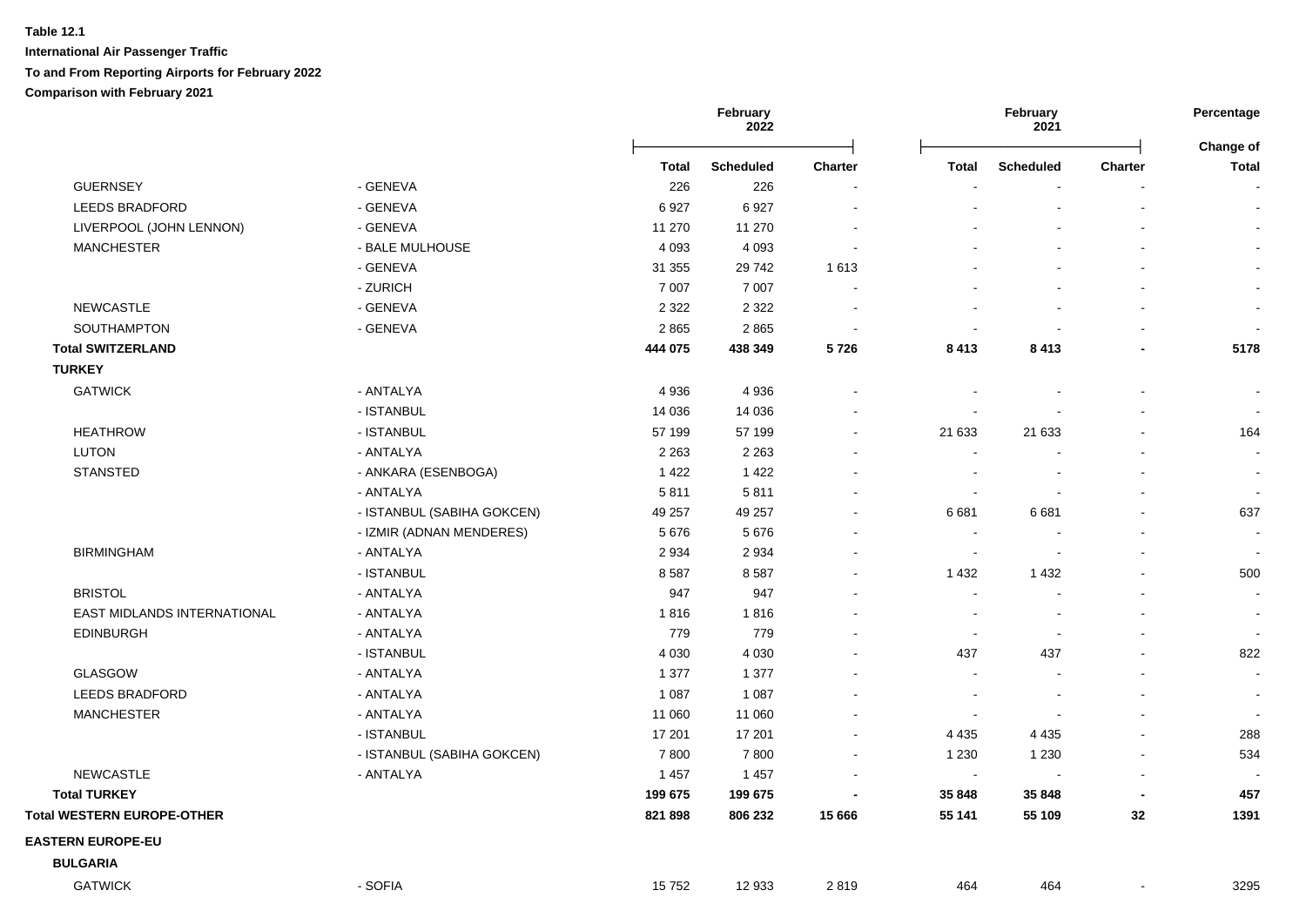**Table 12.1**

**International Air Passenger Traffic**

**To and From Reporting Airports for February 2022**

**Comparison with February 2021**

| | | February 2022 | | | February 2021 | | | Percentage |
|---|---|---|---|---|---|---|---|---|
| | | Total | Scheduled | Charter | Total | Scheduled | Charter | Change of Total |
| GUERNSEY | - GENEVA | 226 | 226 | - | - | - | - | - |
| LEEDS BRADFORD | - GENEVA | 6 927 | 6 927 | - | - | - | - | - |
| LIVERPOOL (JOHN LENNON) | - GENEVA | 11 270 | 11 270 | - | - | - | - | - |
| MANCHESTER | - BALE MULHOUSE | 4 093 | 4 093 | - | - | - | - | - |
| | - GENEVA | 31 355 | 29 742 | 1 613 | - | - | - | - |
| | - ZURICH | 7 007 | 7 007 | - | - | - | - | - |
| NEWCASTLE | - GENEVA | 2 322 | 2 322 | - | - | - | - | - |
| SOUTHAMPTON | - GENEVA | 2 865 | 2 865 | - | - | - | - | - |
| **Total SWITZERLAND** | | **444 075** | **438 349** | **5 726** | **8 413** | **8 413** | **-** | **5178** |
| **TURKEY** | | | | | | | | |
| GATWICK | - ANTALYA | 4 936 | 4 936 | - | - | - | - | - |
| | - ISTANBUL | 14 036 | 14 036 | - | - | - | - | - |
| HEATHROW | - ISTANBUL | 57 199 | 57 199 | - | 21 633 | 21 633 | - | 164 |
| LUTON | - ANTALYA | 2 263 | 2 263 | - | - | - | - | - |
| STANSTED | - ANKARA (ESENBOGA) | 1 422 | 1 422 | - | - | - | - | - |
| | - ANTALYA | 5 811 | 5 811 | - | - | - | - | - |
| | - ISTANBUL (SABIHA GOKCEN) | 49 257 | 49 257 | - | 6 681 | 6 681 | - | 637 |
| | - IZMIR (ADNAN MENDERES) | 5 676 | 5 676 | - | - | - | - | - |
| BIRMINGHAM | - ANTALYA | 2 934 | 2 934 | - | - | - | - | - |
| | - ISTANBUL | 8 587 | 8 587 | - | 1 432 | 1 432 | - | 500 |
| BRISTOL | - ANTALYA | 947 | 947 | - | - | - | - | - |
| EAST MIDLANDS INTERNATIONAL | - ANTALYA | 1 816 | 1 816 | - | - | - | - | - |
| EDINBURGH | - ANTALYA | 779 | 779 | - | - | - | - | - |
| | - ISTANBUL | 4 030 | 4 030 | - | 437 | 437 | - | 822 |
| GLASGOW | - ANTALYA | 1 377 | 1 377 | - | - | - | - | - |
| LEEDS BRADFORD | - ANTALYA | 1 087 | 1 087 | - | - | - | - | - |
| MANCHESTER | - ANTALYA | 11 060 | 11 060 | - | - | - | - | - |
| | - ISTANBUL | 17 201 | 17 201 | - | 4 435 | 4 435 | - | 288 |
| | - ISTANBUL (SABIHA GOKCEN) | 7 800 | 7 800 | - | 1 230 | 1 230 | - | 534 |
| NEWCASTLE | - ANTALYA | 1 457 | 1 457 | - | - | - | - | - |
| **Total TURKEY** | | **199 675** | **199 675** | **-** | **35 848** | **35 848** | **-** | **457** |
| **Total WESTERN EUROPE-OTHER** | | **821 898** | **806 232** | **15 666** | **55 141** | **55 109** | **32** | **1391** |
| **EASTERN EUROPE-EU** | | | | | | | | |
| **BULGARIA** | | | | | | | | |
| GATWICK | - SOFIA | 15 752 | 12 933 | 2 819 | 464 | 464 | - | 3295 |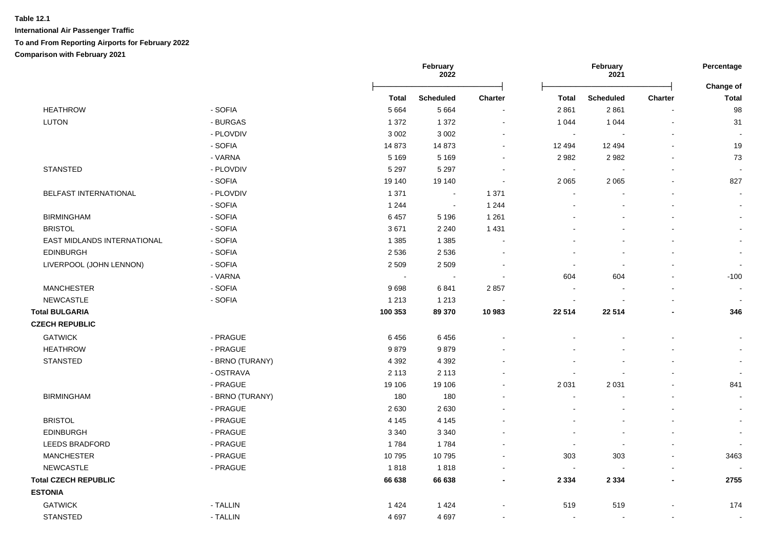**Table 12.1**

**International Air Passenger Traffic**

**To and From Reporting Airports for February 2022**

**Comparison with February 2021**

| | | February 2022 | | | February 2021 | | | Percentage |
|---|---|---|---|---|---|---|---|---|
| | | Total | Scheduled | Charter | Total | Scheduled | Charter | Change of Total |
| HEATHROW | - SOFIA | 5 664 | 5 664 | - | 2 861 | 2 861 | - | 98 |
| LUTON | - BURGAS | 1 372 | 1 372 | - | 1 044 | 1 044 | - | 31 |
| | - PLOVDIV | 3 002 | 3 002 | - | - | - | - | - |
| | - SOFIA | 14 873 | 14 873 | - | 12 494 | 12 494 | - | 19 |
| | - VARNA | 5 169 | 5 169 | - | 2 982 | 2 982 | - | 73 |
| STANSTED | - PLOVDIV | 5 297 | 5 297 | - | - | - | - | - |
| | - SOFIA | 19 140 | 19 140 | - | 2 065 | 2 065 | - | 827 |
| BELFAST INTERNATIONAL | - PLOVDIV | 1 371 | - | 1 371 | - | - | - | - |
| | - SOFIA | 1 244 | - | 1 244 | - | - | - | - |
| BIRMINGHAM | - SOFIA | 6 457 | 5 196 | 1 261 | - | - | - | - |
| BRISTOL | - SOFIA | 3 671 | 2 240 | 1 431 | - | - | - | - |
| EAST MIDLANDS INTERNATIONAL | - SOFIA | 1 385 | 1 385 | - | - | - | - | - |
| EDINBURGH | - SOFIA | 2 536 | 2 536 | - | - | - | - | - |
| LIVERPOOL (JOHN LENNON) | - SOFIA | 2 509 | 2 509 | - | - | - | - | - |
| | - VARNA | - | - | - | 604 | 604 | - | -100 |
| MANCHESTER | - SOFIA | 9 698 | 6 841 | 2 857 | - | - | - | - |
| NEWCASTLE | - SOFIA | 1 213 | 1 213 | - | - | - | - | - |
| **Total BULGARIA** | | **100 353** | **89 370** | **10 983** | **22 514** | **22 514** | **-** | **346** |
| **CZECH REPUBLIC** | | | | | | | | |
| GATWICK | - PRAGUE | 6 456 | 6 456 | - | - | - | - | - |
| HEATHROW | - PRAGUE | 9 879 | 9 879 | - | - | - | - | - |
| STANSTED | - BRNO (TURANY) | 4 392 | 4 392 | - | - | - | - | - |
| | - OSTRAVA | 2 113 | 2 113 | - | - | - | - | - |
| | - PRAGUE | 19 106 | 19 106 | - | 2 031 | 2 031 | - | 841 |
| BIRMINGHAM | - BRNO (TURANY) | 180 | 180 | - | - | - | - | - |
| | - PRAGUE | 2 630 | 2 630 | - | - | - | - | - |
| BRISTOL | - PRAGUE | 4 145 | 4 145 | - | - | - | - | - |
| EDINBURGH | - PRAGUE | 3 340 | 3 340 | - | - | - | - | - |
| LEEDS BRADFORD | - PRAGUE | 1 784 | 1 784 | - | - | - | - | - |
| MANCHESTER | - PRAGUE | 10 795 | 10 795 | - | 303 | 303 | - | 3463 |
| NEWCASTLE | - PRAGUE | 1 818 | 1 818 | - | - | - | - | - |
| **Total CZECH REPUBLIC** | | **66 638** | **66 638** | **-** | **2 334** | **2 334** | **-** | **2755** |
| **ESTONIA** | | | | | | | | |
| GATWICK | - TALLIN | 1 424 | 1 424 | - | 519 | 519 | - | 174 |
| STANSTED | - TALLIN | 4 697 | 4 697 | - | - | - | - | - |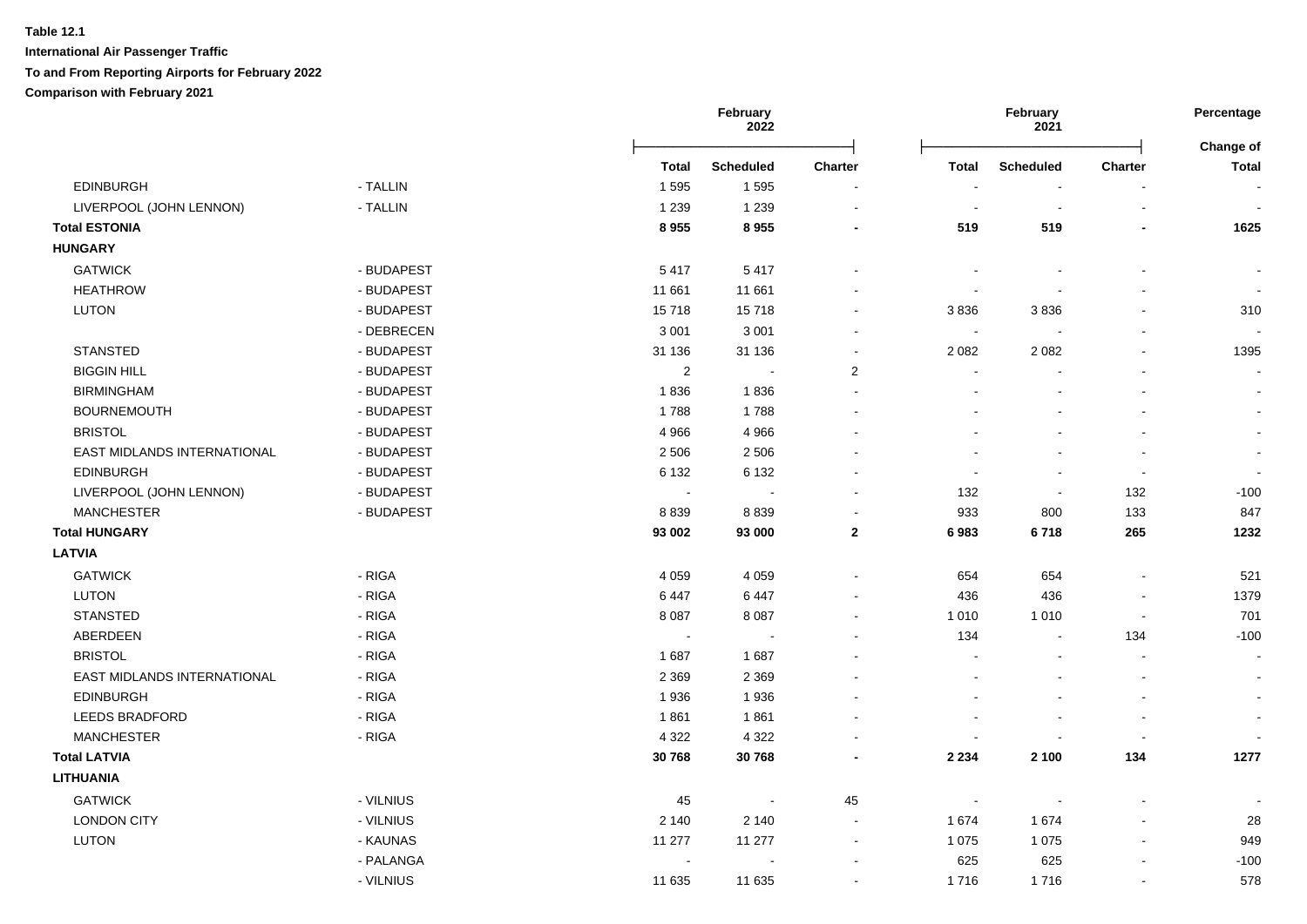**Table 12.1**

**International Air Passenger Traffic**

**To and From Reporting Airports for February 2022**

**Comparison with February 2021**

| | | February 2022 | | | February 2021 | | | Percentage |
|---|---|---|---|---|---|---|---|---|
| | | | | | | | | Change of |
| | | **Total** | **Scheduled** | **Charter** | **Total** | **Scheduled** | **Charter** | **Total** |
| EDINBURGH | - TALLIN | 1 595 | 1 595 | - | - | - | - | - |
| LIVERPOOL (JOHN LENNON) | - TALLIN | 1 239 | 1 239 | - | - | - | - | - |
| **Total ESTONIA** | | **8 955** | **8 955** | **-** | **519** | **519** | **-** | **1625** |
| **HUNGARY** | | | | | | | | |
| GATWICK | - BUDAPEST | 5 417 | 5 417 | - | - | - | - | - |
| HEATHROW | - BUDAPEST | 11 661 | 11 661 | - | - | - | - | - |
| LUTON | - BUDAPEST | 15 718 | 15 718 | - | 3 836 | 3 836 | - | 310 |
| | - DEBRECEN | 3 001 | 3 001 | - | - | - | - | - |
| STANSTED | - BUDAPEST | 31 136 | 31 136 | - | 2 082 | 2 082 | - | 1395 |
| BIGGIN HILL | - BUDAPEST | 2 | - | 2 | - | - | - | - |
| BIRMINGHAM | - BUDAPEST | 1 836 | 1 836 | - | - | - | - | - |
| BOURNEMOUTH | - BUDAPEST | 1 788 | 1 788 | - | - | - | - | - |
| BRISTOL | - BUDAPEST | 4 966 | 4 966 | - | - | - | - | - |
| EAST MIDLANDS INTERNATIONAL | - BUDAPEST | 2 506 | 2 506 | - | - | - | - | - |
| EDINBURGH | - BUDAPEST | 6 132 | 6 132 | - | - | - | - | - |
| LIVERPOOL (JOHN LENNON) | - BUDAPEST | - | - | - | 132 | - | 132 | -100 |
| MANCHESTER | - BUDAPEST | 8 839 | 8 839 | - | 933 | 800 | 133 | 847 |
| **Total HUNGARY** | | **93 002** | **93 000** | **2** | **6 983** | **6 718** | **265** | **1232** |
| **LATVIA** | | | | | | | | |
| GATWICK | - RIGA | 4 059 | 4 059 | - | 654 | 654 | - | 521 |
| LUTON | - RIGA | 6 447 | 6 447 | - | 436 | 436 | - | 1379 |
| STANSTED | - RIGA | 8 087 | 8 087 | - | 1 010 | 1 010 | - | 701 |
| ABERDEEN | - RIGA | - | - | - | 134 | - | 134 | -100 |
| BRISTOL | - RIGA | 1 687 | 1 687 | - | - | - | - | - |
| EAST MIDLANDS INTERNATIONAL | - RIGA | 2 369 | 2 369 | - | - | - | - | - |
| EDINBURGH | - RIGA | 1 936 | 1 936 | - | - | - | - | - |
| LEEDS BRADFORD | - RIGA | 1 861 | 1 861 | - | - | - | - | - |
| MANCHESTER | - RIGA | 4 322 | 4 322 | - | - | - | - | - |
| **Total LATVIA** | | **30 768** | **30 768** | **-** | **2 234** | **2 100** | **134** | **1277** |
| **LITHUANIA** | | | | | | | | |
| GATWICK | - VILNIUS | 45 | - | 45 | - | - | - | - |
| LONDON CITY | - VILNIUS | 2 140 | 2 140 | - | 1 674 | 1 674 | - | 28 |
| LUTON | - KAUNAS | 11 277 | 11 277 | - | 1 075 | 1 075 | - | 949 |
| | - PALANGA | - | - | - | 625 | 625 | - | -100 |
| | - VILNIUS | 11 635 | 11 635 | - | 1 716 | 1 716 | - | 578 |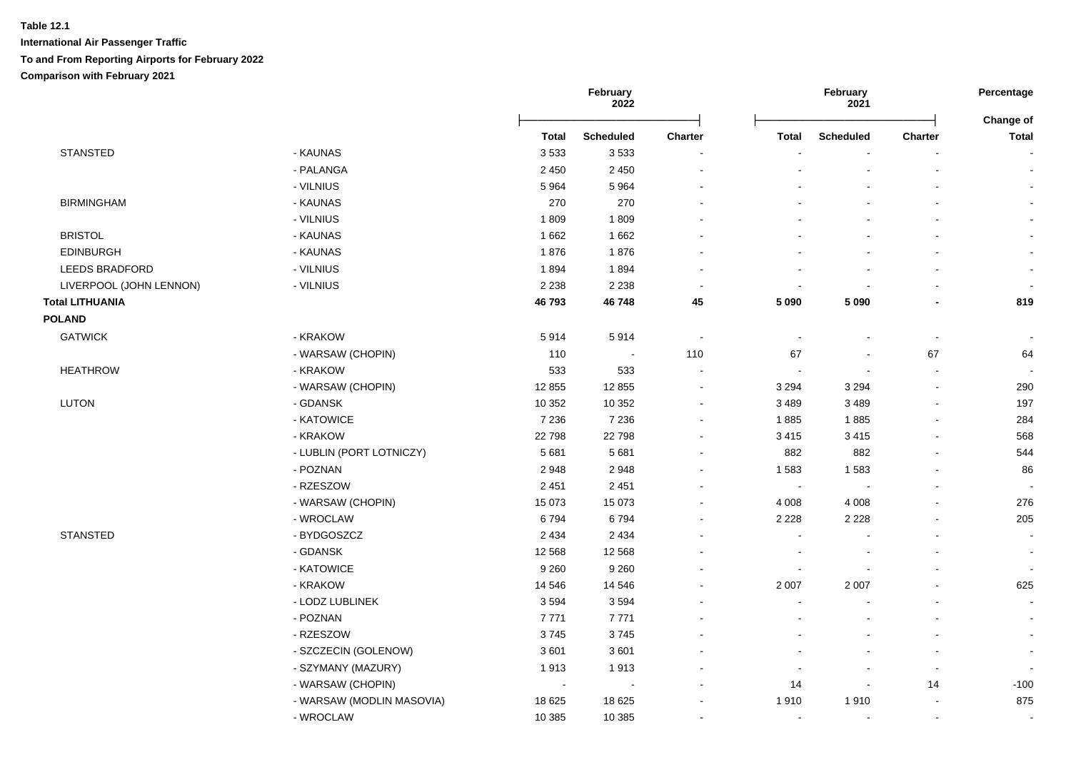**Table 12.1**

**International Air Passenger Traffic**

**To and From Reporting Airports for February 2022**

**Comparison with February 2021**

| | | February 2022 | | | February 2021 | | | Percentage |
|---|---|---|---|---|---|---|---|---|
| | | Total | Scheduled | Charter | Total | Scheduled | Charter | Change of Total |
| STANSTED | - KAUNAS | 3 533 | 3 533 | - | - | - | - | - |
| | - PALANGA | 2 450 | 2 450 | - | - | - | - | - |
| | - VILNIUS | 5 964 | 5 964 | - | - | - | - | - |
| BIRMINGHAM | - KAUNAS | 270 | 270 | - | - | - | - | - |
| | - VILNIUS | 1 809 | 1 809 | - | - | - | - | - |
| BRISTOL | - KAUNAS | 1 662 | 1 662 | - | - | - | - | - |
| EDINBURGH | - KAUNAS | 1 876 | 1 876 | - | - | - | - | - |
| LEEDS BRADFORD | - VILNIUS | 1 894 | 1 894 | - | - | - | - | - |
| LIVERPOOL (JOHN LENNON) | - VILNIUS | 2 238 | 2 238 | - | - | - | - | - |
| **Total LITHUANIA** | | **46 793** | **46 748** | **45** | **5 090** | **5 090** | **-** | **819** |
| **POLAND** | | | | | | | | |
| GATWICK | - KRAKOW | 5 914 | 5 914 | - | - | - | - | - |
| | - WARSAW (CHOPIN) | 110 | - | 110 | 67 | - | 67 | 64 |
| HEATHROW | - KRAKOW | 533 | 533 | - | - | - | - | - |
| | - WARSAW (CHOPIN) | 12 855 | 12 855 | - | 3 294 | 3 294 | - | 290 |
| LUTON | - GDANSK | 10 352 | 10 352 | - | 3 489 | 3 489 | - | 197 |
| | - KATOWICE | 7 236 | 7 236 | - | 1 885 | 1 885 | - | 284 |
| | - KRAKOW | 22 798 | 22 798 | - | 3 415 | 3 415 | - | 568 |
| | - LUBLIN (PORT LOTNICZY) | 5 681 | 5 681 | - | 882 | 882 | - | 544 |
| | - POZNAN | 2 948 | 2 948 | - | 1 583 | 1 583 | - | 86 |
| | - RZESZOW | 2 451 | 2 451 | - | - | - | - | - |
| | - WARSAW (CHOPIN) | 15 073 | 15 073 | - | 4 008 | 4 008 | - | 276 |
| | - WROCLAW | 6 794 | 6 794 | - | 2 228 | 2 228 | - | 205 |
| STANSTED | - BYDGOSZCZ | 2 434 | 2 434 | - | - | - | - | - |
| | - GDANSK | 12 568 | 12 568 | - | - | - | - | - |
| | - KATOWICE | 9 260 | 9 260 | - | - | - | - | - |
| | - KRAKOW | 14 546 | 14 546 | - | 2 007 | 2 007 | - | 625 |
| | - LODZ LUBLINEK | 3 594 | 3 594 | - | - | - | - | - |
| | - POZNAN | 7 771 | 7 771 | - | - | - | - | - |
| | - RZESZOW | 3 745 | 3 745 | - | - | - | - | - |
| | - SZCZECIN (GOLENOW) | 3 601 | 3 601 | - | - | - | - | - |
| | - SZYMANY (MAZURY) | 1 913 | 1 913 | - | - | - | - | - |
| | - WARSAW (CHOPIN) | - | - | - | 14 | - | 14 | -100 |
| | - WARSAW (MODLIN MASOVIA) | 18 625 | 18 625 | - | 1 910 | 1 910 | - | 875 |
| | - WROCLAW | 10 385 | 10 385 | - | - | - | - | - |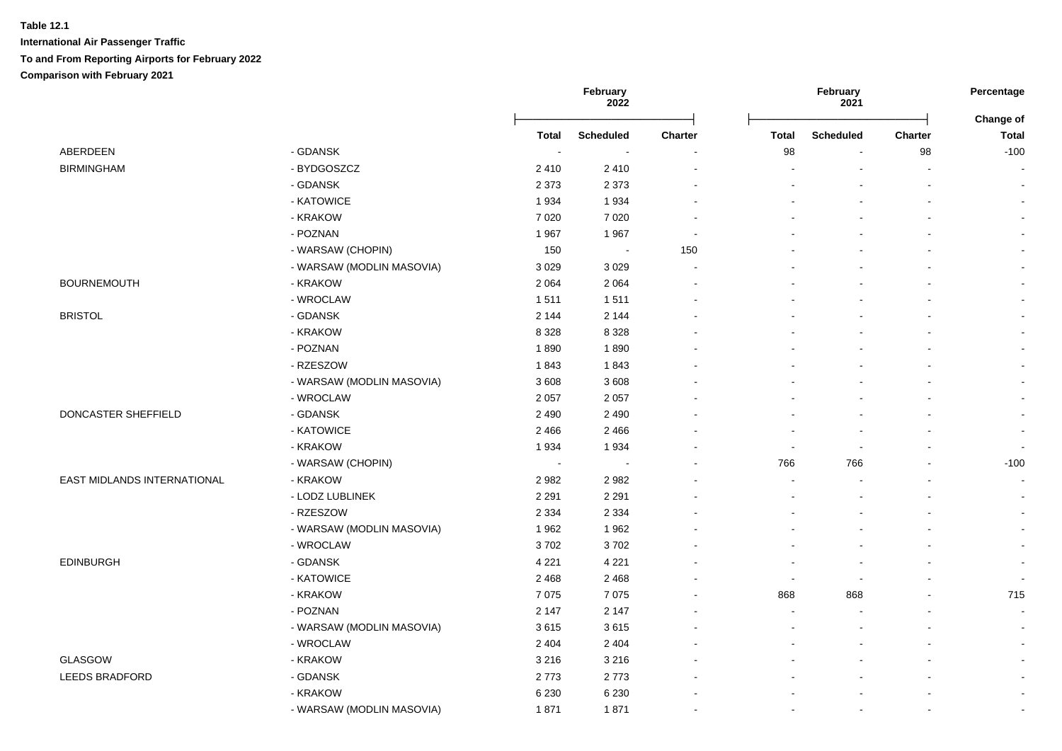**Table 12.1**

**International Air Passenger Traffic**

**To and From Reporting Airports for February 2022**

**Comparison with February 2021**

| | | February 2022 | | | February 2021 | | | Percentage |
|---|---|---|---|---|---|---|---|---|
| | | Total | Scheduled | Charter | Total | Scheduled | Charter | Change of Total |
| ABERDEEN | - GDANSK | - | - | - | 98 | - | 98 | -100 |
| BIRMINGHAM | - BYDGOSZCZ | 2 410 | 2 410 | - | - | - | - | - |
| | - GDANSK | 2 373 | 2 373 | - | - | - | - | - |
| | - KATOWICE | 1 934 | 1 934 | - | - | - | - | - |
| | - KRAKOW | 7 020 | 7 020 | - | - | - | - | - |
| | - POZNAN | 1 967 | 1 967 | - | - | - | - | - |
| | - WARSAW (CHOPIN) | 150 | - | 150 | - | - | - | - |
| | - WARSAW (MODLIN MASOVIA) | 3 029 | 3 029 | - | - | - | - | - |
| BOURNEMOUTH | - KRAKOW | 2 064 | 2 064 | - | - | - | - | - |
| | - WROCLAW | 1 511 | 1 511 | - | - | - | - | - |
| BRISTOL | - GDANSK | 2 144 | 2 144 | - | - | - | - | - |
| | - KRAKOW | 8 328 | 8 328 | - | - | - | - | - |
| | - POZNAN | 1 890 | 1 890 | - | - | - | - | - |
| | - RZESZOW | 1 843 | 1 843 | - | - | - | - | - |
| | - WARSAW (MODLIN MASOVIA) | 3 608 | 3 608 | - | - | - | - | - |
| | - WROCLAW | 2 057 | 2 057 | - | - | - | - | - |
| DONCASTER SHEFFIELD | - GDANSK | 2 490 | 2 490 | - | - | - | - | - |
| | - KATOWICE | 2 466 | 2 466 | - | - | - | - | - |
| | - KRAKOW | 1 934 | 1 934 | - | - | - | - | - |
| | - WARSAW (CHOPIN) | - | - | - | 766 | 766 | - | -100 |
| EAST MIDLANDS INTERNATIONAL | - KRAKOW | 2 982 | 2 982 | - | - | - | - | - |
| | - LODZ LUBLINEK | 2 291 | 2 291 | - | - | - | - | - |
| | - RZESZOW | 2 334 | 2 334 | - | - | - | - | - |
| | - WARSAW (MODLIN MASOVIA) | 1 962 | 1 962 | - | - | - | - | - |
| | - WROCLAW | 3 702 | 3 702 | - | - | - | - | - |
| EDINBURGH | - GDANSK | 4 221 | 4 221 | - | - | - | - | - |
| | - KATOWICE | 2 468 | 2 468 | - | - | - | - | - |
| | - KRAKOW | 7 075 | 7 075 | - | 868 | 868 | - | 715 |
| | - POZNAN | 2 147 | 2 147 | - | - | - | - | - |
| | - WARSAW (MODLIN MASOVIA) | 3 615 | 3 615 | - | - | - | - | - |
| | - WROCLAW | 2 404 | 2 404 | - | - | - | - | - |
| GLASGOW | - KRAKOW | 3 216 | 3 216 | - | - | - | - | - |
| LEEDS BRADFORD | - GDANSK | 2 773 | 2 773 | - | - | - | - | - |
| | - KRAKOW | 6 230 | 6 230 | - | - | - | - | - |
| | - WARSAW (MODLIN MASOVIA) | 1 871 | 1 871 | - | - | - | - | - |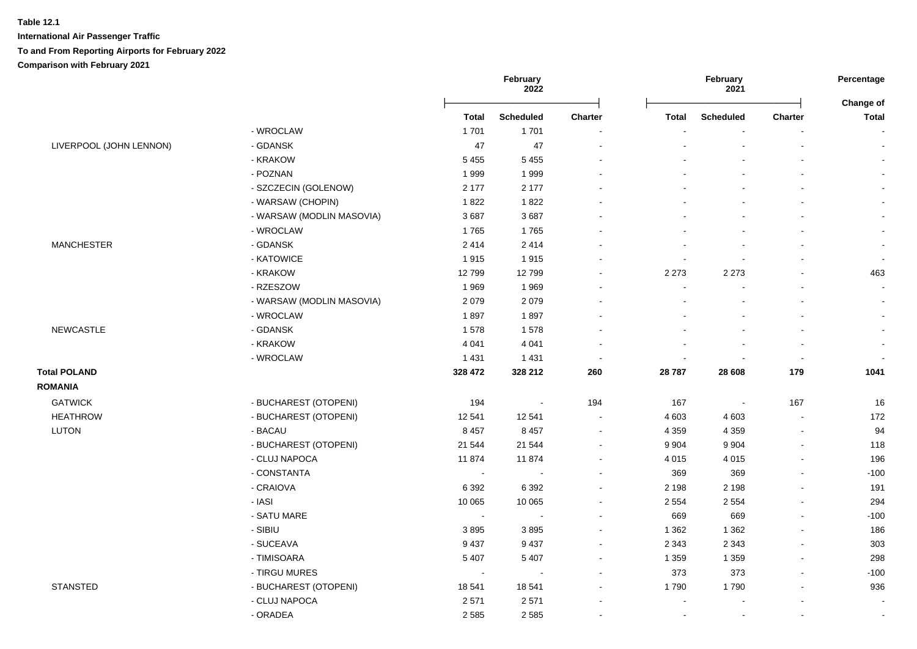**Table 12.1**

**International Air Passenger Traffic**

**To and From Reporting Airports for February 2022**

**Comparison with February 2021**

| | | February 2022 | | | February 2021 | | | Percentage |
|---|---|---|---|---|---|---|---|---|
| | | **Total** | **Scheduled** | **Charter** | **Total** | **Scheduled** | **Charter** | **Change of Total** |
| | - WROCLAW | 1 701 | 1 701 | - | - | - | - | - |
| LIVERPOOL (JOHN LENNON) | - GDANSK | 47 | 47 | - | - | - | - | - |
| | - KRAKOW | 5 455 | 5 455 | - | - | - | - | - |
| | - POZNAN | 1 999 | 1 999 | - | - | - | - | - |
| | - SZCZECIN (GOLENOW) | 2 177 | 2 177 | - | - | - | - | - |
| | - WARSAW (CHOPIN) | 1 822 | 1 822 | - | - | - | - | - |
| | - WARSAW (MODLIN MASOVIA) | 3 687 | 3 687 | - | - | - | - | - |
| | - WROCLAW | 1 765 | 1 765 | - | - | - | - | - |
| MANCHESTER | - GDANSK | 2 414 | 2 414 | - | - | - | - | - |
| | - KATOWICE | 1 915 | 1 915 | - | - | - | - | - |
| | - KRAKOW | 12 799 | 12 799 | - | 2 273 | 2 273 | - | 463 |
| | - RZESZOW | 1 969 | 1 969 | - | - | - | - | - |
| | - WARSAW (MODLIN MASOVIA) | 2 079 | 2 079 | - | - | - | - | - |
| | - WROCLAW | 1 897 | 1 897 | - | - | - | - | - |
| NEWCASTLE | - GDANSK | 1 578 | 1 578 | - | - | - | - | - |
| | - KRAKOW | 4 041 | 4 041 | - | - | - | - | - |
| | - WROCLAW | 1 431 | 1 431 | - | - | - | - | - |
| **Total POLAND** | | **328 472** | **328 212** | **260** | **28 787** | **28 608** | **179** | **1041** |
| **ROMANIA** | | | | | | | | |
| GATWICK | - BUCHAREST (OTOPENI) | 194 | - | 194 | 167 | - | 167 | 16 |
| HEATHROW | - BUCHAREST (OTOPENI) | 12 541 | 12 541 | - | 4 603 | 4 603 | - | 172 |
| LUTON | - BACAU | 8 457 | 8 457 | - | 4 359 | 4 359 | - | 94 |
| | - BUCHAREST (OTOPENI) | 21 544 | 21 544 | - | 9 904 | 9 904 | - | 118 |
| | - CLUJ NAPOCA | 11 874 | 11 874 | - | 4 015 | 4 015 | - | 196 |
| | - CONSTANTA | - | - | - | 369 | 369 | - | -100 |
| | - CRAIOVA | 6 392 | 6 392 | - | 2 198 | 2 198 | - | 191 |
| | - IASI | 10 065 | 10 065 | - | 2 554 | 2 554 | - | 294 |
| | - SATU MARE | - | - | - | 669 | 669 | - | -100 |
| | - SIBIU | 3 895 | 3 895 | - | 1 362 | 1 362 | - | 186 |
| | - SUCEAVA | 9 437 | 9 437 | - | 2 343 | 2 343 | - | 303 |
| | - TIMISOARA | 5 407 | 5 407 | - | 1 359 | 1 359 | - | 298 |
| | - TIRGU MURES | - | - | - | 373 | 373 | - | -100 |
| STANSTED | - BUCHAREST (OTOPENI) | 18 541 | 18 541 | - | 1 790 | 1 790 | - | 936 |
| | - CLUJ NAPOCA | 2 571 | 2 571 | - | - | - | - | - |
| | - ORADEA | 2 585 | 2 585 | - | - | - | - | - |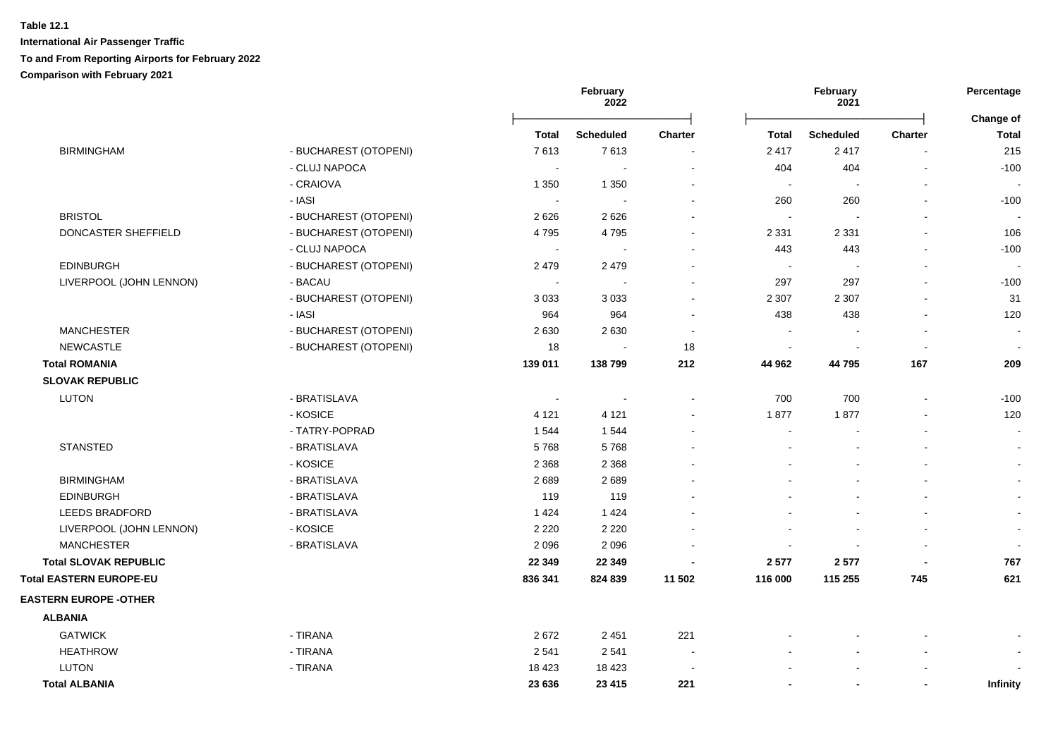**Table 12.1**

**International Air Passenger Traffic**

**To and From Reporting Airports for February 2022**

**Comparison with February 2021**

| | | February 2022 | | | February 2021 | | | Percentage Change of |
|---|---|---|---|---|---|---|---|---|
| | | **Total** | **Scheduled** | **Charter** | **Total** | **Scheduled** | **Charter** | **Total** |
| BIRMINGHAM | - BUCHAREST (OTOPENI) | 7 613 | 7 613 | - | 2 417 | 2 417 | - | 215 |
| | - CLUJ NAPOCA | - | - | - | 404 | 404 | - | -100 |
| | - CRAIOVA | 1 350 | 1 350 | - | - | - | - | - |
| | - IASI | - | - | - | 260 | 260 | - | -100 |
| BRISTOL | - BUCHAREST (OTOPENI) | 2 626 | 2 626 | - | - | - | - | - |
| DONCASTER SHEFFIELD | - BUCHAREST (OTOPENI) | 4 795 | 4 795 | - | 2 331 | 2 331 | - | 106 |
| | - CLUJ NAPOCA | - | - | - | 443 | 443 | - | -100 |
| EDINBURGH | - BUCHAREST (OTOPENI) | 2 479 | 2 479 | - | - | - | - | - |
| LIVERPOOL (JOHN LENNON) | - BACAU | - | - | - | 297 | 297 | - | -100 |
| | - BUCHAREST (OTOPENI) | 3 033 | 3 033 | - | 2 307 | 2 307 | - | 31 |
| | - IASI | 964 | 964 | - | 438 | 438 | - | 120 |
| MANCHESTER | - BUCHAREST (OTOPENI) | 2 630 | 2 630 | - | - | - | - | - |
| NEWCASTLE | - BUCHAREST (OTOPENI) | 18 | - | 18 | - | - | - | - |
| **Total ROMANIA** | | **139 011** | **138 799** | **212** | **44 962** | **44 795** | **167** | **209** |
| **SLOVAK REPUBLIC** | | | | | | | | |
| LUTON | - BRATISLAVA | - | - | - | 700 | 700 | - | -100 |
| | - KOSICE | 4 121 | 4 121 | - | 1 877 | 1 877 | - | 120 |
| | - TATRY-POPRAD | 1 544 | 1 544 | - | - | - | - | - |
| STANSTED | - BRATISLAVA | 5 768 | 5 768 | - | - | - | - | - |
| | - KOSICE | 2 368 | 2 368 | - | - | - | - | - |
| BIRMINGHAM | - BRATISLAVA | 2 689 | 2 689 | - | - | - | - | - |
| EDINBURGH | - BRATISLAVA | 119 | 119 | - | - | - | - | - |
| LEEDS BRADFORD | - BRATISLAVA | 1 424 | 1 424 | - | - | - | - | - |
| LIVERPOOL (JOHN LENNON) | - KOSICE | 2 220 | 2 220 | - | - | - | - | - |
| MANCHESTER | - BRATISLAVA | 2 096 | 2 096 | - | - | - | - | - |
| **Total SLOVAK REPUBLIC** | | **22 349** | **22 349** | **-** | **2 577** | **2 577** | **-** | **767** |
| **Total EASTERN EUROPE-EU** | | **836 341** | **824 839** | **11 502** | **116 000** | **115 255** | **745** | **621** |
| **EASTERN EUROPE -OTHER** | | | | | | | | |
| **ALBANIA** | | | | | | | | |
| GATWICK | - TIRANA | 2 672 | 2 451 | 221 | - | - | - | - |
| HEATHROW | - TIRANA | 2 541 | 2 541 | - | - | - | - | - |
| LUTON | - TIRANA | 18 423 | 18 423 | - | - | - | - | - |
| **Total ALBANIA** | | **23 636** | **23 415** | **221** | **-** | **-** | **-** | **Infinity** |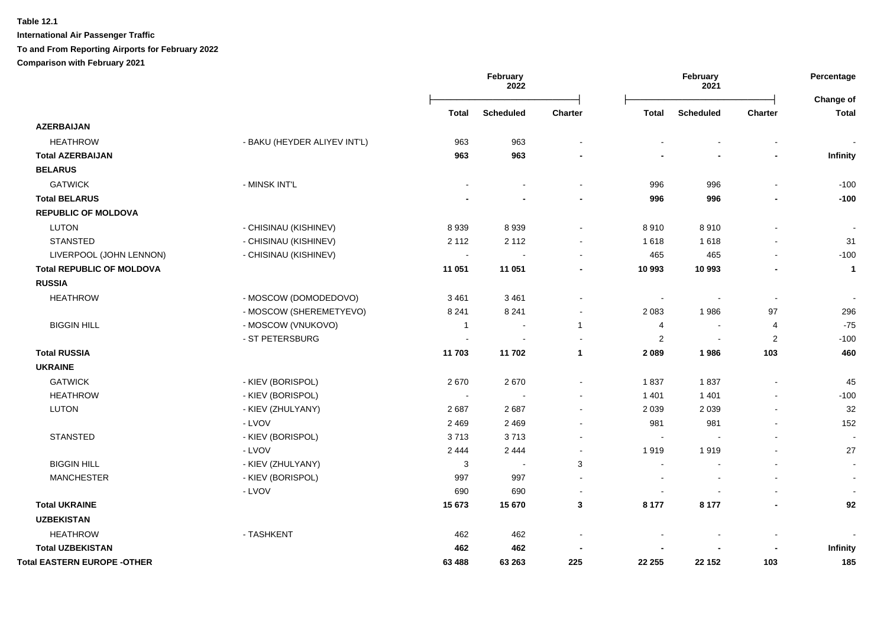**Table 12.1**

**International Air Passenger Traffic**

**To and From Reporting Airports for February 2022**

**Comparison with February 2021**

| | | February 2022 | | | February 2021 | | | Percentage |
|---|---|---|---|---|---|---|---|---|
| | | **Total** | **Scheduled** | **Charter** | **Total** | **Scheduled** | **Charter** | **Change of Total** |
| **AZERBAIJAN** | | | | | | | | |
| HEATHROW | - BAKU (HEYDER ALIYEV INT'L) | 963 | 963 | - | - | - | - | - |
| **Total AZERBAIJAN** | | **963** | **963** | **-** | **-** | **-** | **-** | **Infinity** |
| **BELARUS** | | | | | | | | |
| GATWICK | - MINSK INT'L | - | - | - | 996 | 996 | - | -100 |
| **Total BELARUS** | | **-** | **-** | **-** | **996** | **996** | **-** | **-100** |
| **REPUBLIC OF MOLDOVA** | | | | | | | | |
| LUTON | - CHISINAU (KISHINEV) | 8 939 | 8 939 | - | 8 910 | 8 910 | - | - |
| STANSTED | - CHISINAU (KISHINEV) | 2 112 | 2 112 | - | 1 618 | 1 618 | - | 31 |
| LIVERPOOL (JOHN LENNON) | - CHISINAU (KISHINEV) | - | - | - | 465 | 465 | - | -100 |
| **Total REPUBLIC OF MOLDOVA** | | **11 051** | **11 051** | **-** | **10 993** | **10 993** | **-** | **1** |
| **RUSSIA** | | | | | | | | |
| HEATHROW | - MOSCOW (DOMODEDOVO) | 3 461 | 3 461 | - | - | - | - | - |
| | - MOSCOW (SHEREMETYEVO) | 8 241 | 8 241 | - | 2 083 | 1 986 | 97 | 296 |
| BIGGIN HILL | - MOSCOW (VNUKOVO) | 1 | - | 1 | 4 | - | 4 | -75 |
| | - ST PETERSBURG | - | - | - | 2 | - | 2 | -100 |
| **Total RUSSIA** | | **11 703** | **11 702** | **1** | **2 089** | **1 986** | **103** | **460** |
| **UKRAINE** | | | | | | | | |
| GATWICK | - KIEV (BORISPOL) | 2 670 | 2 670 | - | 1 837 | 1 837 | - | 45 |
| HEATHROW | - KIEV (BORISPOL) | - | - | - | 1 401 | 1 401 | - | -100 |
| LUTON | - KIEV (ZHULYANY) | 2 687 | 2 687 | - | 2 039 | 2 039 | - | 32 |
| | - LVOV | 2 469 | 2 469 | - | 981 | 981 | - | 152 |
| STANSTED | - KIEV (BORISPOL) | 3 713 | 3 713 | - | - | - | - | - |
| | - LVOV | 2 444 | 2 444 | - | 1 919 | 1 919 | - | 27 |
| BIGGIN HILL | - KIEV (ZHULYANY) | 3 | - | 3 | - | - | - | - |
| MANCHESTER | - KIEV (BORISPOL) | 997 | 997 | - | - | - | - | - |
| | - LVOV | 690 | 690 | - | - | - | - | - |
| **Total UKRAINE** | | **15 673** | **15 670** | **3** | **8 177** | **8 177** | **-** | **92** |
| **UZBEKISTAN** | | | | | | | | |
| HEATHROW | - TASHKENT | 462 | 462 | - | - | - | - | - |
| **Total UZBEKISTAN** | | **462** | **462** | **-** | **-** | **-** | **-** | **Infinity** |
| **Total EASTERN EUROPE -OTHER** | | **63 488** | **63 263** | **225** | **22 255** | **22 152** | **103** | **185** |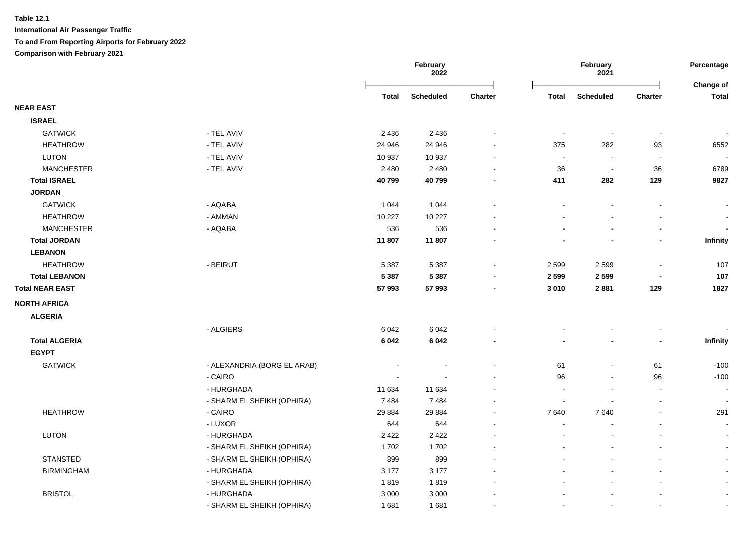**Table 12.1**

**International Air Passenger Traffic**

**To and From Reporting Airports for February 2022**

**Comparison with February 2021**

| | | February 2022 | | | February 2021 | | | Percentage Change of |
|---|---|---|---|---|---|---|---|---|
| | | **Total** | **Scheduled** | **Charter** | **Total** | **Scheduled** | **Charter** | **Total** |
| **NEAR EAST** | | | | | | | | |
| **ISRAEL** | | | | | | | | |
| GATWICK | - TEL AVIV | 2 436 | 2 436 | - | - | - | - | - |
| HEATHROW | - TEL AVIV | 24 946 | 24 946 | - | 375 | 282 | 93 | 6552 |
| LUTON | - TEL AVIV | 10 937 | 10 937 | - | - | - | - | - |
| MANCHESTER | - TEL AVIV | 2 480 | 2 480 | - | 36 | - | 36 | 6789 |
| **Total ISRAEL** | | **40 799** | **40 799** | **-** | **411** | **282** | **129** | **9827** |
| **JORDAN** | | | | | | | | |
| GATWICK | - AQABA | 1 044 | 1 044 | - | - | - | - | - |
| HEATHROW | - AMMAN | 10 227 | 10 227 | - | - | - | - | - |
| MANCHESTER | - AQABA | 536 | 536 | - | - | - | - | - |
| **Total JORDAN** | | **11 807** | **11 807** | **-** | **-** | **-** | **-** | **Infinity** |
| **LEBANON** | | | | | | | | |
| HEATHROW | - BEIRUT | 5 387 | 5 387 | - | 2 599 | 2 599 | - | 107 |
| **Total LEBANON** | | **5 387** | **5 387** | **-** | **2 599** | **2 599** | **-** | **107** |
| **Total NEAR EAST** | | **57 993** | **57 993** | **-** | **3 010** | **2 881** | **129** | **1827** |
| **NORTH AFRICA** | | | | | | | | |
| **ALGERIA** | | | | | | | | |
| | - ALGIERS | 6 042 | 6 042 | - | - | - | - | - |
| **Total ALGERIA** | | **6 042** | **6 042** | **-** | **-** | **-** | **-** | **Infinity** |
| **EGYPT** | | | | | | | | |
| GATWICK | - ALEXANDRIA (BORG EL ARAB) | - | - | - | 61 | - | 61 | -100 |
| | - CAIRO | - | - | - | 96 | - | 96 | -100 |
| | - HURGHADA | 11 634 | 11 634 | - | - | - | - | - |
| | - SHARM EL SHEIKH (OPHIRA) | 7 484 | 7 484 | - | - | - | - | - |
| HEATHROW | - CAIRO | 29 884 | 29 884 | - | 7 640 | 7 640 | - | 291 |
| | - LUXOR | 644 | 644 | - | - | - | - | - |
| LUTON | - HURGHADA | 2 422 | 2 422 | - | - | - | - | - |
| | - SHARM EL SHEIKH (OPHIRA) | 1 702 | 1 702 | - | - | - | - | - |
| STANSTED | - SHARM EL SHEIKH (OPHIRA) | 899 | 899 | - | - | - | - | - |
| BIRMINGHAM | - HURGHADA | 3 177 | 3 177 | - | - | - | - | - |
| | - SHARM EL SHEIKH (OPHIRA) | 1 819 | 1 819 | - | - | - | - | - |
| BRISTOL | - HURGHADA | 3 000 | 3 000 | - | - | - | - | - |
| | - SHARM EL SHEIKH (OPHIRA) | 1 681 | 1 681 | - | - | - | - | - |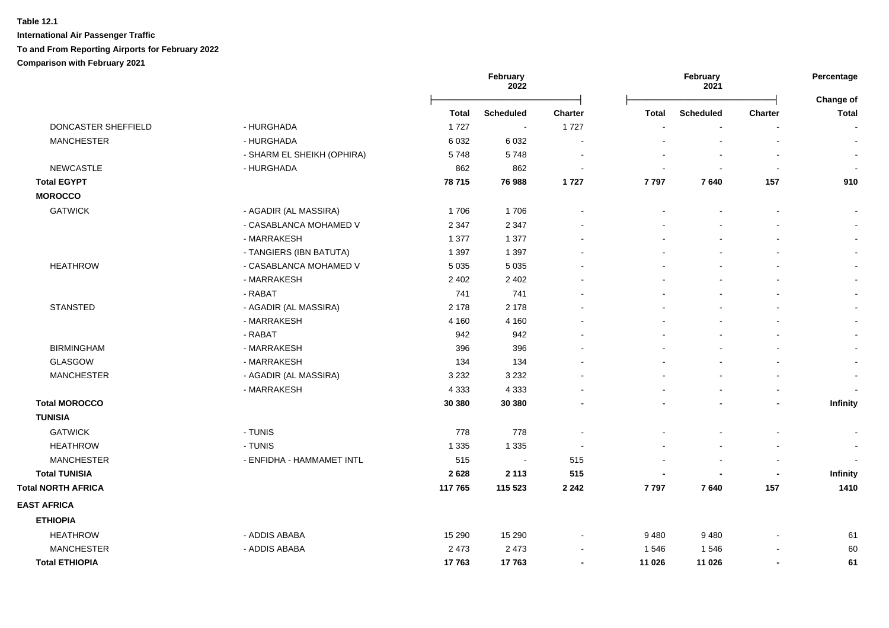**Table 12.1**

**International Air Passenger Traffic**

**To and From Reporting Airports for February 2022**

**Comparison with February 2021**

| | | February 2022 | | | February 2021 | | | Percentage |
|---|---|---|---|---|---|---|---|---|
| | | **Total** | **Scheduled** | **Charter** | **Total** | **Scheduled** | **Charter** | **Change of Total** |
| DONCASTER SHEFFIELD | - HURGHADA | 1 727 | - | 1 727 | - | - | - | - |
| MANCHESTER | - HURGHADA | 6 032 | 6 032 | - | - | - | - | - |
| | - SHARM EL SHEIKH (OPHIRA) | 5 748 | 5 748 | - | - | - | - | - |
| NEWCASTLE | - HURGHADA | 862 | 862 | - | - | - | - | - |
| **Total EGYPT** | | **78 715** | **76 988** | **1 727** | **7 797** | **7 640** | **157** | **910** |
| **MOROCCO** | | | | | | | | |
| GATWICK | - AGADIR (AL MASSIRA) | 1 706 | 1 706 | - | - | - | - | - |
| | - CASABLANCA MOHAMED V | 2 347 | 2 347 | - | - | - | - | - |
| | - MARRAKESH | 1 377 | 1 377 | - | - | - | - | - |
| | - TANGIERS (IBN BATUTA) | 1 397 | 1 397 | - | - | - | - | - |
| HEATHROW | - CASABLANCA MOHAMED V | 5 035 | 5 035 | - | - | - | - | - |
| | - MARRAKESH | 2 402 | 2 402 | - | - | - | - | - |
| | - RABAT | 741 | 741 | - | - | - | - | - |
| STANSTED | - AGADIR (AL MASSIRA) | 2 178 | 2 178 | - | - | - | - | - |
| | - MARRAKESH | 4 160 | 4 160 | - | - | - | - | - |
| | - RABAT | 942 | 942 | - | - | - | - | - |
| BIRMINGHAM | - MARRAKESH | 396 | 396 | - | - | - | - | - |
| GLASGOW | - MARRAKESH | 134 | 134 | - | - | - | - | - |
| MANCHESTER | - AGADIR (AL MASSIRA) | 3 232 | 3 232 | - | - | - | - | - |
| | - MARRAKESH | 4 333 | 4 333 | - | - | - | - | - |
| **Total MOROCCO** | | **30 380** | **30 380** | **-** | **-** | **-** | **-** | **Infinity** |
| **TUNISIA** | | | | | | | | |
| GATWICK | - TUNIS | 778 | 778 | - | - | - | - | - |
| HEATHROW | - TUNIS | 1 335 | 1 335 | - | - | - | - | - |
| MANCHESTER | - ENFIDHA - HAMMAMET INTL | 515 | - | 515 | - | - | - | - |
| **Total TUNISIA** | | **2 628** | **2 113** | **515** | **-** | **-** | **-** | **Infinity** |
| **Total NORTH AFRICA** | | **117 765** | **115 523** | **2 242** | **7 797** | **7 640** | **157** | **1410** |
| **EAST AFRICA** | | | | | | | | |
| **ETHIOPIA** | | | | | | | | |
| HEATHROW | - ADDIS ABABA | 15 290 | 15 290 | - | 9 480 | 9 480 | - | 61 |
| MANCHESTER | - ADDIS ABABA | 2 473 | 2 473 | - | 1 546 | 1 546 | - | 60 |
| **Total ETHIOPIA** | | **17 763** | **17 763** | **-** | **11 026** | **11 026** | **-** | **61** |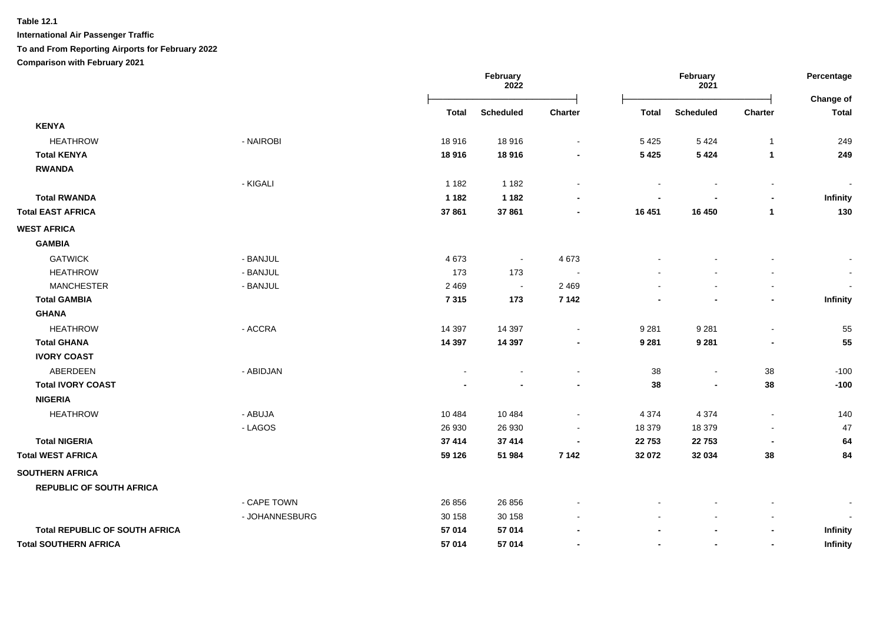**Table 12.1**

**International Air Passenger Traffic**

**To and From Reporting Airports for February 2022**

**Comparison with February 2021**

| | | February 2022 | | | February 2021 | | | Percentage |
|---|---|---|---|---|---|---|---|---|
| | | **Total** | **Scheduled** | **Charter** | **Total** | **Scheduled** | **Charter** | **Change of Total** |
| **KENYA** | | | | | | | | |
| HEATHROW | - NAIROBI | 18 916 | 18 916 | - | 5 425 | 5 424 | 1 | 249 |
| **Total KENYA** | | **18 916** | **18 916** | **-** | **5 425** | **5 424** | **1** | **249** |
| **RWANDA** | | | | | | | | |
| | - KIGALI | 1 182 | 1 182 | - | - | - | - | - |
| **Total RWANDA** | | **1 182** | **1 182** | **-** | **-** | **-** | **-** | **Infinity** |
| **Total EAST AFRICA** | | **37 861** | **37 861** | **-** | **16 451** | **16 450** | **1** | **130** |
| **WEST AFRICA** | | | | | | | | |
| **GAMBIA** | | | | | | | | |
| GATWICK | - BANJUL | 4 673 | - | 4 673 | - | - | - | - |
| HEATHROW | - BANJUL | 173 | 173 | - | - | - | - | - |
| MANCHESTER | - BANJUL | 2 469 | - | 2 469 | - | - | - | - |
| **Total GAMBIA** | | **7 315** | **173** | **7 142** | **-** | **-** | **-** | **Infinity** |
| **GHANA** | | | | | | | | |
| HEATHROW | - ACCRA | 14 397 | 14 397 | - | 9 281 | 9 281 | - | 55 |
| **Total GHANA** | | **14 397** | **14 397** | **-** | **9 281** | **9 281** | **-** | **55** |
| **IVORY COAST** | | | | | | | | |
| ABERDEEN | - ABIDJAN | - | - | - | 38 | - | 38 | -100 |
| **Total IVORY COAST** | | **-** | **-** | **-** | **38** | **-** | **38** | **-100** |
| **NIGERIA** | | | | | | | | |
| HEATHROW | - ABUJA | 10 484 | 10 484 | - | 4 374 | 4 374 | - | 140 |
| | - LAGOS | 26 930 | 26 930 | - | 18 379 | 18 379 | - | 47 |
| **Total NIGERIA** | | **37 414** | **37 414** | **-** | **22 753** | **22 753** | **-** | **64** |
| **Total WEST AFRICA** | | **59 126** | **51 984** | **7 142** | **32 072** | **32 034** | **38** | **84** |
| **SOUTHERN AFRICA** | | | | | | | | |
| **REPUBLIC OF SOUTH AFRICA** | | | | | | | | |
| | - CAPE TOWN | 26 856 | 26 856 | - | - | - | - | - |
| | - JOHANNESBURG | 30 158 | 30 158 | - | - | - | - | - |
| **Total REPUBLIC OF SOUTH AFRICA** | | **57 014** | **57 014** | **-** | **-** | **-** | **-** | **Infinity** |
| **Total SOUTHERN AFRICA** | | **57 014** | **57 014** | **-** | **-** | **-** | **-** | **Infinity** |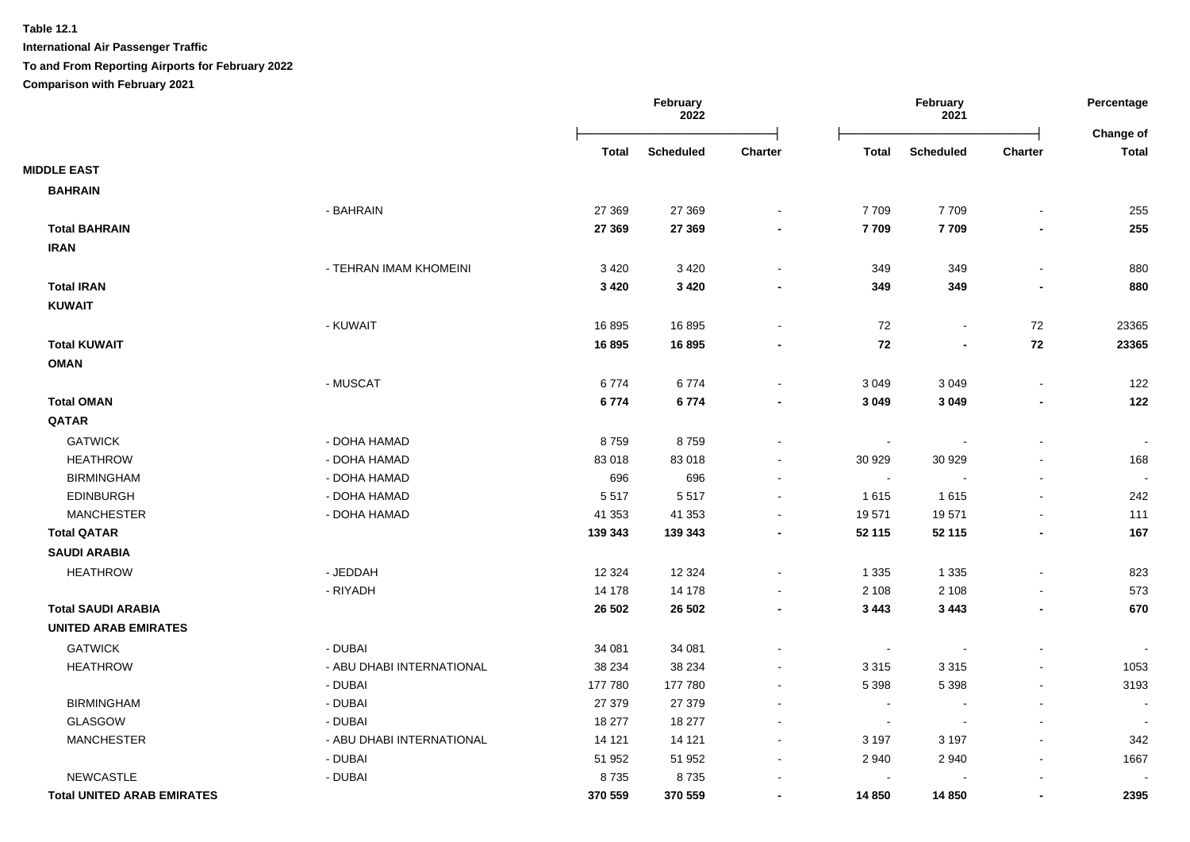**Table 12.1**

**International Air Passenger Traffic**

**To and From Reporting Airports for February 2022**

**Comparison with February 2021**

| | | February 2022 | | | February 2021 | | | Percentage |
|---|---|---|---|---|---|---|---|---|
| | | **Total** | **Scheduled** | **Charter** | **Total** | **Scheduled** | **Charter** | **Change of Total** |
| **MIDDLE EAST** | | | | | | | | |
| **BAHRAIN** | | | | | | | | |
| | - BAHRAIN | 27 369 | 27 369 | - | 7 709 | 7 709 | - | 255 |
| **Total BAHRAIN** | | **27 369** | **27 369** | **-** | **7 709** | **7 709** | **-** | **255** |
| **IRAN** | | | | | | | | |
| | - TEHRAN IMAM KHOMEINI | 3 420 | 3 420 | - | 349 | 349 | - | 880 |
| **Total IRAN** | | **3 420** | **3 420** | **-** | **349** | **349** | **-** | **880** |
| **KUWAIT** | | | | | | | | |
| | - KUWAIT | 16 895 | 16 895 | - | 72 | - | 72 | 23365 |
| **Total KUWAIT** | | **16 895** | **16 895** | **-** | **72** | **-** | **72** | **23365** |
| **OMAN** | | | | | | | | |
| | - MUSCAT | 6 774 | 6 774 | - | 3 049 | 3 049 | - | 122 |
| **Total OMAN** | | **6 774** | **6 774** | **-** | **3 049** | **3 049** | **-** | **122** |
| **QATAR** | | | | | | | | |
| GATWICK | - DOHA HAMAD | 8 759 | 8 759 | - | - | - | - | - |
| HEATHROW | - DOHA HAMAD | 83 018 | 83 018 | - | 30 929 | 30 929 | - | 168 |
| BIRMINGHAM | - DOHA HAMAD | 696 | 696 | - | - | - | - | - |
| EDINBURGH | - DOHA HAMAD | 5 517 | 5 517 | - | 1 615 | 1 615 | - | 242 |
| MANCHESTER | - DOHA HAMAD | 41 353 | 41 353 | - | 19 571 | 19 571 | - | 111 |
| **Total QATAR** | | **139 343** | **139 343** | **-** | **52 115** | **52 115** | **-** | **167** |
| **SAUDI ARABIA** | | | | | | | | |
| HEATHROW | - JEDDAH | 12 324 | 12 324 | - | 1 335 | 1 335 | - | 823 |
| | - RIYADH | 14 178 | 14 178 | - | 2 108 | 2 108 | - | 573 |
| **Total SAUDI ARABIA** | | **26 502** | **26 502** | **-** | **3 443** | **3 443** | **-** | **670** |
| **UNITED ARAB EMIRATES** | | | | | | | | |
| GATWICK | - DUBAI | 34 081 | 34 081 | - | - | - | - | - |
| HEATHROW | - ABU DHABI INTERNATIONAL | 38 234 | 38 234 | - | 3 315 | 3 315 | - | 1053 |
| | - DUBAI | 177 780 | 177 780 | - | 5 398 | 5 398 | - | 3193 |
| BIRMINGHAM | - DUBAI | 27 379 | 27 379 | - | - | - | - | - |
| GLASGOW | - DUBAI | 18 277 | 18 277 | - | - | - | - | - |
| MANCHESTER | - ABU DHABI INTERNATIONAL | 14 121 | 14 121 | - | 3 197 | 3 197 | - | 342 |
| | - DUBAI | 51 952 | 51 952 | - | 2 940 | 2 940 | - | 1667 |
| NEWCASTLE | - DUBAI | 8 735 | 8 735 | - | - | - | - | - |
| **Total UNITED ARAB EMIRATES** | | **370 559** | **370 559** | **-** | **14 850** | **14 850** | **-** | **2395** |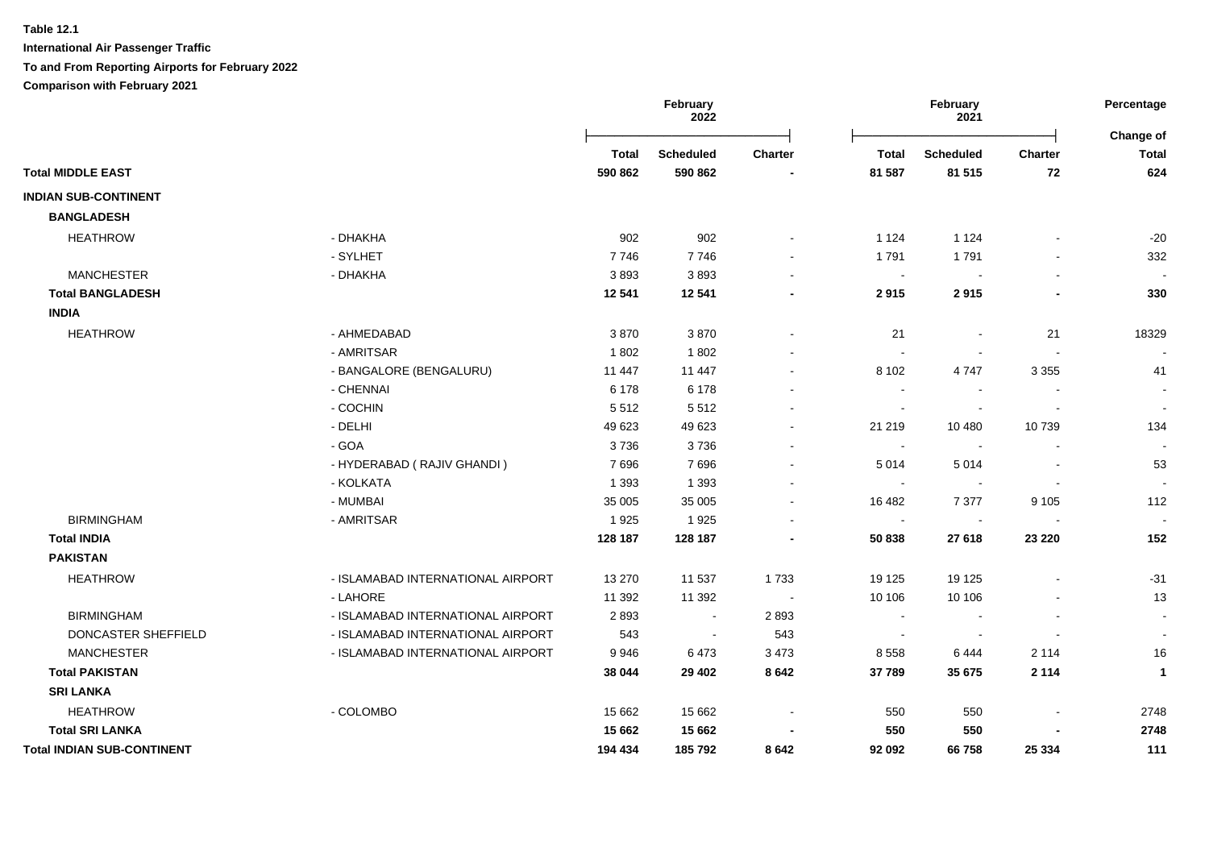**Table 12.1**

**International Air Passenger Traffic**

**To and From Reporting Airports for February 2022**

**Comparison with February 2021**

| | | February 2022 | | | February 2021 | | | Percentage |
|---|---|---|---|---|---|---|---|---|
| | | **Total** | **Scheduled** | **Charter** | **Total** | **Scheduled** | **Charter** | **Change of Total** |
| **Total MIDDLE EAST** | | **590 862** | **590 862** | **-** | **81 587** | **81 515** | **72** | **624** |
| **INDIAN SUB-CONTINENT** | | | | | | | | |
| **BANGLADESH** | | | | | | | | |
| HEATHROW | - DHAKHA | 902 | 902 | - | 1 124 | 1 124 | - | -20 |
| | - SYLHET | 7 746 | 7 746 | - | 1 791 | 1 791 | - | 332 |
| MANCHESTER | - DHAKHA | 3 893 | 3 893 | - | - | - | - | - |
| **Total BANGLADESH** | | **12 541** | **12 541** | **-** | **2 915** | **2 915** | **-** | **330** |
| **INDIA** | | | | | | | | |
| HEATHROW | - AHMEDABAD | 3 870 | 3 870 | - | 21 | - | 21 | 18329 |
| | - AMRITSAR | 1 802 | 1 802 | - | - | - | - | - |
| | - BANGALORE (BENGALURU) | 11 447 | 11 447 | - | 8 102 | 4 747 | 3 355 | 41 |
| | - CHENNAI | 6 178 | 6 178 | - | - | - | - | - |
| | - COCHIN | 5 512 | 5 512 | - | - | - | - | - |
| | - DELHI | 49 623 | 49 623 | - | 21 219 | 10 480 | 10 739 | 134 |
| | - GOA | 3 736 | 3 736 | - | - | - | - | - |
| | - HYDERABAD ( RAJIV GHANDI ) | 7 696 | 7 696 | - | 5 014 | 5 014 | - | 53 |
| | - KOLKATA | 1 393 | 1 393 | - | - | - | - | - |
| | - MUMBAI | 35 005 | 35 005 | - | 16 482 | 7 377 | 9 105 | 112 |
| BIRMINGHAM | - AMRITSAR | 1 925 | 1 925 | - | - | - | - | - |
| **Total INDIA** | | **128 187** | **128 187** | **-** | **50 838** | **27 618** | **23 220** | **152** |
| **PAKISTAN** | | | | | | | | |
| HEATHROW | - ISLAMABAD INTERNATIONAL AIRPORT | 13 270 | 11 537 | 1 733 | 19 125 | 19 125 | - | -31 |
| | - LAHORE | 11 392 | 11 392 | - | 10 106 | 10 106 | - | 13 |
| BIRMINGHAM | - ISLAMABAD INTERNATIONAL AIRPORT | 2 893 | - | 2 893 | - | - | - | - |
| DONCASTER SHEFFIELD | - ISLAMABAD INTERNATIONAL AIRPORT | 543 | - | 543 | - | - | - | - |
| MANCHESTER | - ISLAMABAD INTERNATIONAL AIRPORT | 9 946 | 6 473 | 3 473 | 8 558 | 6 444 | 2 114 | 16 |
| **Total PAKISTAN** | | **38 044** | **29 402** | **8 642** | **37 789** | **35 675** | **2 114** | **1** |
| **SRI LANKA** | | | | | | | | |
| HEATHROW | - COLOMBO | 15 662 | 15 662 | - | 550 | 550 | - | 2748 |
| **Total SRI LANKA** | | **15 662** | **15 662** | **-** | **550** | **550** | **-** | **2748** |
| **Total INDIAN SUB-CONTINENT** | | **194 434** | **185 792** | **8 642** | **92 092** | **66 758** | **25 334** | **111** |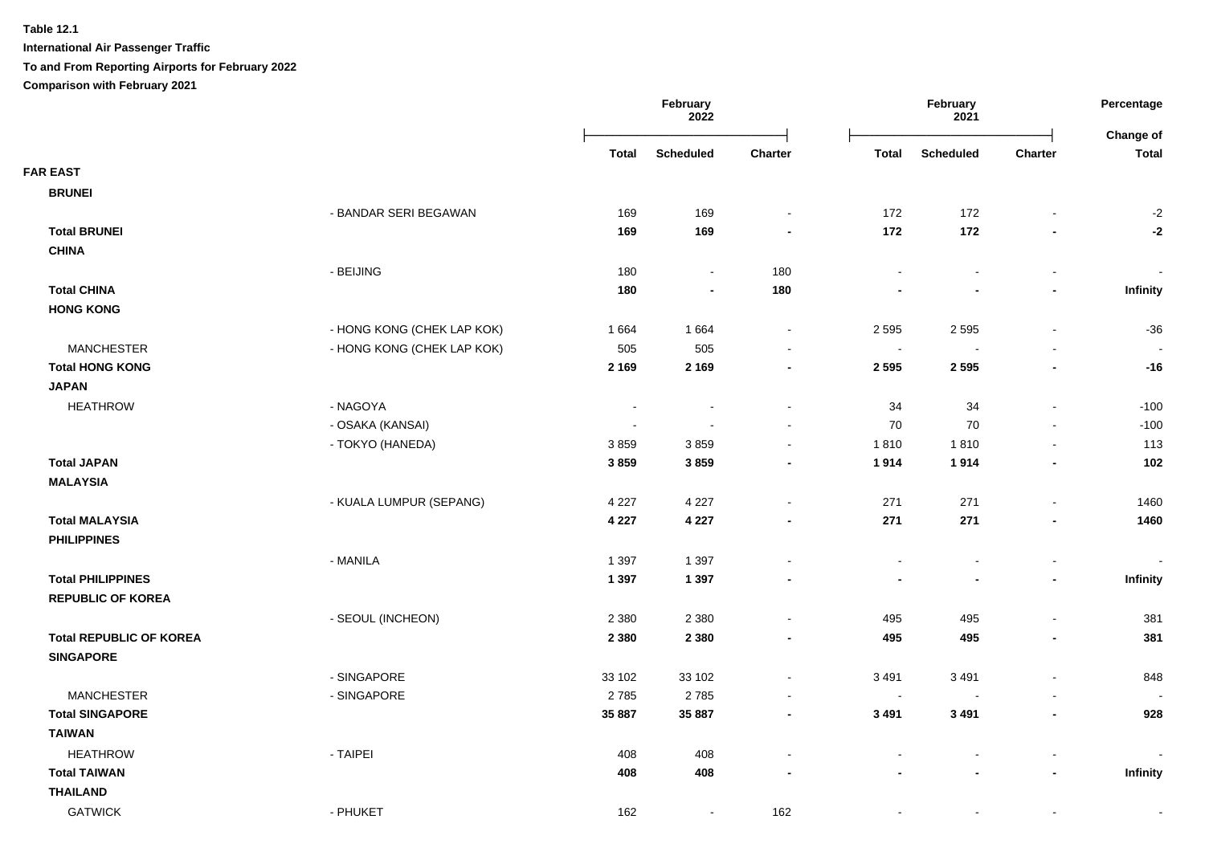**Table 12.1**

**International Air Passenger Traffic**

**To and From Reporting Airports for February 2022**

**Comparison with February 2021**

| | | February 2022 | | | February 2021 | | | Percentage |
|---|---|---|---|---|---|---|---|---|
| | | **Total** | **Scheduled** | **Charter** | **Total** | **Scheduled** | **Charter** | **Change of Total** |
| **FAR EAST** | | | | | | | | |
| **BRUNEI** | | | | | | | | |
| | - BANDAR SERI BEGAWAN | 169 | 169 | - | 172 | 172 | - | -2 |
| **Total BRUNEI** | | **169** | **169** | **-** | **172** | **172** | **-** | **-2** |
| **CHINA** | | | | | | | | |
| | - BEIJING | 180 | - | 180 | - | - | - | - |
| **Total CHINA** | | **180** | **-** | **180** | **-** | **-** | **-** | **Infinity** |
| **HONG KONG** | | | | | | | | |
| | - HONG KONG (CHEK LAP KOK) | 1 664 | 1 664 | - | 2 595 | 2 595 | - | -36 |
| MANCHESTER | - HONG KONG (CHEK LAP KOK) | 505 | 505 | - | - | - | - | - |
| **Total HONG KONG** | | **2 169** | **2 169** | **-** | **2 595** | **2 595** | **-** | **-16** |
| **JAPAN** | | | | | | | | |
| HEATHROW | - NAGOYA | - | - | - | 34 | 34 | - | -100 |
| | - OSAKA (KANSAI) | - | - | - | 70 | 70 | - | -100 |
| | - TOKYO (HANEDA) | 3 859 | 3 859 | - | 1 810 | 1 810 | - | 113 |
| **Total JAPAN** | | **3 859** | **3 859** | **-** | **1 914** | **1 914** | **-** | **102** |
| **MALAYSIA** | | | | | | | | |
| | - KUALA LUMPUR (SEPANG) | 4 227 | 4 227 | - | 271 | 271 | - | 1460 |
| **Total MALAYSIA** | | **4 227** | **4 227** | **-** | **271** | **271** | **-** | **1460** |
| **PHILIPPINES** | | | | | | | | |
| | - MANILA | 1 397 | 1 397 | - | - | - | - | - |
| **Total PHILIPPINES** | | **1 397** | **1 397** | **-** | **-** | **-** | **-** | **Infinity** |
| **REPUBLIC OF KOREA** | | | | | | | | |
| | - SEOUL (INCHEON) | 2 380 | 2 380 | - | 495 | 495 | - | 381 |
| **Total REPUBLIC OF KOREA** | | **2 380** | **2 380** | **-** | **495** | **495** | **-** | **381** |
| **SINGAPORE** | | | | | | | | |
| | - SINGAPORE | 33 102 | 33 102 | - | 3 491 | 3 491 | - | 848 |
| MANCHESTER | - SINGAPORE | 2 785 | 2 785 | - | - | - | - | - |
| **Total SINGAPORE** | | **35 887** | **35 887** | **-** | **3 491** | **3 491** | **-** | **928** |
| **TAIWAN** | | | | | | | | |
| HEATHROW | - TAIPEI | 408 | 408 | - | - | - | - | - |
| **Total TAIWAN** | | **408** | **408** | **-** | **-** | **-** | **-** | **Infinity** |
| **THAILAND** | | | | | | | | |
| GATWICK | - PHUKET | 162 | - | 162 | - | - | - | - |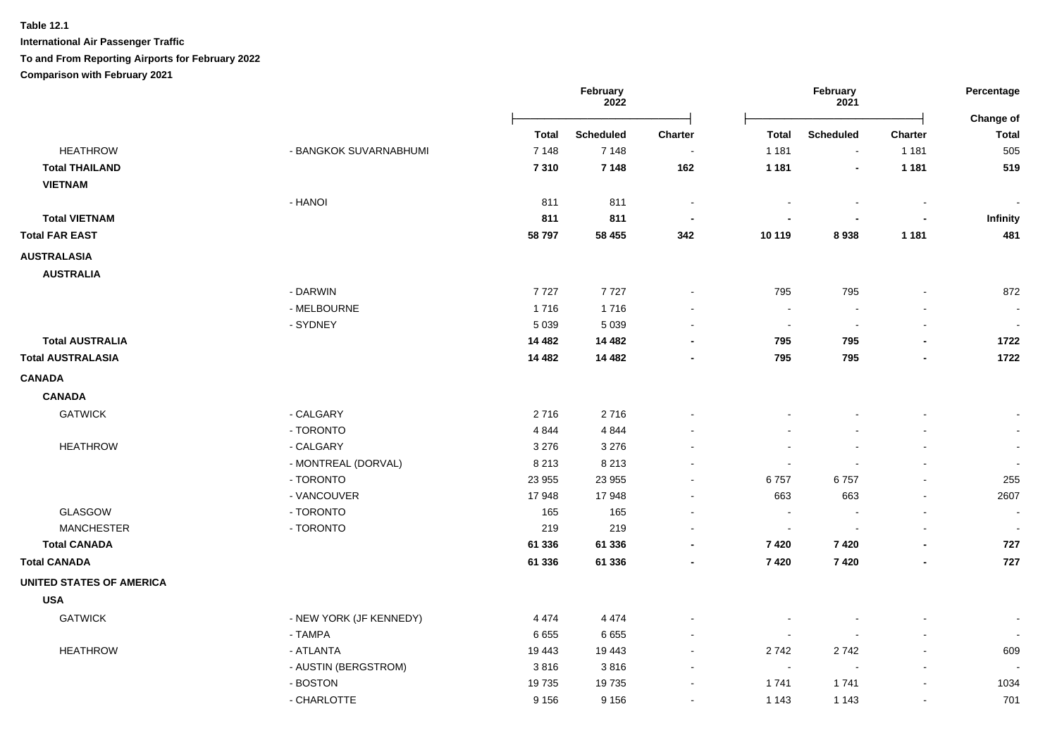**Table 12.1**

**International Air Passenger Traffic**

**To and From Reporting Airports for February 2022**

**Comparison with February 2021**

| | | February 2022 | | | February 2021 | | | Percentage |
|---|---|---|---|---|---|---|---|---|
| | | **Total** | **Scheduled** | **Charter** | **Total** | **Scheduled** | **Charter** | **Change of Total** |
| HEATHROW | - BANGKOK SUVARNABHUMI | 7 148 | 7 148 | - | 1 181 | - | 1 181 | 505 |
| **Total THAILAND** | | **7 310** | **7 148** | **162** | **1 181** | **-** | **1 181** | **519** |
| **VIETNAM** | | | | | | | | |
| | - HANOI | 811 | 811 | - | - | - | - | - |
| **Total VIETNAM** | | **811** | **811** | **-** | **-** | **-** | **-** | **Infinity** |
| **Total FAR EAST** | | **58 797** | **58 455** | **342** | **10 119** | **8 938** | **1 181** | **481** |
| **AUSTRALASIA** | | | | | | | | |
| **AUSTRALIA** | | | | | | | | |
| | - DARWIN | 7 727 | 7 727 | - | 795 | 795 | - | 872 |
| | - MELBOURNE | 1 716 | 1 716 | - | - | - | - | - |
| | - SYDNEY | 5 039 | 5 039 | - | - | - | - | - |
| **Total AUSTRALIA** | | **14 482** | **14 482** | **-** | **795** | **795** | **-** | **1722** |
| **Total AUSTRALASIA** | | **14 482** | **14 482** | **-** | **795** | **795** | **-** | **1722** |
| **CANADA** | | | | | | | | |
| **CANADA** | | | | | | | | |
| GATWICK | - CALGARY | 2 716 | 2 716 | - | - | - | - | - |
| | - TORONTO | 4 844 | 4 844 | - | - | - | - | - |
| HEATHROW | - CALGARY | 3 276 | 3 276 | - | - | - | - | - |
| | - MONTREAL (DORVAL) | 8 213 | 8 213 | - | - | - | - | - |
| | - TORONTO | 23 955 | 23 955 | - | 6 757 | 6 757 | - | 255 |
| | - VANCOUVER | 17 948 | 17 948 | - | 663 | 663 | - | 2607 |
| GLASGOW | - TORONTO | 165 | 165 | - | - | - | - | - |
| MANCHESTER | - TORONTO | 219 | 219 | - | - | - | - | - |
| **Total CANADA** | | **61 336** | **61 336** | **-** | **7 420** | **7 420** | **-** | **727** |
| **Total CANADA** | | **61 336** | **61 336** | **-** | **7 420** | **7 420** | **-** | **727** |
| **UNITED STATES OF AMERICA** | | | | | | | | |
| **USA** | | | | | | | | |
| GATWICK | - NEW YORK (JF KENNEDY) | 4 474 | 4 474 | - | - | - | - | - |
| | - TAMPA | 6 655 | 6 655 | - | - | - | - | - |
| HEATHROW | - ATLANTA | 19 443 | 19 443 | - | 2 742 | 2 742 | - | 609 |
| | - AUSTIN (BERGSTROM) | 3 816 | 3 816 | - | - | - | - | - |
| | - BOSTON | 19 735 | 19 735 | - | 1 741 | 1 741 | - | 1034 |
| | - CHARLOTTE | 9 156 | 9 156 | - | 1 143 | 1 143 | - | 701 |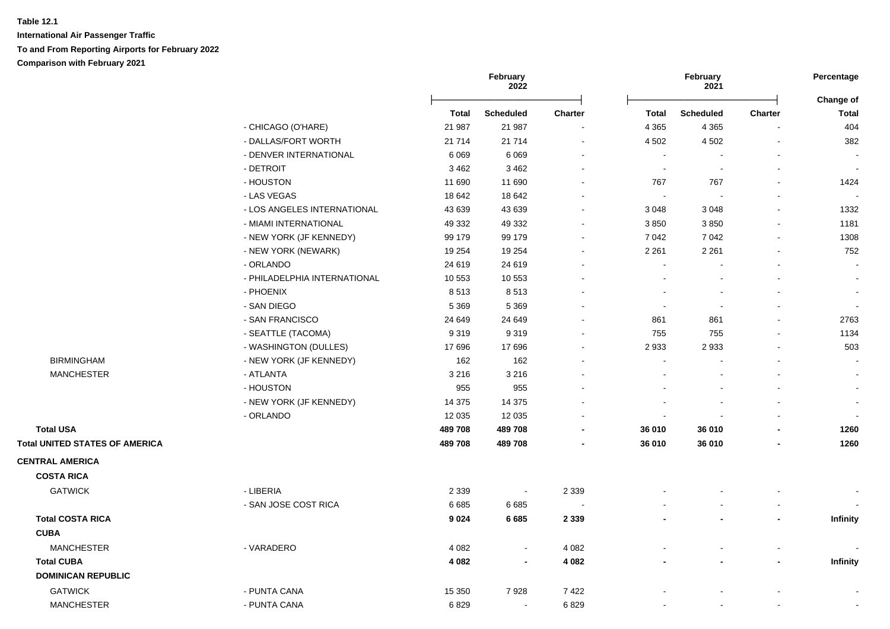**Table 12.1**

**International Air Passenger Traffic**

**To and From Reporting Airports for February 2022**

**Comparison with February 2021**

| | | February 2022 | | | February 2021 | | | Percentage |
|---|---|---|---|---|---|---|---|---|
| | | **Total** | **Scheduled** | **Charter** | **Total** | **Scheduled** | **Charter** | **Change of Total** |
| | - CHICAGO (O'HARE) | 21 987 | 21 987 | - | 4 365 | 4 365 | - | 404 |
| | - DALLAS/FORT WORTH | 21 714 | 21 714 | - | 4 502 | 4 502 | - | 382 |
| | - DENVER INTERNATIONAL | 6 069 | 6 069 | - | - | - | - | - |
| | - DETROIT | 3 462 | 3 462 | - | - | - | - | - |
| | - HOUSTON | 11 690 | 11 690 | - | 767 | 767 | - | 1424 |
| | - LAS VEGAS | 18 642 | 18 642 | - | - | - | - | - |
| | - LOS ANGELES INTERNATIONAL | 43 639 | 43 639 | - | 3 048 | 3 048 | - | 1332 |
| | - MIAMI INTERNATIONAL | 49 332 | 49 332 | - | 3 850 | 3 850 | - | 1181 |
| | - NEW YORK (JF KENNEDY) | 99 179 | 99 179 | - | 7 042 | 7 042 | - | 1308 |
| | - NEW YORK (NEWARK) | 19 254 | 19 254 | - | 2 261 | 2 261 | - | 752 |
| | - ORLANDO | 24 619 | 24 619 | - | - | - | - | - |
| | - PHILADELPHIA INTERNATIONAL | 10 553 | 10 553 | - | - | - | - | - |
| | - PHOENIX | 8 513 | 8 513 | - | - | - | - | - |
| | - SAN DIEGO | 5 369 | 5 369 | - | - | - | - | - |
| | - SAN FRANCISCO | 24 649 | 24 649 | - | 861 | 861 | - | 2763 |
| | - SEATTLE (TACOMA) | 9 319 | 9 319 | - | 755 | 755 | - | 1134 |
| | - WASHINGTON (DULLES) | 17 696 | 17 696 | - | 2 933 | 2 933 | - | 503 |
| BIRMINGHAM | - NEW YORK (JF KENNEDY) | 162 | 162 | - | - | - | - | - |
| MANCHESTER | - ATLANTA | 3 216 | 3 216 | - | - | - | - | - |
| | - HOUSTON | 955 | 955 | - | - | - | - | - |
| | - NEW YORK (JF KENNEDY) | 14 375 | 14 375 | - | - | - | - | - |
| | - ORLANDO | 12 035 | 12 035 | - | - | - | - | - |
| **Total USA** | | **489 708** | **489 708** | **-** | **36 010** | **36 010** | **-** | **1260** |
| **Total UNITED STATES OF AMERICA** | | **489 708** | **489 708** | **-** | **36 010** | **36 010** | **-** | **1260** |
| **CENTRAL AMERICA** | | | | | | | | |
| **COSTA RICA** | | | | | | | | |
| GATWICK | - LIBERIA | 2 339 | - | 2 339 | - | - | - | - |
| | - SAN JOSE COST RICA | 6 685 | 6 685 | - | - | - | - | - |
| **Total COSTA RICA** | | **9 024** | **6 685** | **2 339** | **-** | **-** | **-** | **Infinity** |
| **CUBA** | | | | | | | | |
| MANCHESTER | - VARADERO | 4 082 | - | 4 082 | - | - | - | - |
| **Total CUBA** | | **4 082** | **-** | **4 082** | **-** | **-** | **-** | **Infinity** |
| **DOMINICAN REPUBLIC** | | | | | | | | |
| GATWICK | - PUNTA CANA | 15 350 | 7 928 | 7 422 | - | - | - | - |
| MANCHESTER | - PUNTA CANA | 6 829 | - | 6 829 | - | - | - | - |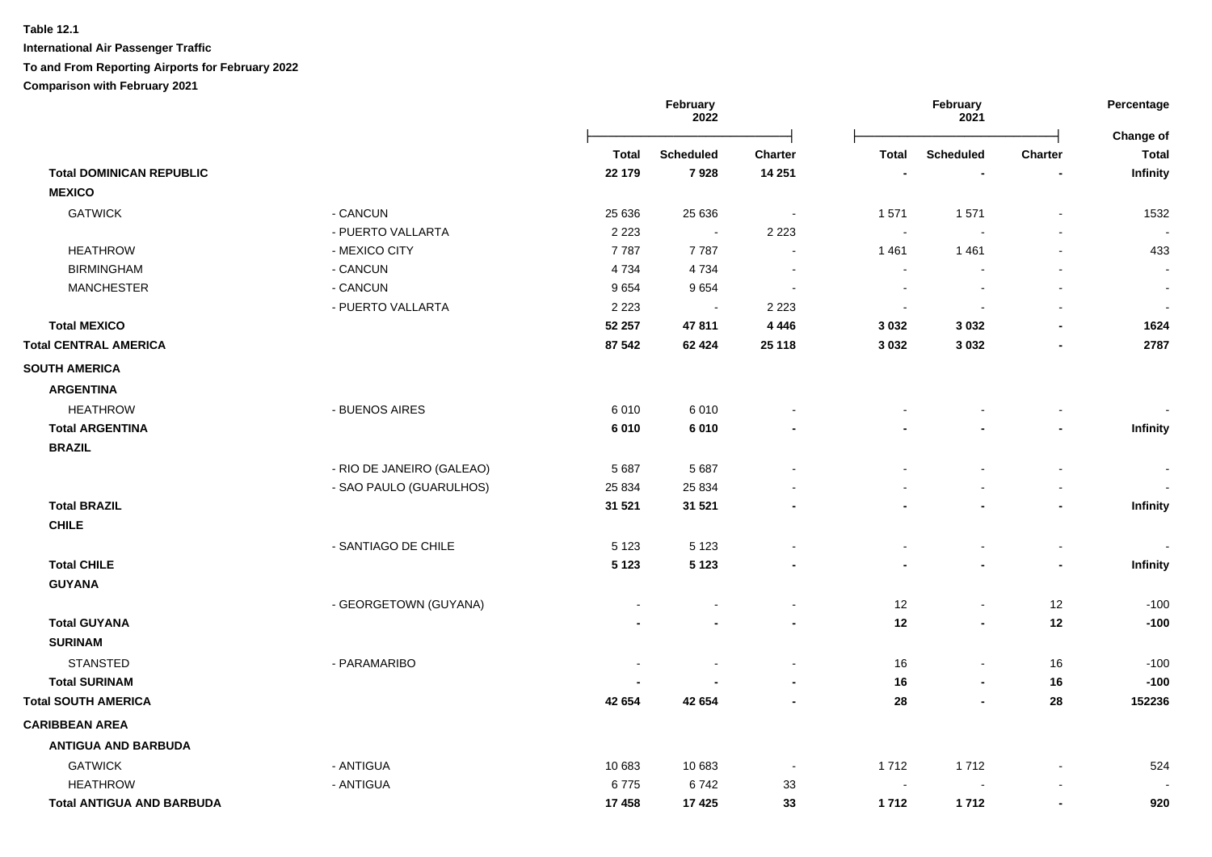**Table 12.1**

**International Air Passenger Traffic**

**To and From Reporting Airports for February 2022**

**Comparison with February 2021**

| | | February 2022 | | | February 2021 | | | Percentage |
|---|---|---|---|---|---|---|---|---|
| | | **Total** | **Scheduled** | **Charter** | **Total** | **Scheduled** | **Charter** | **Change of Total** |
| **Total DOMINICAN REPUBLIC** | | **22 179** | **7 928** | **14 251** | **-** | **-** | **-** | **Infinity** |
| **MEXICO** | | | | | | | | |
| GATWICK | - CANCUN | 25 636 | 25 636 | - | 1 571 | 1 571 | - | 1532 |
| | - PUERTO VALLARTA | 2 223 | - | 2 223 | - | - | - | - |
| HEATHROW | - MEXICO CITY | 7 787 | 7 787 | - | 1 461 | 1 461 | - | 433 |
| BIRMINGHAM | - CANCUN | 4 734 | 4 734 | - | - | - | - | - |
| MANCHESTER | - CANCUN | 9 654 | 9 654 | - | - | - | - | - |
| | - PUERTO VALLARTA | 2 223 | - | 2 223 | - | - | - | - |
| **Total MEXICO** | | **52 257** | **47 811** | **4 446** | **3 032** | **3 032** | **-** | **1624** |
| **Total CENTRAL AMERICA** | | **87 542** | **62 424** | **25 118** | **3 032** | **3 032** | **-** | **2787** |
| **SOUTH AMERICA** | | | | | | | | |
| **ARGENTINA** | | | | | | | | |
| HEATHROW | - BUENOS AIRES | 6 010 | 6 010 | - | - | - | - | - |
| **Total ARGENTINA** | | **6 010** | **6 010** | **-** | **-** | **-** | **-** | **Infinity** |
| **BRAZIL** | | | | | | | | |
| | - RIO DE JANEIRO (GALEAO) | 5 687 | 5 687 | - | - | - | - | - |
| | - SAO PAULO (GUARULHOS) | 25 834 | 25 834 | - | - | - | - | - |
| **Total BRAZIL** | | **31 521** | **31 521** | **-** | **-** | **-** | **-** | **Infinity** |
| **CHILE** | | | | | | | | |
| | - SANTIAGO DE CHILE | 5 123 | 5 123 | - | - | - | - | - |
| **Total CHILE** | | **5 123** | **5 123** | **-** | **-** | **-** | **-** | **Infinity** |
| **GUYANA** | | | | | | | | |
| | - GEORGETOWN (GUYANA) | - | - | - | 12 | - | 12 | -100 |
| **Total GUYANA** | | **-** | **-** | **-** | **12** | **-** | **12** | **-100** |
| **SURINAM** | | | | | | | | |
| STANSTED | - PARAMARIBO | - | - | - | 16 | - | 16 | -100 |
| **Total SURINAM** | | **-** | **-** | **-** | **16** | **-** | **16** | **-100** |
| **Total SOUTH AMERICA** | | **42 654** | **42 654** | **-** | **28** | **-** | **28** | **152236** |
| **CARIBBEAN AREA** | | | | | | | | |
| **ANTIGUA AND BARBUDA** | | | | | | | | |
| GATWICK | - ANTIGUA | 10 683 | 10 683 | - | 1 712 | 1 712 | - | 524 |
| HEATHROW | - ANTIGUA | 6 775 | 6 742 | 33 | - | - | - | - |
| **Total ANTIGUA AND BARBUDA** | | **17 458** | **17 425** | **33** | **1 712** | **1 712** | **-** | **920** |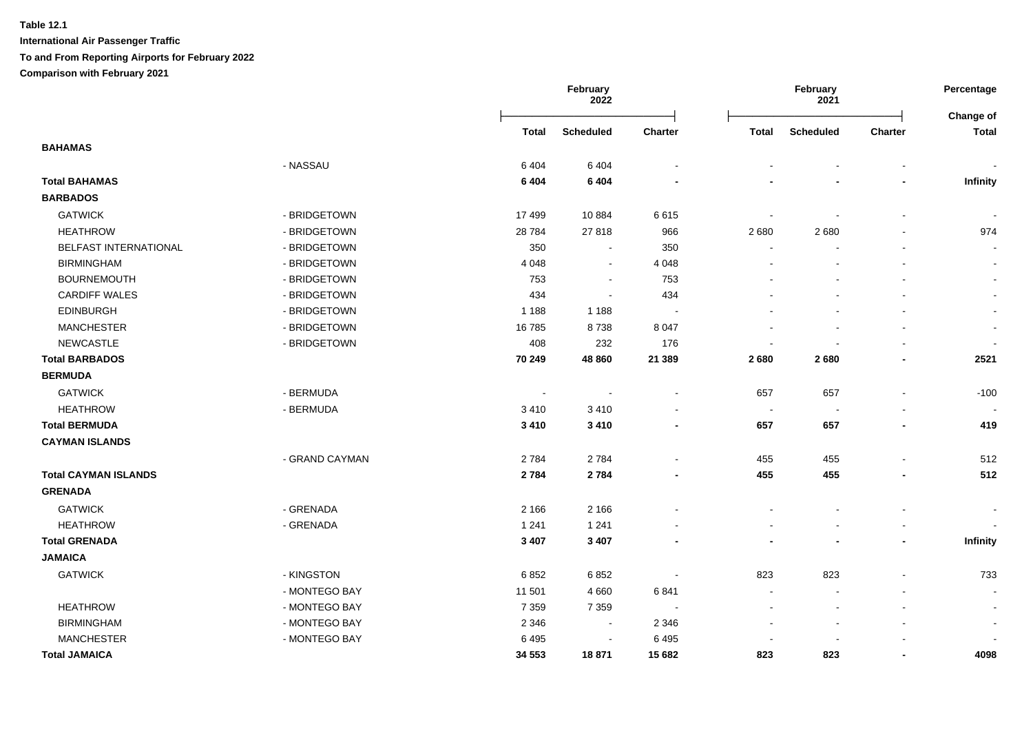**Table 12.1**

**International Air Passenger Traffic**

**To and From Reporting Airports for February 2022**

**Comparison with February 2021**

| | | February 2022 | | | February 2021 | | | Percentage |
|---|---|---|---|---|---|---|---|---|
| | | Total | Scheduled | Charter | Total | Scheduled | Charter | Change of Total |
| **BAHAMAS** | | | | | | | | |
| | - NASSAU | 6 404 | 6 404 | - | - | - | - | - |
| **Total BAHAMAS** | | **6 404** | **6 404** | **-** | **-** | **-** | **-** | **Infinity** |
| **BARBADOS** | | | | | | | | |
| GATWICK | - BRIDGETOWN | 17 499 | 10 884 | 6 615 | - | - | - | - |
| HEATHROW | - BRIDGETOWN | 28 784 | 27 818 | 966 | 2 680 | 2 680 | - | 974 |
| BELFAST INTERNATIONAL | - BRIDGETOWN | 350 | - | 350 | - | - | - | - |
| BIRMINGHAM | - BRIDGETOWN | 4 048 | - | 4 048 | - | - | - | - |
| BOURNEMOUTH | - BRIDGETOWN | 753 | - | 753 | - | - | - | - |
| CARDIFF WALES | - BRIDGETOWN | 434 | - | 434 | - | - | - | - |
| EDINBURGH | - BRIDGETOWN | 1 188 | 1 188 | - | - | - | - | - |
| MANCHESTER | - BRIDGETOWN | 16 785 | 8 738 | 8 047 | - | - | - | - |
| NEWCASTLE | - BRIDGETOWN | 408 | 232 | 176 | - | - | - | - |
| **Total BARBADOS** | | **70 249** | **48 860** | **21 389** | **2 680** | **2 680** | **-** | **2521** |
| **BERMUDA** | | | | | | | | |
| GATWICK | - BERMUDA | - | - | - | 657 | 657 | - | -100 |
| HEATHROW | - BERMUDA | 3 410 | 3 410 | - | - | - | - | - |
| **Total BERMUDA** | | **3 410** | **3 410** | **-** | **657** | **657** | **-** | **419** |
| **CAYMAN ISLANDS** | | | | | | | | |
| | - GRAND CAYMAN | 2 784 | 2 784 | - | 455 | 455 | - | 512 |
| **Total CAYMAN ISLANDS** | | **2 784** | **2 784** | **-** | **455** | **455** | **-** | **512** |
| **GRENADA** | | | | | | | | |
| GATWICK | - GRENADA | 2 166 | 2 166 | - | - | - | - | - |
| HEATHROW | - GRENADA | 1 241 | 1 241 | - | - | - | - | - |
| **Total GRENADA** | | **3 407** | **3 407** | **-** | **-** | **-** | **-** | **Infinity** |
| **JAMAICA** | | | | | | | | |
| GATWICK | - KINGSTON | 6 852 | 6 852 | - | 823 | 823 | - | 733 |
| | - MONTEGO BAY | 11 501 | 4 660 | 6 841 | - | - | - | - |
| HEATHROW | - MONTEGO BAY | 7 359 | 7 359 | - | - | - | - | - |
| BIRMINGHAM | - MONTEGO BAY | 2 346 | - | 2 346 | - | - | - | - |
| MANCHESTER | - MONTEGO BAY | 6 495 | - | 6 495 | - | - | - | - |
| **Total JAMAICA** | | **34 553** | **18 871** | **15 682** | **823** | **823** | **-** | **4098** |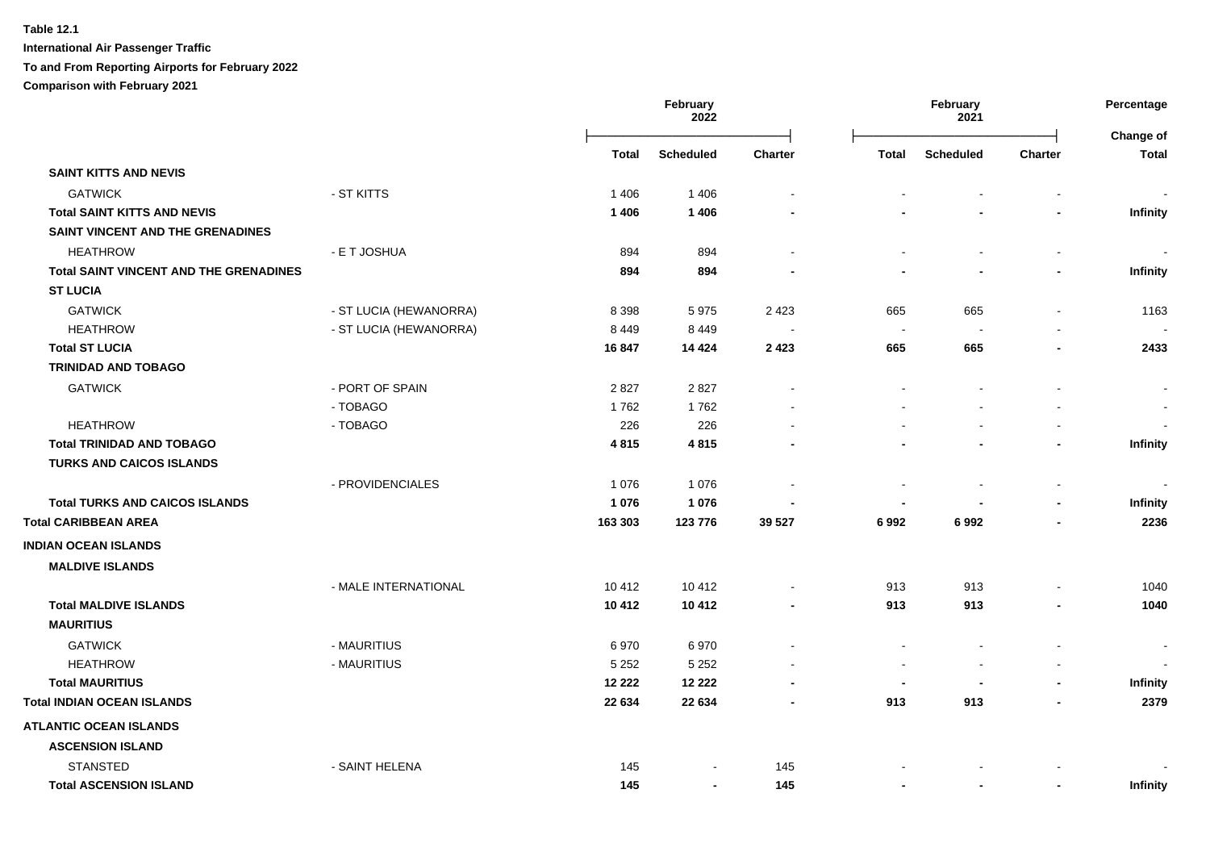**Table 12.1**

**International Air Passenger Traffic**

**To and From Reporting Airports for February 2022**

**Comparison with February 2021**

| | | February 2022 | | | February 2021 | | | Percentage |
|---|---|---|---|---|---|---|---|---|
| | | **Total** | **Scheduled** | **Charter** | **Total** | **Scheduled** | **Charter** | **Change of Total** |
| **SAINT KITTS AND NEVIS** | | | | | | | | |
| GATWICK | - ST KITTS | 1 406 | 1 406 | - | - | - | - | - |
| **Total SAINT KITTS AND NEVIS** | | **1 406** | **1 406** | **-** | **-** | **-** | **-** | **Infinity** |
| **SAINT VINCENT AND THE GRENADINES** | | | | | | | | |
| HEATHROW | - E T JOSHUA | 894 | 894 | - | - | - | - | - |
| **Total SAINT VINCENT AND THE GRENADINES** | | **894** | **894** | **-** | **-** | **-** | **-** | **Infinity** |
| **ST LUCIA** | | | | | | | | |
| GATWICK | - ST LUCIA (HEWANORRA) | 8 398 | 5 975 | 2 423 | 665 | 665 | - | 1163 |
| HEATHROW | - ST LUCIA (HEWANORRA) | 8 449 | 8 449 | - | - | - | - | - |
| **Total ST LUCIA** | | **16 847** | **14 424** | **2 423** | **665** | **665** | **-** | **2433** |
| **TRINIDAD AND TOBAGO** | | | | | | | | |
| GATWICK | - PORT OF SPAIN | 2 827 | 2 827 | - | - | - | - | - |
| | - TOBAGO | 1 762 | 1 762 | - | - | - | - | - |
| HEATHROW | - TOBAGO | 226 | 226 | - | - | - | - | - |
| **Total TRINIDAD AND TOBAGO** | | **4 815** | **4 815** | **-** | **-** | **-** | **-** | **Infinity** |
| **TURKS AND CAICOS ISLANDS** | | | | | | | | |
| | - PROVIDENCIALES | 1 076 | 1 076 | - | - | - | - | - |
| **Total TURKS AND CAICOS ISLANDS** | | **1 076** | **1 076** | **-** | **-** | **-** | **-** | **Infinity** |
| **Total CARIBBEAN AREA** | | **163 303** | **123 776** | **39 527** | **6 992** | **6 992** | **-** | **2236** |
| **INDIAN OCEAN ISLANDS** | | | | | | | | |
| **MALDIVE ISLANDS** | | | | | | | | |
| | - MALE INTERNATIONAL | 10 412 | 10 412 | - | 913 | 913 | - | 1040 |
| **Total MALDIVE ISLANDS** | | **10 412** | **10 412** | **-** | **913** | **913** | **-** | **1040** |
| **MAURITIUS** | | | | | | | | |
| GATWICK | - MAURITIUS | 6 970 | 6 970 | - | - | - | - | - |
| HEATHROW | - MAURITIUS | 5 252 | 5 252 | - | - | - | - | - |
| **Total MAURITIUS** | | **12 222** | **12 222** | **-** | **-** | **-** | **-** | **Infinity** |
| **Total INDIAN OCEAN ISLANDS** | | **22 634** | **22 634** | **-** | **913** | **913** | **-** | **2379** |
| **ATLANTIC OCEAN ISLANDS** | | | | | | | | |
| **ASCENSION ISLAND** | | | | | | | | |
| STANSTED | - SAINT HELENA | 145 | - | 145 | - | - | - | - |
| **Total ASCENSION ISLAND** | | **145** | **-** | **145** | **-** | **-** | **-** | **Infinity** |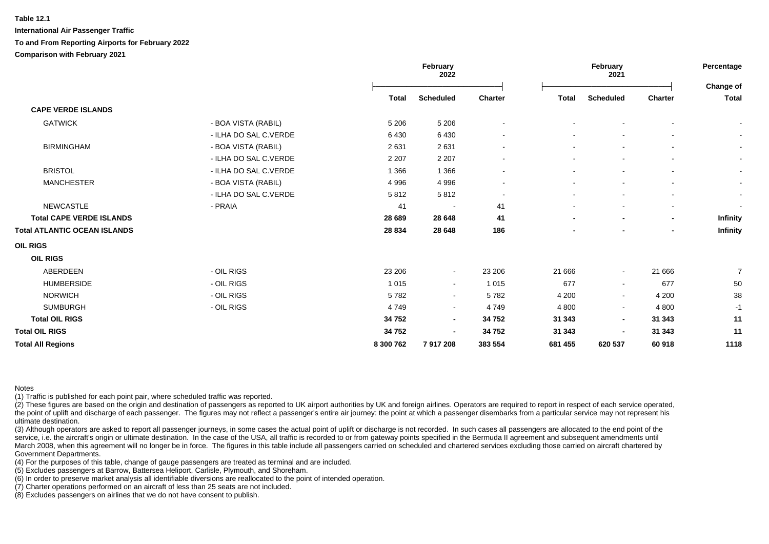**Table 12.1**

**International Air Passenger Traffic**

**To and From Reporting Airports for February 2022**

**Comparison with February 2021**

| | | February 2022 | | | February 2021 | | | Percentage |
|---|---|---|---|---|---|---|---|---|
| | | Total | Scheduled | Charter | Total | Scheduled | Charter | Change of Total |
| **CAPE VERDE ISLANDS** | | | | | | | | |
| GATWICK | - BOA VISTA (RABIL) | 5 206 | 5 206 | - | - | - | - | - |
| | - ILHA DO SAL C.VERDE | 6 430 | 6 430 | - | - | - | - | - |
| BIRMINGHAM | - BOA VISTA (RABIL) | 2 631 | 2 631 | - | - | - | - | - |
| | - ILHA DO SAL C.VERDE | 2 207 | 2 207 | - | - | - | - | - |
| BRISTOL | - ILHA DO SAL C.VERDE | 1 366 | 1 366 | - | - | - | - | - |
| MANCHESTER | - BOA VISTA (RABIL) | 4 996 | 4 996 | - | - | - | - | - |
| | - ILHA DO SAL C.VERDE | 5 812 | 5 812 | - | - | - | - | - |
| NEWCASTLE | - PRAIA | 41 | - | 41 | - | - | - | - |
| **Total CAPE VERDE ISLANDS** | | **28 689** | **28 648** | **41** | **-** | **-** | **-** | **Infinity** |
| **Total ATLANTIC OCEAN ISLANDS** | | **28 834** | **28 648** | **186** | **-** | **-** | **-** | **Infinity** |
| **OIL RIGS** | | | | | | | | |
| **OIL RIGS** | | | | | | | | |
| ABERDEEN | - OIL RIGS | 23 206 | - | 23 206 | 21 666 | - | 21 666 | 7 |
| HUMBERSIDE | - OIL RIGS | 1 015 | - | 1 015 | 677 | - | 677 | 50 |
| NORWICH | - OIL RIGS | 5 782 | - | 5 782 | 4 200 | - | 4 200 | 38 |
| SUMBURGH | - OIL RIGS | 4 749 | - | 4 749 | 4 800 | - | 4 800 | -1 |
| **Total OIL RIGS** | | **34 752** | **-** | **34 752** | **31 343** | **-** | **31 343** | **11** |
| **Total OIL RIGS** | | **34 752** | **-** | **34 752** | **31 343** | **-** | **31 343** | **11** |
| **Total All Regions** | | **8 300 762** | **7 917 208** | **383 554** | **681 455** | **620 537** | **60 918** | **1118** |

Notes

(1) Traffic is published for each point pair, where scheduled traffic was reported.

(2) These figures are based on the origin and destination of passengers as reported to UK airport authorities by UK and foreign airlines. Operators are required to report in respect of each service operated, the point of uplift and discharge of each passenger. The figures may not reflect a passenger's entire air journey: the point at which a passenger disembarks from a particular service may not represent his ultimate destination.

(3) Although operators are asked to report all passenger journeys, in some cases the actual point of uplift or discharge is not recorded. In such cases all passengers are allocated to the end point of the service, i.e. the aircraft's origin or ultimate destination. In the case of the USA, all traffic is recorded to or from gateway points specified in the Bermuda II agreement and subsequent amendments until March 2008, when this agreement will no longer be in force. The figures in this table include all passengers carried on scheduled and chartered services excluding those carried on aircraft chartered by Government Departments.

(4) For the purposes of this table, change of gauge passengers are treated as terminal and are included.

(5) Excludes passengers at Barrow, Battersea Heliport, Carlisle, Plymouth, and Shoreham.

(6) In order to preserve market analysis all identifiable diversions are reallocated to the point of intended operation.

(7) Charter operations performed on an aircraft of less than 25 seats are not included.

(8) Excludes passengers on airlines that we do not have consent to publish.